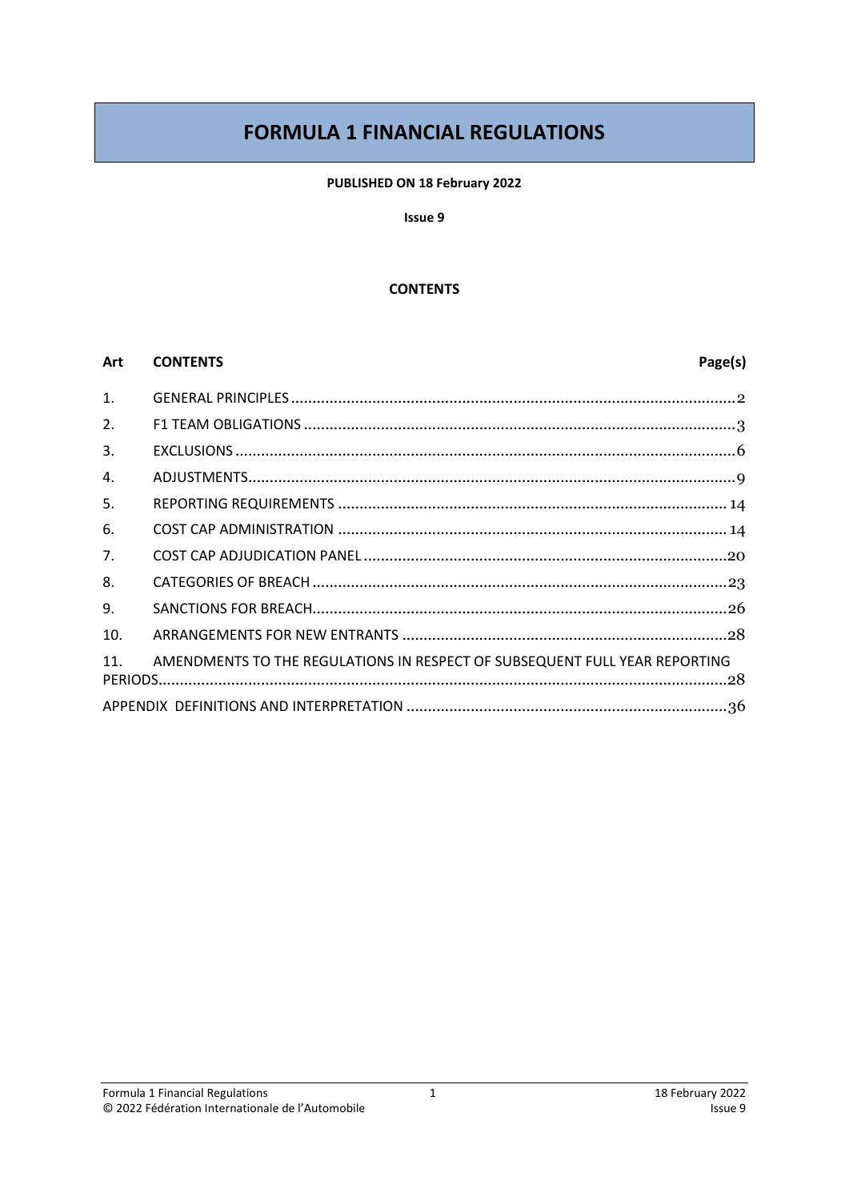# FORMULA 1 FINANCIAL REGULATIONS

**PUBLISHED ON 18 February 2022**

**Issue 9**

**CONTENTS**

| Art | CONTENTS | Page(s) |
|---|---|---|
| 1. | GENERAL PRINCIPLES | 2 |
| 2. | F1 TEAM OBLIGATIONS | 3 |
| 3. | EXCLUSIONS | 6 |
| 4. | ADJUSTMENTS | 9 |
| 5. | REPORTING REQUIREMENTS | 14 |
| 6. | COST CAP ADMINISTRATION | 14 |
| 7. | COST CAP ADJUDICATION PANEL | 20 |
| 8. | CATEGORIES OF BREACH | 23 |
| 9. | SANCTIONS FOR BREACH | 26 |
| 10. | ARRANGEMENTS FOR NEW ENTRANTS | 28 |
| 11. | AMENDMENTS TO THE REGULATIONS IN RESPECT OF SUBSEQUENT FULL YEAR REPORTING PERIODS | 28 |
| | APPENDIX DEFINITIONS AND INTERPRETATION | 36 |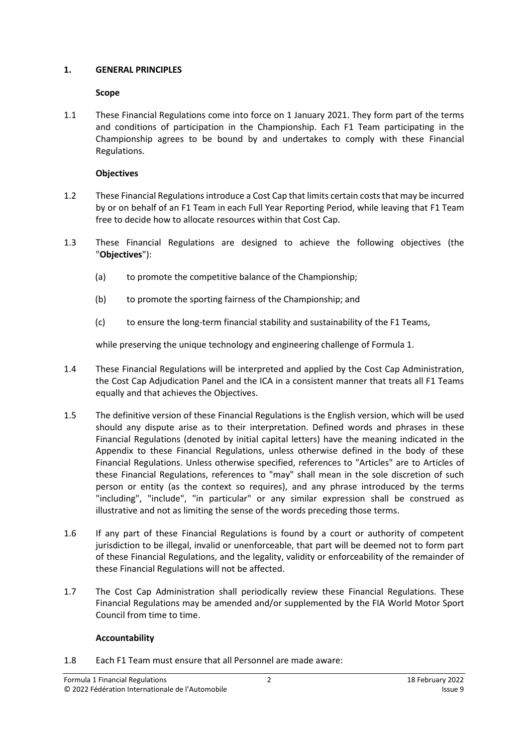## 1. GENERAL PRINCIPLES

### Scope

1.1 These Financial Regulations come into force on 1 January 2021. They form part of the terms and conditions of participation in the Championship. Each F1 Team participating in the Championship agrees to be bound by and undertakes to comply with these Financial Regulations.

### Objectives

1.2 These Financial Regulations introduce a Cost Cap that limits certain costs that may be incurred by or on behalf of an F1 Team in each Full Year Reporting Period, while leaving that F1 Team free to decide how to allocate resources within that Cost Cap.

1.3 These Financial Regulations are designed to achieve the following objectives (the "**Objectives**"):

(a) to promote the competitive balance of the Championship;

(b) to promote the sporting fairness of the Championship; and

(c) to ensure the long-term financial stability and sustainability of the F1 Teams,

while preserving the unique technology and engineering challenge of Formula 1.

1.4 These Financial Regulations will be interpreted and applied by the Cost Cap Administration, the Cost Cap Adjudication Panel and the ICA in a consistent manner that treats all F1 Teams equally and that achieves the Objectives.

1.5 The definitive version of these Financial Regulations is the English version, which will be used should any dispute arise as to their interpretation. Defined words and phrases in these Financial Regulations (denoted by initial capital letters) have the meaning indicated in the Appendix to these Financial Regulations, unless otherwise defined in the body of these Financial Regulations. Unless otherwise specified, references to "Articles" are to Articles of these Financial Regulations, references to "may" shall mean in the sole discretion of such person or entity (as the context so requires), and any phrase introduced by the terms "including", "include", "in particular" or any similar expression shall be construed as illustrative and not as limiting the sense of the words preceding those terms.

1.6 If any part of these Financial Regulations is found by a court or authority of competent jurisdiction to be illegal, invalid or unenforceable, that part will be deemed not to form part of these Financial Regulations, and the legality, validity or enforceability of the remainder of these Financial Regulations will not be affected.

1.7 The Cost Cap Administration shall periodically review these Financial Regulations. These Financial Regulations may be amended and/or supplemented by the FIA World Motor Sport Council from time to time.

### Accountability

1.8 Each F1 Team must ensure that all Personnel are made aware: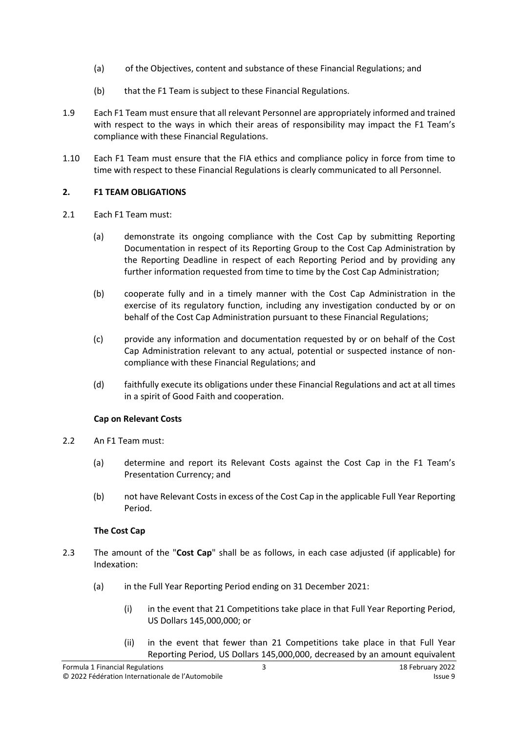(a) of the Objectives, content and substance of these Financial Regulations; and

(b) that the F1 Team is subject to these Financial Regulations.

1.9 Each F1 Team must ensure that all relevant Personnel are appropriately informed and trained with respect to the ways in which their areas of responsibility may impact the F1 Team's compliance with these Financial Regulations.

1.10 Each F1 Team must ensure that the FIA ethics and compliance policy in force from time to time with respect to these Financial Regulations is clearly communicated to all Personnel.

## 2. F1 TEAM OBLIGATIONS

2.1 Each F1 Team must:

(a) demonstrate its ongoing compliance with the Cost Cap by submitting Reporting Documentation in respect of its Reporting Group to the Cost Cap Administration by the Reporting Deadline in respect of each Reporting Period and by providing any further information requested from time to time by the Cost Cap Administration;

(b) cooperate fully and in a timely manner with the Cost Cap Administration in the exercise of its regulatory function, including any investigation conducted by or on behalf of the Cost Cap Administration pursuant to these Financial Regulations;

(c) provide any information and documentation requested by or on behalf of the Cost Cap Administration relevant to any actual, potential or suspected instance of non-compliance with these Financial Regulations; and

(d) faithfully execute its obligations under these Financial Regulations and act at all times in a spirit of Good Faith and cooperation.

### Cap on Relevant Costs

2.2 An F1 Team must:

(a) determine and report its Relevant Costs against the Cost Cap in the F1 Team's Presentation Currency; and

(b) not have Relevant Costs in excess of the Cost Cap in the applicable Full Year Reporting Period.

### The Cost Cap

2.3 The amount of the "**Cost Cap**" shall be as follows, in each case adjusted (if applicable) for Indexation:

(a) in the Full Year Reporting Period ending on 31 December 2021:

(i) in the event that 21 Competitions take place in that Full Year Reporting Period, US Dollars 145,000,000; or

(ii) in the event that fewer than 21 Competitions take place in that Full Year Reporting Period, US Dollars 145,000,000, decreased by an amount equivalent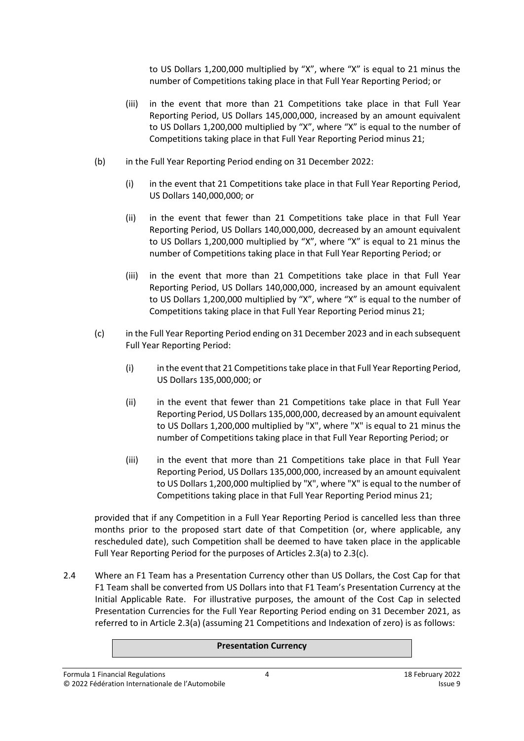to US Dollars 1,200,000 multiplied by "X", where "X" is equal to 21 minus the number of Competitions taking place in that Full Year Reporting Period; or

(iii) in the event that more than 21 Competitions take place in that Full Year Reporting Period, US Dollars 145,000,000, increased by an amount equivalent to US Dollars 1,200,000 multiplied by "X", where "X" is equal to the number of Competitions taking place in that Full Year Reporting Period minus 21;

(b) in the Full Year Reporting Period ending on 31 December 2022:

(i) in the event that 21 Competitions take place in that Full Year Reporting Period, US Dollars 140,000,000; or

(ii) in the event that fewer than 21 Competitions take place in that Full Year Reporting Period, US Dollars 140,000,000, decreased by an amount equivalent to US Dollars 1,200,000 multiplied by "X", where "X" is equal to 21 minus the number of Competitions taking place in that Full Year Reporting Period; or

(iii) in the event that more than 21 Competitions take place in that Full Year Reporting Period, US Dollars 140,000,000, increased by an amount equivalent to US Dollars 1,200,000 multiplied by "X", where "X" is equal to the number of Competitions taking place in that Full Year Reporting Period minus 21;

(c) in the Full Year Reporting Period ending on 31 December 2023 and in each subsequent Full Year Reporting Period:

(i) in the event that 21 Competitions take place in that Full Year Reporting Period, US Dollars 135,000,000; or

(ii) in the event that fewer than 21 Competitions take place in that Full Year Reporting Period, US Dollars 135,000,000, decreased by an amount equivalent to US Dollars 1,200,000 multiplied by "X", where "X" is equal to 21 minus the number of Competitions taking place in that Full Year Reporting Period; or

(iii) in the event that more than 21 Competitions take place in that Full Year Reporting Period, US Dollars 135,000,000, increased by an amount equivalent to US Dollars 1,200,000 multiplied by "X", where "X" is equal to the number of Competitions taking place in that Full Year Reporting Period minus 21;

provided that if any Competition in a Full Year Reporting Period is cancelled less than three months prior to the proposed start date of that Competition (or, where applicable, any rescheduled date), such Competition shall be deemed to have taken place in the applicable Full Year Reporting Period for the purposes of Articles 2.3(a) to 2.3(c).

2.4 Where an F1 Team has a Presentation Currency other than US Dollars, the Cost Cap for that F1 Team shall be converted from US Dollars into that F1 Team's Presentation Currency at the Initial Applicable Rate. For illustrative purposes, the amount of the Cost Cap in selected Presentation Currencies for the Full Year Reporting Period ending on 31 December 2021, as referred to in Article 2.3(a) (assuming 21 Competitions and Indexation of zero) is as follows:

| Presentation Currency |
| --- |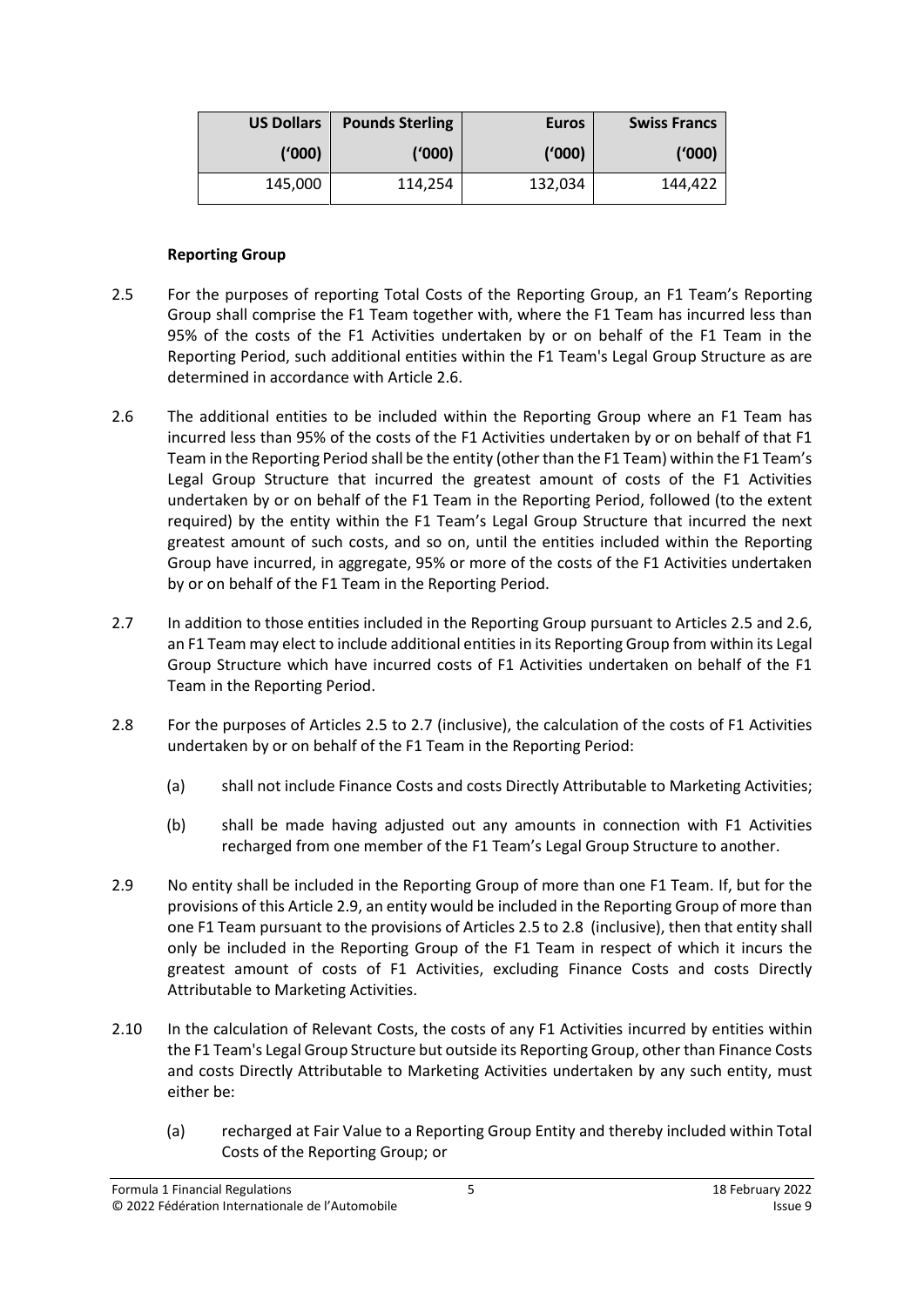| US Dollars ('000) | Pounds Sterling ('000) | Euros ('000) | Swiss Francs ('000) |
| --- | --- | --- | --- |
| 145,000 | 114,254 | 132,034 | 144,422 |

**Reporting Group**

2.5 For the purposes of reporting Total Costs of the Reporting Group, an F1 Team's Reporting Group shall comprise the F1 Team together with, where the F1 Team has incurred less than 95% of the costs of the F1 Activities undertaken by or on behalf of the F1 Team in the Reporting Period, such additional entities within the F1 Team's Legal Group Structure as are determined in accordance with Article 2.6.

2.6 The additional entities to be included within the Reporting Group where an F1 Team has incurred less than 95% of the costs of the F1 Activities undertaken by or on behalf of that F1 Team in the Reporting Period shall be the entity (other than the F1 Team) within the F1 Team's Legal Group Structure that incurred the greatest amount of costs of the F1 Activities undertaken by or on behalf of the F1 Team in the Reporting Period, followed (to the extent required) by the entity within the F1 Team's Legal Group Structure that incurred the next greatest amount of such costs, and so on, until the entities included within the Reporting Group have incurred, in aggregate, 95% or more of the costs of the F1 Activities undertaken by or on behalf of the F1 Team in the Reporting Period.

2.7 In addition to those entities included in the Reporting Group pursuant to Articles 2.5 and 2.6, an F1 Team may elect to include additional entities in its Reporting Group from within its Legal Group Structure which have incurred costs of F1 Activities undertaken on behalf of the F1 Team in the Reporting Period.

2.8 For the purposes of Articles 2.5 to 2.7 (inclusive), the calculation of the costs of F1 Activities undertaken by or on behalf of the F1 Team in the Reporting Period:

(a) shall not include Finance Costs and costs Directly Attributable to Marketing Activities;

(b) shall be made having adjusted out any amounts in connection with F1 Activities recharged from one member of the F1 Team's Legal Group Structure to another.

2.9 No entity shall be included in the Reporting Group of more than one F1 Team. If, but for the provisions of this Article 2.9, an entity would be included in the Reporting Group of more than one F1 Team pursuant to the provisions of Articles 2.5 to 2.8 (inclusive), then that entity shall only be included in the Reporting Group of the F1 Team in respect of which it incurs the greatest amount of costs of F1 Activities, excluding Finance Costs and costs Directly Attributable to Marketing Activities.

2.10 In the calculation of Relevant Costs, the costs of any F1 Activities incurred by entities within the F1 Team's Legal Group Structure but outside its Reporting Group, other than Finance Costs and costs Directly Attributable to Marketing Activities undertaken by any such entity, must either be:

(a) recharged at Fair Value to a Reporting Group Entity and thereby included within Total Costs of the Reporting Group; or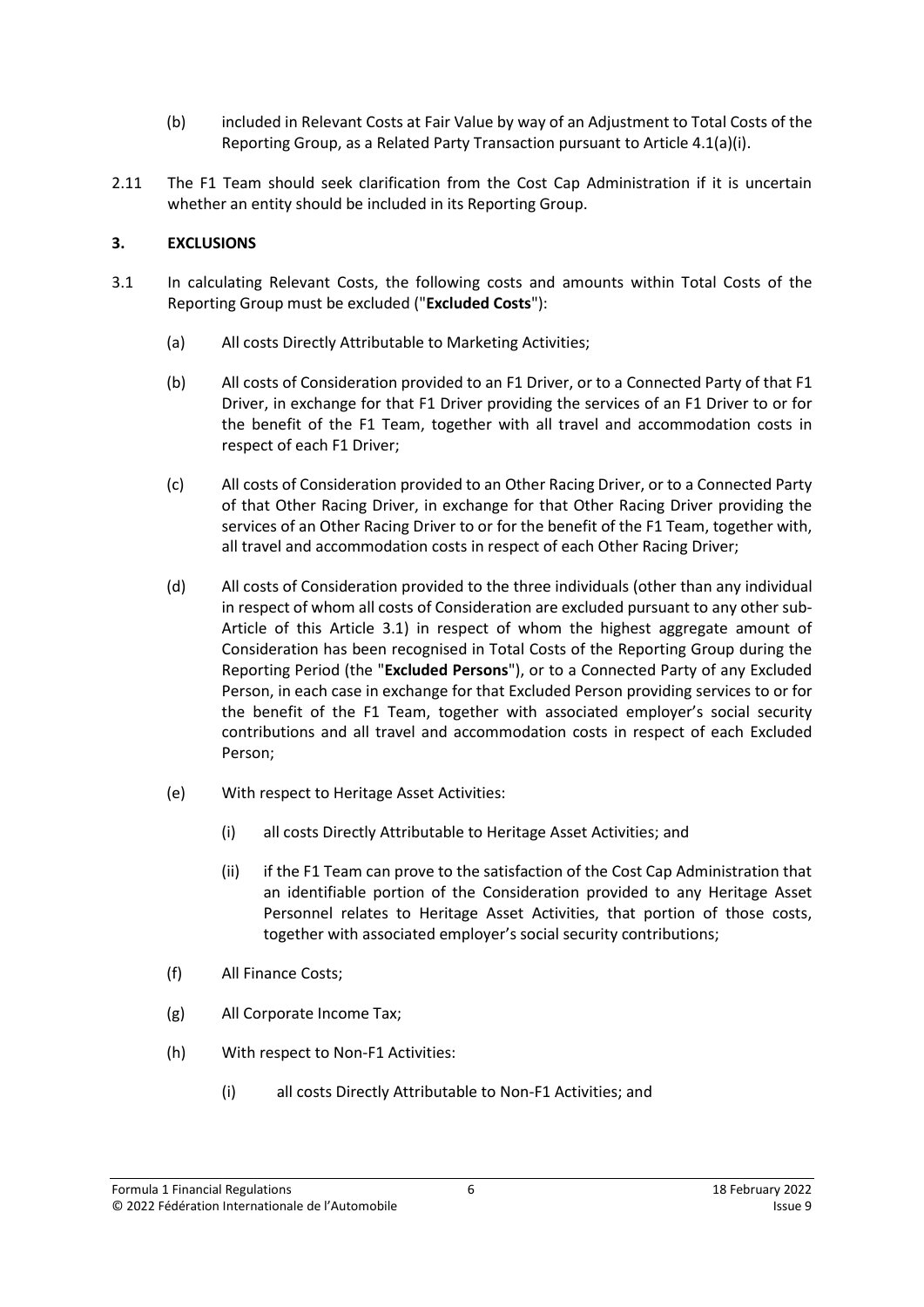(b) included in Relevant Costs at Fair Value by way of an Adjustment to Total Costs of the Reporting Group, as a Related Party Transaction pursuant to Article 4.1(a)(i).

2.11 The F1 Team should seek clarification from the Cost Cap Administration if it is uncertain whether an entity should be included in its Reporting Group.

## 3. EXCLUSIONS

3.1 In calculating Relevant Costs, the following costs and amounts within Total Costs of the Reporting Group must be excluded ("**Excluded Costs**"):

(a) All costs Directly Attributable to Marketing Activities;

(b) All costs of Consideration provided to an F1 Driver, or to a Connected Party of that F1 Driver, in exchange for that F1 Driver providing the services of an F1 Driver to or for the benefit of the F1 Team, together with all travel and accommodation costs in respect of each F1 Driver;

(c) All costs of Consideration provided to an Other Racing Driver, or to a Connected Party of that Other Racing Driver, in exchange for that Other Racing Driver providing the services of an Other Racing Driver to or for the benefit of the F1 Team, together with, all travel and accommodation costs in respect of each Other Racing Driver;

(d) All costs of Consideration provided to the three individuals (other than any individual in respect of whom all costs of Consideration are excluded pursuant to any other sub-Article of this Article 3.1) in respect of whom the highest aggregate amount of Consideration has been recognised in Total Costs of the Reporting Group during the Reporting Period (the "**Excluded Persons**"), or to a Connected Party of any Excluded Person, in each case in exchange for that Excluded Person providing services to or for the benefit of the F1 Team, together with associated employer's social security contributions and all travel and accommodation costs in respect of each Excluded Person;

(e) With respect to Heritage Asset Activities:

(i) all costs Directly Attributable to Heritage Asset Activities; and

(ii) if the F1 Team can prove to the satisfaction of the Cost Cap Administration that an identifiable portion of the Consideration provided to any Heritage Asset Personnel relates to Heritage Asset Activities, that portion of those costs, together with associated employer's social security contributions;

(f) All Finance Costs;

(g) All Corporate Income Tax;

(h) With respect to Non-F1 Activities:

(i) all costs Directly Attributable to Non-F1 Activities; and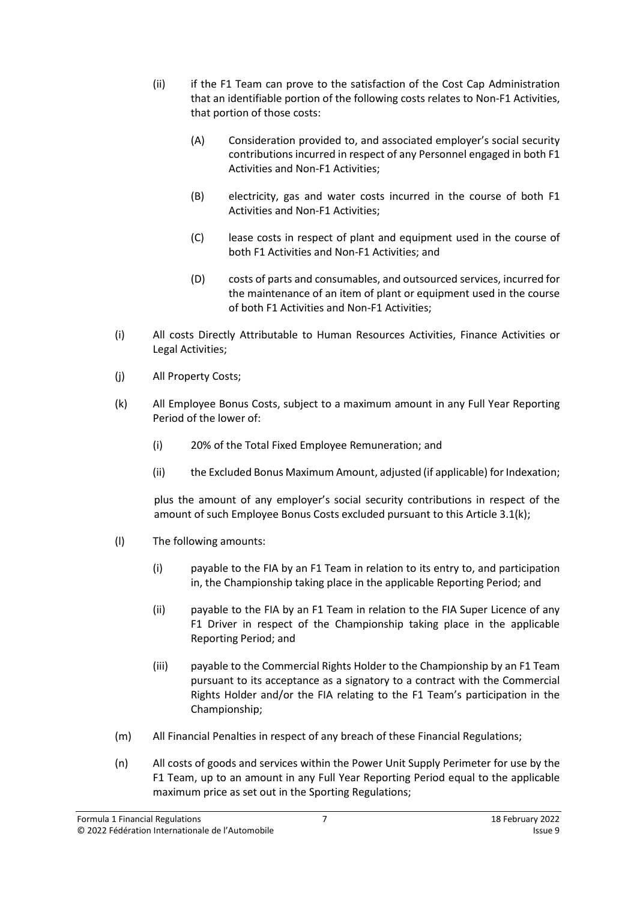(ii) if the F1 Team can prove to the satisfaction of the Cost Cap Administration that an identifiable portion of the following costs relates to Non-F1 Activities, that portion of those costs:

   (A) Consideration provided to, and associated employer's social security contributions incurred in respect of any Personnel engaged in both F1 Activities and Non-F1 Activities;

   (B) electricity, gas and water costs incurred in the course of both F1 Activities and Non-F1 Activities;

   (C) lease costs in respect of plant and equipment used in the course of both F1 Activities and Non-F1 Activities; and

   (D) costs of parts and consumables, and outsourced services, incurred for the maintenance of an item of plant or equipment used in the course of both F1 Activities and Non-F1 Activities;

(i) All costs Directly Attributable to Human Resources Activities, Finance Activities or Legal Activities;

(j) All Property Costs;

(k) All Employee Bonus Costs, subject to a maximum amount in any Full Year Reporting Period of the lower of:

   (i) 20% of the Total Fixed Employee Remuneration; and

   (ii) the Excluded Bonus Maximum Amount, adjusted (if applicable) for Indexation;

   plus the amount of any employer's social security contributions in respect of the amount of such Employee Bonus Costs excluded pursuant to this Article 3.1(k);

(l) The following amounts:

   (i) payable to the FIA by an F1 Team in relation to its entry to, and participation in, the Championship taking place in the applicable Reporting Period; and

   (ii) payable to the FIA by an F1 Team in relation to the FIA Super Licence of any F1 Driver in respect of the Championship taking place in the applicable Reporting Period; and

   (iii) payable to the Commercial Rights Holder to the Championship by an F1 Team pursuant to its acceptance as a signatory to a contract with the Commercial Rights Holder and/or the FIA relating to the F1 Team's participation in the Championship;

(m) All Financial Penalties in respect of any breach of these Financial Regulations;

(n) All costs of goods and services within the Power Unit Supply Perimeter for use by the F1 Team, up to an amount in any Full Year Reporting Period equal to the applicable maximum price as set out in the Sporting Regulations;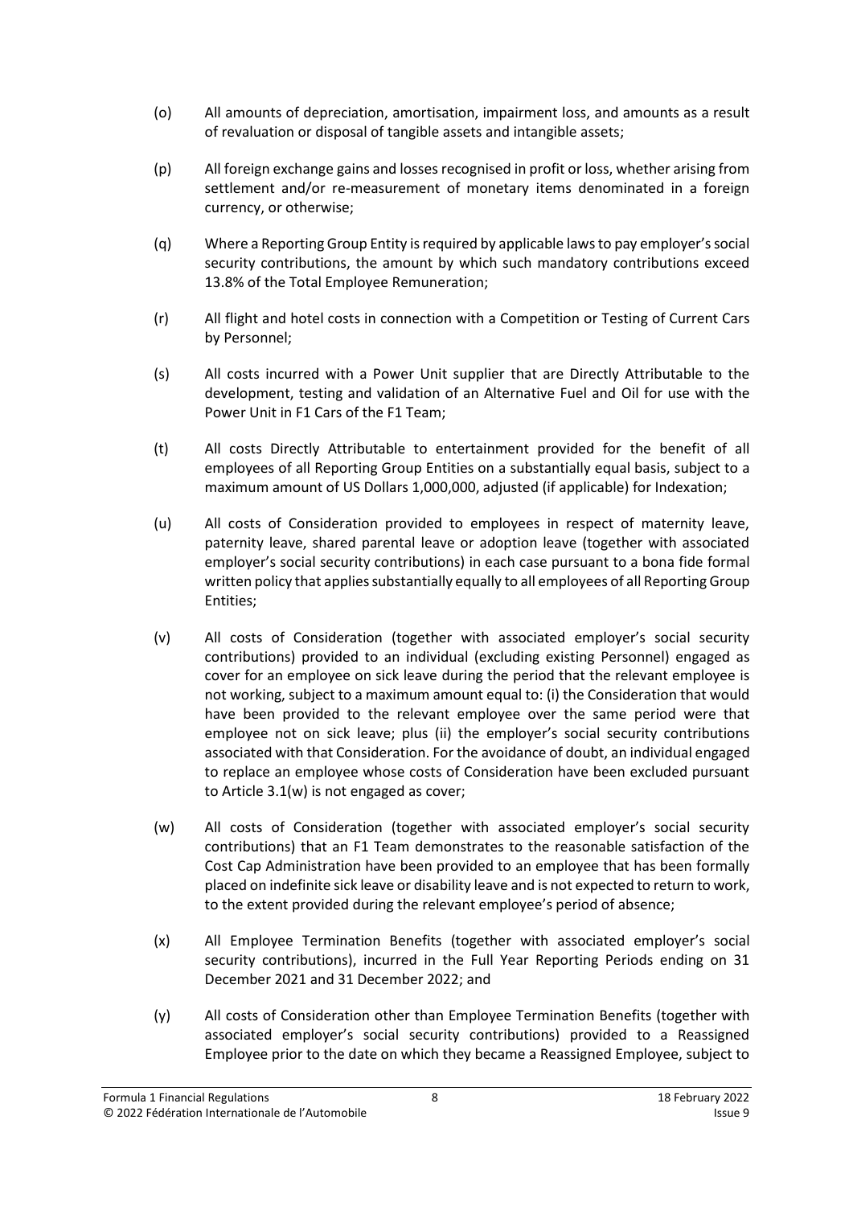(o) All amounts of depreciation, amortisation, impairment loss, and amounts as a result of revaluation or disposal of tangible assets and intangible assets;

(p) All foreign exchange gains and losses recognised in profit or loss, whether arising from settlement and/or re-measurement of monetary items denominated in a foreign currency, or otherwise;

(q) Where a Reporting Group Entity is required by applicable laws to pay employer's social security contributions, the amount by which such mandatory contributions exceed 13.8% of the Total Employee Remuneration;

(r) All flight and hotel costs in connection with a Competition or Testing of Current Cars by Personnel;

(s) All costs incurred with a Power Unit supplier that are Directly Attributable to the development, testing and validation of an Alternative Fuel and Oil for use with the Power Unit in F1 Cars of the F1 Team;

(t) All costs Directly Attributable to entertainment provided for the benefit of all employees of all Reporting Group Entities on a substantially equal basis, subject to a maximum amount of US Dollars 1,000,000, adjusted (if applicable) for Indexation;

(u) All costs of Consideration provided to employees in respect of maternity leave, paternity leave, shared parental leave or adoption leave (together with associated employer's social security contributions) in each case pursuant to a bona fide formal written policy that applies substantially equally to all employees of all Reporting Group Entities;

(v) All costs of Consideration (together with associated employer's social security contributions) provided to an individual (excluding existing Personnel) engaged as cover for an employee on sick leave during the period that the relevant employee is not working, subject to a maximum amount equal to: (i) the Consideration that would have been provided to the relevant employee over the same period were that employee not on sick leave; plus (ii) the employer's social security contributions associated with that Consideration. For the avoidance of doubt, an individual engaged to replace an employee whose costs of Consideration have been excluded pursuant to Article 3.1(w) is not engaged as cover;

(w) All costs of Consideration (together with associated employer's social security contributions) that an F1 Team demonstrates to the reasonable satisfaction of the Cost Cap Administration have been provided to an employee that has been formally placed on indefinite sick leave or disability leave and is not expected to return to work, to the extent provided during the relevant employee's period of absence;

(x) All Employee Termination Benefits (together with associated employer's social security contributions), incurred in the Full Year Reporting Periods ending on 31 December 2021 and 31 December 2022; and

(y) All costs of Consideration other than Employee Termination Benefits (together with associated employer's social security contributions) provided to a Reassigned Employee prior to the date on which they became a Reassigned Employee, subject to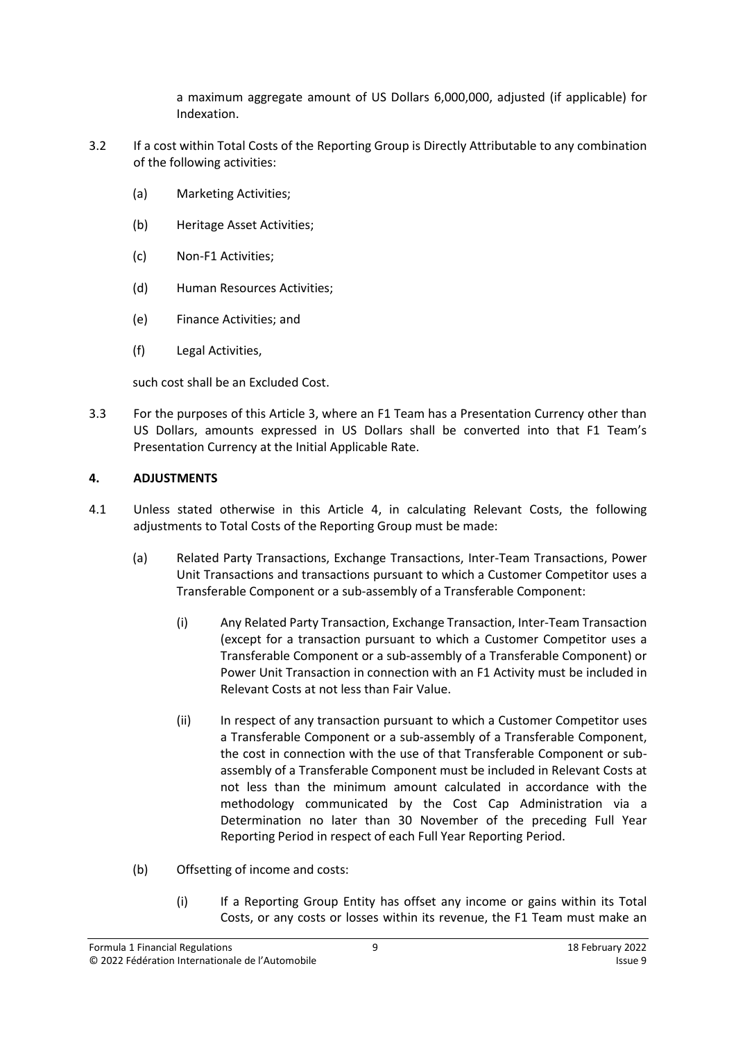a maximum aggregate amount of US Dollars 6,000,000, adjusted (if applicable) for Indexation.

3.2 If a cost within Total Costs of the Reporting Group is Directly Attributable to any combination of the following activities:

(a) Marketing Activities;

(b) Heritage Asset Activities;

(c) Non-F1 Activities;

(d) Human Resources Activities;

(e) Finance Activities; and

(f) Legal Activities,

such cost shall be an Excluded Cost.

3.3 For the purposes of this Article 3, where an F1 Team has a Presentation Currency other than US Dollars, amounts expressed in US Dollars shall be converted into that F1 Team's Presentation Currency at the Initial Applicable Rate.

## 4. ADJUSTMENTS

4.1 Unless stated otherwise in this Article 4, in calculating Relevant Costs, the following adjustments to Total Costs of the Reporting Group must be made:

(a) Related Party Transactions, Exchange Transactions, Inter-Team Transactions, Power Unit Transactions and transactions pursuant to which a Customer Competitor uses a Transferable Component or a sub-assembly of a Transferable Component:

(i) Any Related Party Transaction, Exchange Transaction, Inter-Team Transaction (except for a transaction pursuant to which a Customer Competitor uses a Transferable Component or a sub-assembly of a Transferable Component) or Power Unit Transaction in connection with an F1 Activity must be included in Relevant Costs at not less than Fair Value.

(ii) In respect of any transaction pursuant to which a Customer Competitor uses a Transferable Component or a sub-assembly of a Transferable Component, the cost in connection with the use of that Transferable Component or sub-assembly of a Transferable Component must be included in Relevant Costs at not less than the minimum amount calculated in accordance with the methodology communicated by the Cost Cap Administration via a Determination no later than 30 November of the preceding Full Year Reporting Period in respect of each Full Year Reporting Period.

(b) Offsetting of income and costs:

(i) If a Reporting Group Entity has offset any income or gains within its Total Costs, or any costs or losses within its revenue, the F1 Team must make an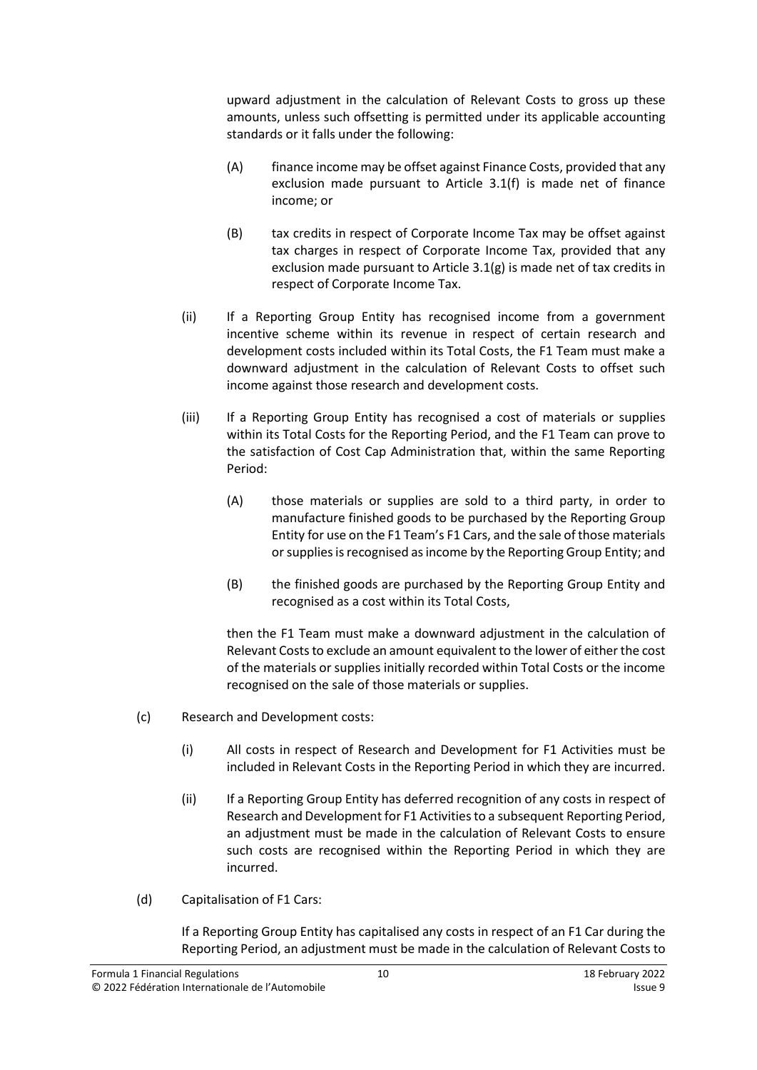upward adjustment in the calculation of Relevant Costs to gross up these amounts, unless such offsetting is permitted under its applicable accounting standards or it falls under the following:

(A) finance income may be offset against Finance Costs, provided that any exclusion made pursuant to Article 3.1(f) is made net of finance income; or

(B) tax credits in respect of Corporate Income Tax may be offset against tax charges in respect of Corporate Income Tax, provided that any exclusion made pursuant to Article 3.1(g) is made net of tax credits in respect of Corporate Income Tax.

(ii) If a Reporting Group Entity has recognised income from a government incentive scheme within its revenue in respect of certain research and development costs included within its Total Costs, the F1 Team must make a downward adjustment in the calculation of Relevant Costs to offset such income against those research and development costs.

(iii) If a Reporting Group Entity has recognised a cost of materials or supplies within its Total Costs for the Reporting Period, and the F1 Team can prove to the satisfaction of Cost Cap Administration that, within the same Reporting Period:

(A) those materials or supplies are sold to a third party, in order to manufacture finished goods to be purchased by the Reporting Group Entity for use on the F1 Team's F1 Cars, and the sale of those materials or supplies is recognised as income by the Reporting Group Entity; and

(B) the finished goods are purchased by the Reporting Group Entity and recognised as a cost within its Total Costs,

then the F1 Team must make a downward adjustment in the calculation of Relevant Costs to exclude an amount equivalent to the lower of either the cost of the materials or supplies initially recorded within Total Costs or the income recognised on the sale of those materials or supplies.

(c) Research and Development costs:

(i) All costs in respect of Research and Development for F1 Activities must be included in Relevant Costs in the Reporting Period in which they are incurred.

(ii) If a Reporting Group Entity has deferred recognition of any costs in respect of Research and Development for F1 Activities to a subsequent Reporting Period, an adjustment must be made in the calculation of Relevant Costs to ensure such costs are recognised within the Reporting Period in which they are incurred.

(d) Capitalisation of F1 Cars:

If a Reporting Group Entity has capitalised any costs in respect of an F1 Car during the Reporting Period, an adjustment must be made in the calculation of Relevant Costs to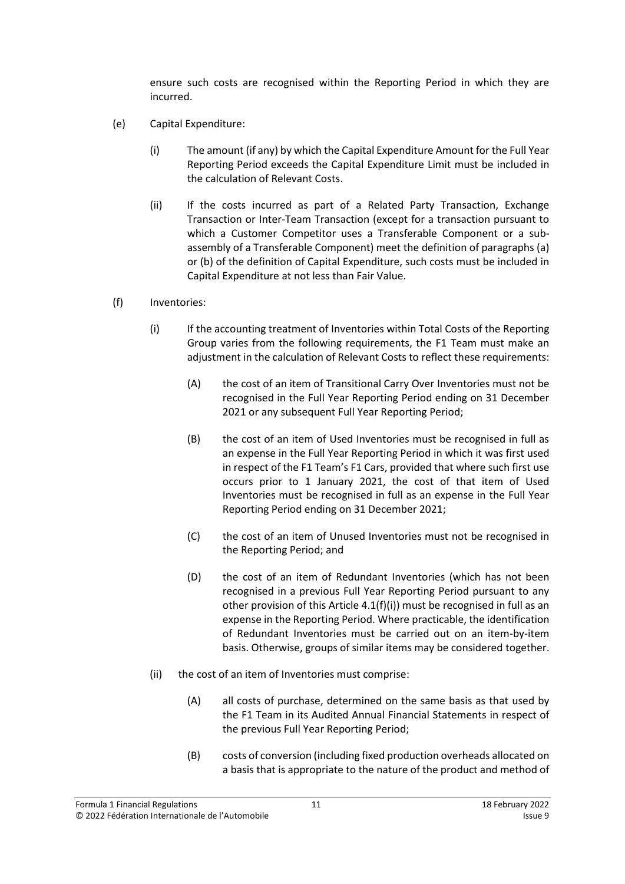ensure such costs are recognised within the Reporting Period in which they are incurred.

(e) Capital Expenditure:

(i) The amount (if any) by which the Capital Expenditure Amount for the Full Year Reporting Period exceeds the Capital Expenditure Limit must be included in the calculation of Relevant Costs.

(ii) If the costs incurred as part of a Related Party Transaction, Exchange Transaction or Inter-Team Transaction (except for a transaction pursuant to which a Customer Competitor uses a Transferable Component or a sub-assembly of a Transferable Component) meet the definition of paragraphs (a) or (b) of the definition of Capital Expenditure, such costs must be included in Capital Expenditure at not less than Fair Value.

(f) Inventories:

(i) If the accounting treatment of Inventories within Total Costs of the Reporting Group varies from the following requirements, the F1 Team must make an adjustment in the calculation of Relevant Costs to reflect these requirements:

(A) the cost of an item of Transitional Carry Over Inventories must not be recognised in the Full Year Reporting Period ending on 31 December 2021 or any subsequent Full Year Reporting Period;

(B) the cost of an item of Used Inventories must be recognised in full as an expense in the Full Year Reporting Period in which it was first used in respect of the F1 Team's F1 Cars, provided that where such first use occurs prior to 1 January 2021, the cost of that item of Used Inventories must be recognised in full as an expense in the Full Year Reporting Period ending on 31 December 2021;

(C) the cost of an item of Unused Inventories must not be recognised in the Reporting Period; and

(D) the cost of an item of Redundant Inventories (which has not been recognised in a previous Full Year Reporting Period pursuant to any other provision of this Article 4.1(f)(i)) must be recognised in full as an expense in the Reporting Period. Where practicable, the identification of Redundant Inventories must be carried out on an item-by-item basis. Otherwise, groups of similar items may be considered together.

(ii) the cost of an item of Inventories must comprise:

(A) all costs of purchase, determined on the same basis as that used by the F1 Team in its Audited Annual Financial Statements in respect of the previous Full Year Reporting Period;

(B) costs of conversion (including fixed production overheads allocated on a basis that is appropriate to the nature of the product and method of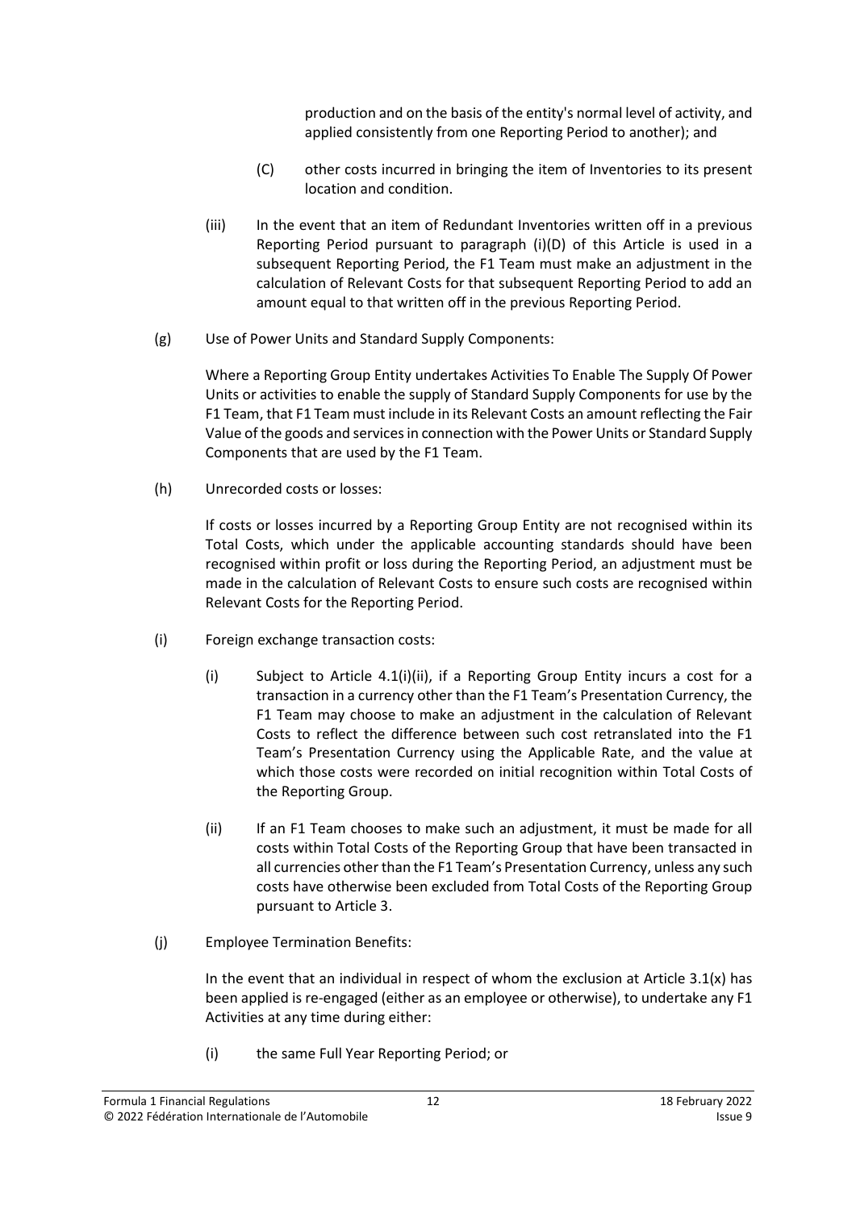production and on the basis of the entity's normal level of activity, and applied consistently from one Reporting Period to another); and

(C) other costs incurred in bringing the item of Inventories to its present location and condition.

(iii) In the event that an item of Redundant Inventories written off in a previous Reporting Period pursuant to paragraph (i)(D) of this Article is used in a subsequent Reporting Period, the F1 Team must make an adjustment in the calculation of Relevant Costs for that subsequent Reporting Period to add an amount equal to that written off in the previous Reporting Period.

(g) Use of Power Units and Standard Supply Components:

Where a Reporting Group Entity undertakes Activities To Enable The Supply Of Power Units or activities to enable the supply of Standard Supply Components for use by the F1 Team, that F1 Team must include in its Relevant Costs an amount reflecting the Fair Value of the goods and services in connection with the Power Units or Standard Supply Components that are used by the F1 Team.

(h) Unrecorded costs or losses:

If costs or losses incurred by a Reporting Group Entity are not recognised within its Total Costs, which under the applicable accounting standards should have been recognised within profit or loss during the Reporting Period, an adjustment must be made in the calculation of Relevant Costs to ensure such costs are recognised within Relevant Costs for the Reporting Period.

(i) Foreign exchange transaction costs:

(i) Subject to Article 4.1(i)(ii), if a Reporting Group Entity incurs a cost for a transaction in a currency other than the F1 Team's Presentation Currency, the F1 Team may choose to make an adjustment in the calculation of Relevant Costs to reflect the difference between such cost retranslated into the F1 Team's Presentation Currency using the Applicable Rate, and the value at which those costs were recorded on initial recognition within Total Costs of the Reporting Group.

(ii) If an F1 Team chooses to make such an adjustment, it must be made for all costs within Total Costs of the Reporting Group that have been transacted in all currencies other than the F1 Team's Presentation Currency, unless any such costs have otherwise been excluded from Total Costs of the Reporting Group pursuant to Article 3.

(j) Employee Termination Benefits:

In the event that an individual in respect of whom the exclusion at Article 3.1(x) has been applied is re-engaged (either as an employee or otherwise), to undertake any F1 Activities at any time during either:

(i) the same Full Year Reporting Period; or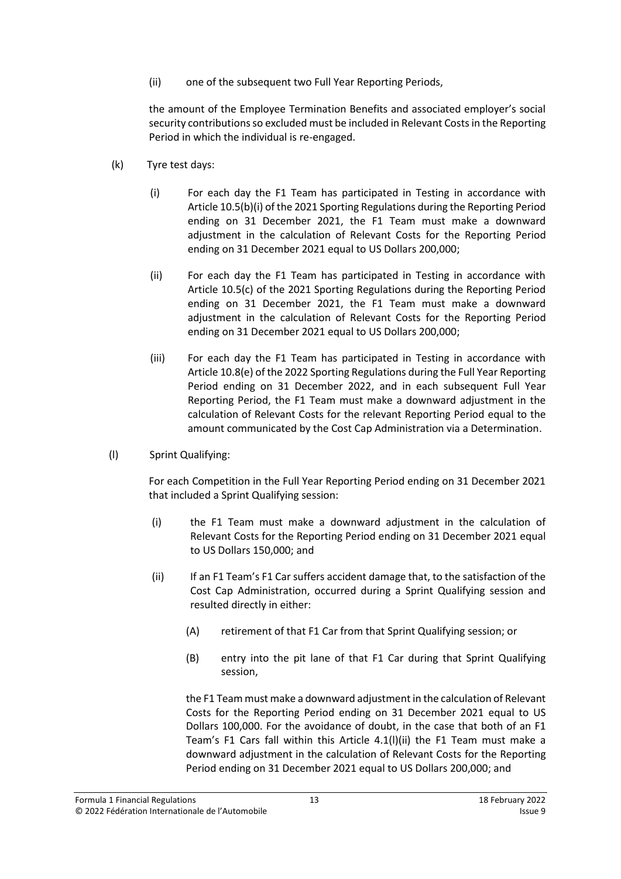(ii) one of the subsequent two Full Year Reporting Periods,

the amount of the Employee Termination Benefits and associated employer's social security contributions so excluded must be included in Relevant Costs in the Reporting Period in which the individual is re-engaged.

(k) Tyre test days:

(i) For each day the F1 Team has participated in Testing in accordance with Article 10.5(b)(i) of the 2021 Sporting Regulations during the Reporting Period ending on 31 December 2021, the F1 Team must make a downward adjustment in the calculation of Relevant Costs for the Reporting Period ending on 31 December 2021 equal to US Dollars 200,000;

(ii) For each day the F1 Team has participated in Testing in accordance with Article 10.5(c) of the 2021 Sporting Regulations during the Reporting Period ending on 31 December 2021, the F1 Team must make a downward adjustment in the calculation of Relevant Costs for the Reporting Period ending on 31 December 2021 equal to US Dollars 200,000;

(iii) For each day the F1 Team has participated in Testing in accordance with Article 10.8(e) of the 2022 Sporting Regulations during the Full Year Reporting Period ending on 31 December 2022, and in each subsequent Full Year Reporting Period, the F1 Team must make a downward adjustment in the calculation of Relevant Costs for the relevant Reporting Period equal to the amount communicated by the Cost Cap Administration via a Determination.

(l) Sprint Qualifying:

For each Competition in the Full Year Reporting Period ending on 31 December 2021 that included a Sprint Qualifying session:

(i) the F1 Team must make a downward adjustment in the calculation of Relevant Costs for the Reporting Period ending on 31 December 2021 equal to US Dollars 150,000; and

(ii) If an F1 Team's F1 Car suffers accident damage that, to the satisfaction of the Cost Cap Administration, occurred during a Sprint Qualifying session and resulted directly in either:

(A) retirement of that F1 Car from that Sprint Qualifying session; or

(B) entry into the pit lane of that F1 Car during that Sprint Qualifying session,

the F1 Team must make a downward adjustment in the calculation of Relevant Costs for the Reporting Period ending on 31 December 2021 equal to US Dollars 100,000. For the avoidance of doubt, in the case that both of an F1 Team's F1 Cars fall within this Article 4.1(l)(ii) the F1 Team must make a downward adjustment in the calculation of Relevant Costs for the Reporting Period ending on 31 December 2021 equal to US Dollars 200,000; and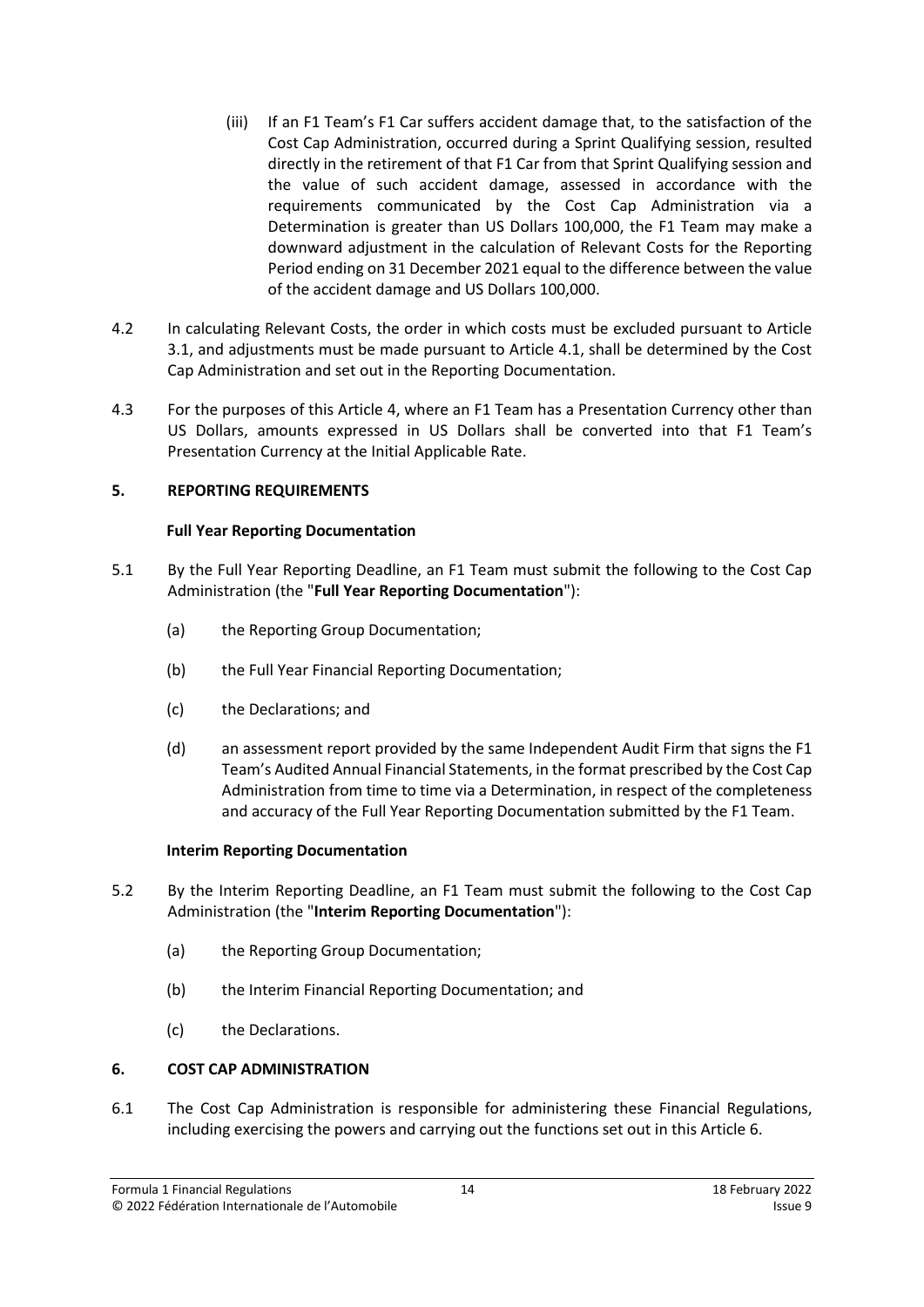(iii) If an F1 Team's F1 Car suffers accident damage that, to the satisfaction of the Cost Cap Administration, occurred during a Sprint Qualifying session, resulted directly in the retirement of that F1 Car from that Sprint Qualifying session and the value of such accident damage, assessed in accordance with the requirements communicated by the Cost Cap Administration via a Determination is greater than US Dollars 100,000, the F1 Team may make a downward adjustment in the calculation of Relevant Costs for the Reporting Period ending on 31 December 2021 equal to the difference between the value of the accident damage and US Dollars 100,000.

4.2 In calculating Relevant Costs, the order in which costs must be excluded pursuant to Article 3.1, and adjustments must be made pursuant to Article 4.1, shall be determined by the Cost Cap Administration and set out in the Reporting Documentation.

4.3 For the purposes of this Article 4, where an F1 Team has a Presentation Currency other than US Dollars, amounts expressed in US Dollars shall be converted into that F1 Team's Presentation Currency at the Initial Applicable Rate.

## 5. REPORTING REQUIREMENTS

### Full Year Reporting Documentation

5.1 By the Full Year Reporting Deadline, an F1 Team must submit the following to the Cost Cap Administration (the "**Full Year Reporting Documentation**"):

(a) the Reporting Group Documentation;

(b) the Full Year Financial Reporting Documentation;

(c) the Declarations; and

(d) an assessment report provided by the same Independent Audit Firm that signs the F1 Team's Audited Annual Financial Statements, in the format prescribed by the Cost Cap Administration from time to time via a Determination, in respect of the completeness and accuracy of the Full Year Reporting Documentation submitted by the F1 Team.

### Interim Reporting Documentation

5.2 By the Interim Reporting Deadline, an F1 Team must submit the following to the Cost Cap Administration (the "**Interim Reporting Documentation**"):

(a) the Reporting Group Documentation;

(b) the Interim Financial Reporting Documentation; and

(c) the Declarations.

## 6. COST CAP ADMINISTRATION

6.1 The Cost Cap Administration is responsible for administering these Financial Regulations, including exercising the powers and carrying out the functions set out in this Article 6.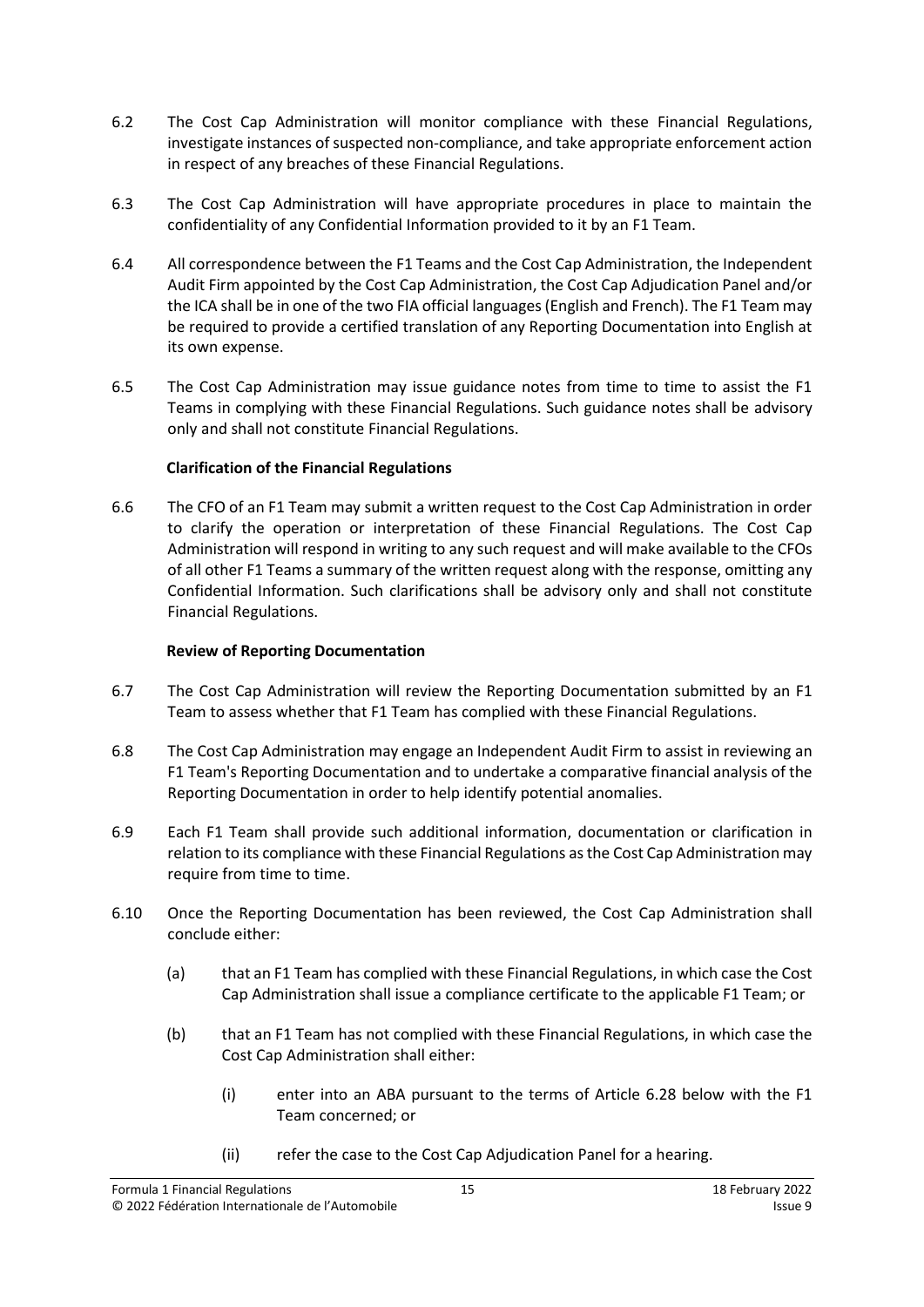6.2 The Cost Cap Administration will monitor compliance with these Financial Regulations, investigate instances of suspected non-compliance, and take appropriate enforcement action in respect of any breaches of these Financial Regulations.

6.3 The Cost Cap Administration will have appropriate procedures in place to maintain the confidentiality of any Confidential Information provided to it by an F1 Team.

6.4 All correspondence between the F1 Teams and the Cost Cap Administration, the Independent Audit Firm appointed by the Cost Cap Administration, the Cost Cap Adjudication Panel and/or the ICA shall be in one of the two FIA official languages (English and French). The F1 Team may be required to provide a certified translation of any Reporting Documentation into English at its own expense.

6.5 The Cost Cap Administration may issue guidance notes from time to time to assist the F1 Teams in complying with these Financial Regulations. Such guidance notes shall be advisory only and shall not constitute Financial Regulations.

**Clarification of the Financial Regulations**

6.6 The CFO of an F1 Team may submit a written request to the Cost Cap Administration in order to clarify the operation or interpretation of these Financial Regulations. The Cost Cap Administration will respond in writing to any such request and will make available to the CFOs of all other F1 Teams a summary of the written request along with the response, omitting any Confidential Information. Such clarifications shall be advisory only and shall not constitute Financial Regulations.

**Review of Reporting Documentation**

6.7 The Cost Cap Administration will review the Reporting Documentation submitted by an F1 Team to assess whether that F1 Team has complied with these Financial Regulations.

6.8 The Cost Cap Administration may engage an Independent Audit Firm to assist in reviewing an F1 Team's Reporting Documentation and to undertake a comparative financial analysis of the Reporting Documentation in order to help identify potential anomalies.

6.9 Each F1 Team shall provide such additional information, documentation or clarification in relation to its compliance with these Financial Regulations as the Cost Cap Administration may require from time to time.

6.10 Once the Reporting Documentation has been reviewed, the Cost Cap Administration shall conclude either:

(a) that an F1 Team has complied with these Financial Regulations, in which case the Cost Cap Administration shall issue a compliance certificate to the applicable F1 Team; or

(b) that an F1 Team has not complied with these Financial Regulations, in which case the Cost Cap Administration shall either:

(i) enter into an ABA pursuant to the terms of Article 6.28 below with the F1 Team concerned; or

(ii) refer the case to the Cost Cap Adjudication Panel for a hearing.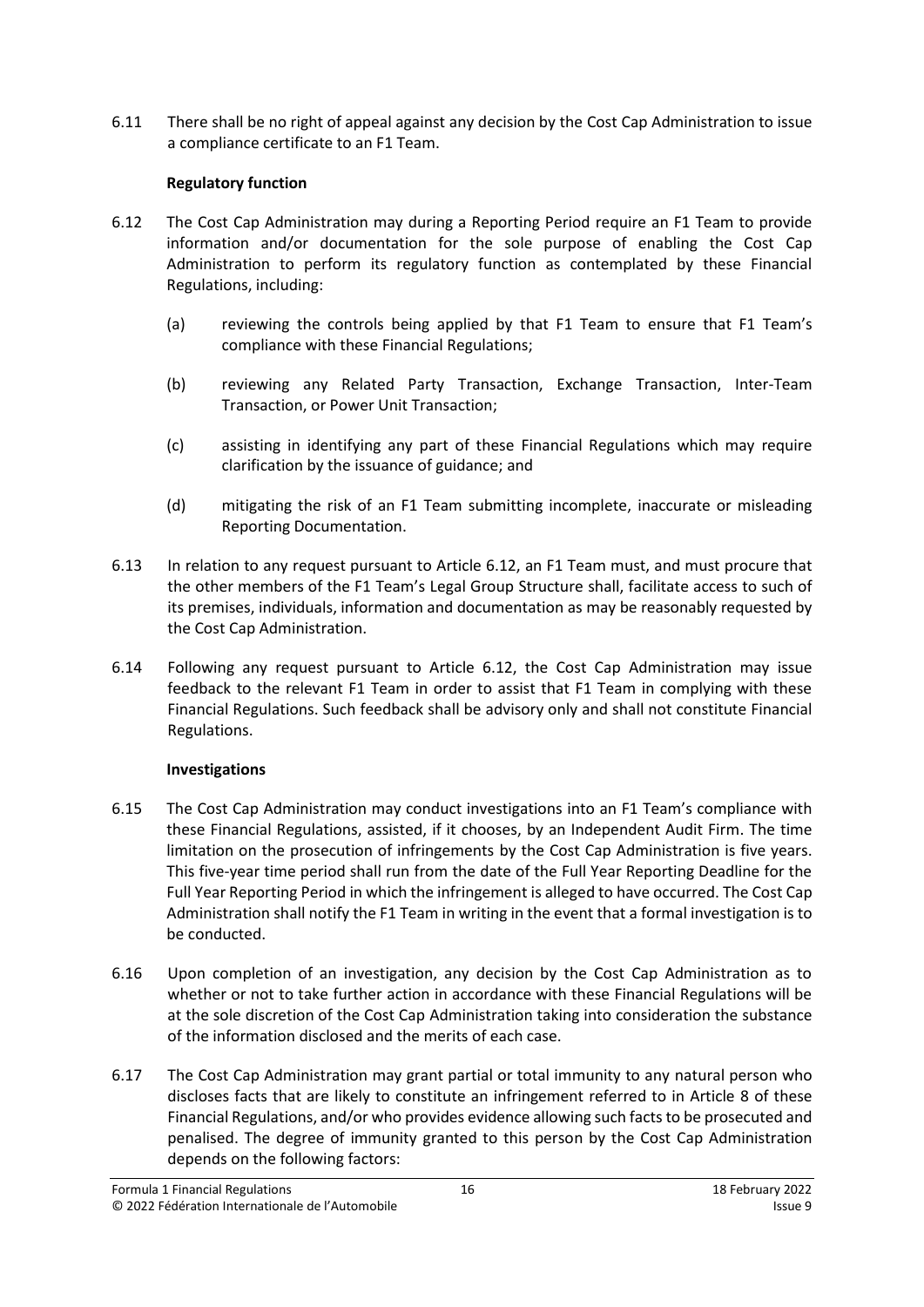6.11 There shall be no right of appeal against any decision by the Cost Cap Administration to issue a compliance certificate to an F1 Team.

**Regulatory function**

6.12 The Cost Cap Administration may during a Reporting Period require an F1 Team to provide information and/or documentation for the sole purpose of enabling the Cost Cap Administration to perform its regulatory function as contemplated by these Financial Regulations, including:

(a) reviewing the controls being applied by that F1 Team to ensure that F1 Team's compliance with these Financial Regulations;

(b) reviewing any Related Party Transaction, Exchange Transaction, Inter-Team Transaction, or Power Unit Transaction;

(c) assisting in identifying any part of these Financial Regulations which may require clarification by the issuance of guidance; and

(d) mitigating the risk of an F1 Team submitting incomplete, inaccurate or misleading Reporting Documentation.

6.13 In relation to any request pursuant to Article 6.12, an F1 Team must, and must procure that the other members of the F1 Team's Legal Group Structure shall, facilitate access to such of its premises, individuals, information and documentation as may be reasonably requested by the Cost Cap Administration.

6.14 Following any request pursuant to Article 6.12, the Cost Cap Administration may issue feedback to the relevant F1 Team in order to assist that F1 Team in complying with these Financial Regulations. Such feedback shall be advisory only and shall not constitute Financial Regulations.

**Investigations**

6.15 The Cost Cap Administration may conduct investigations into an F1 Team's compliance with these Financial Regulations, assisted, if it chooses, by an Independent Audit Firm. The time limitation on the prosecution of infringements by the Cost Cap Administration is five years. This five-year time period shall run from the date of the Full Year Reporting Deadline for the Full Year Reporting Period in which the infringement is alleged to have occurred. The Cost Cap Administration shall notify the F1 Team in writing in the event that a formal investigation is to be conducted.

6.16 Upon completion of an investigation, any decision by the Cost Cap Administration as to whether or not to take further action in accordance with these Financial Regulations will be at the sole discretion of the Cost Cap Administration taking into consideration the substance of the information disclosed and the merits of each case.

6.17 The Cost Cap Administration may grant partial or total immunity to any natural person who discloses facts that are likely to constitute an infringement referred to in Article 8 of these Financial Regulations, and/or who provides evidence allowing such facts to be prosecuted and penalised. The degree of immunity granted to this person by the Cost Cap Administration depends on the following factors: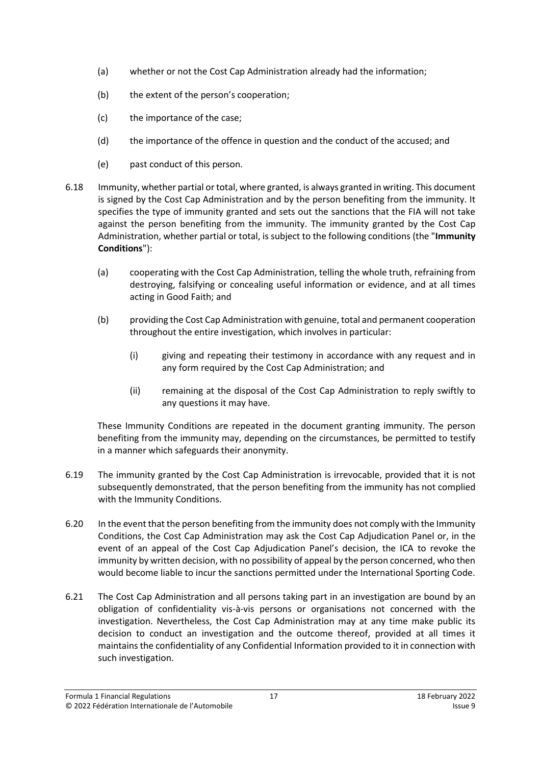(a) whether or not the Cost Cap Administration already had the information;

(b) the extent of the person's cooperation;

(c) the importance of the case;

(d) the importance of the offence in question and the conduct of the accused; and

(e) past conduct of this person.

6.18 Immunity, whether partial or total, where granted, is always granted in writing. This document is signed by the Cost Cap Administration and by the person benefiting from the immunity. It specifies the type of immunity granted and sets out the sanctions that the FIA will not take against the person benefiting from the immunity. The immunity granted by the Cost Cap Administration, whether partial or total, is subject to the following conditions (the "**Immunity Conditions**"):

(a) cooperating with the Cost Cap Administration, telling the whole truth, refraining from destroying, falsifying or concealing useful information or evidence, and at all times acting in Good Faith; and

(b) providing the Cost Cap Administration with genuine, total and permanent cooperation throughout the entire investigation, which involves in particular:

(i) giving and repeating their testimony in accordance with any request and in any form required by the Cost Cap Administration; and

(ii) remaining at the disposal of the Cost Cap Administration to reply swiftly to any questions it may have.

These Immunity Conditions are repeated in the document granting immunity. The person benefiting from the immunity may, depending on the circumstances, be permitted to testify in a manner which safeguards their anonymity.

6.19 The immunity granted by the Cost Cap Administration is irrevocable, provided that it is not subsequently demonstrated, that the person benefiting from the immunity has not complied with the Immunity Conditions.

6.20 In the event that the person benefiting from the immunity does not comply with the Immunity Conditions, the Cost Cap Administration may ask the Cost Cap Adjudication Panel or, in the event of an appeal of the Cost Cap Adjudication Panel's decision, the ICA to revoke the immunity by written decision, with no possibility of appeal by the person concerned, who then would become liable to incur the sanctions permitted under the International Sporting Code.

6.21 The Cost Cap Administration and all persons taking part in an investigation are bound by an obligation of confidentiality vis-à-vis persons or organisations not concerned with the investigation. Nevertheless, the Cost Cap Administration may at any time make public its decision to conduct an investigation and the outcome thereof, provided at all times it maintains the confidentiality of any Confidential Information provided to it in connection with such investigation.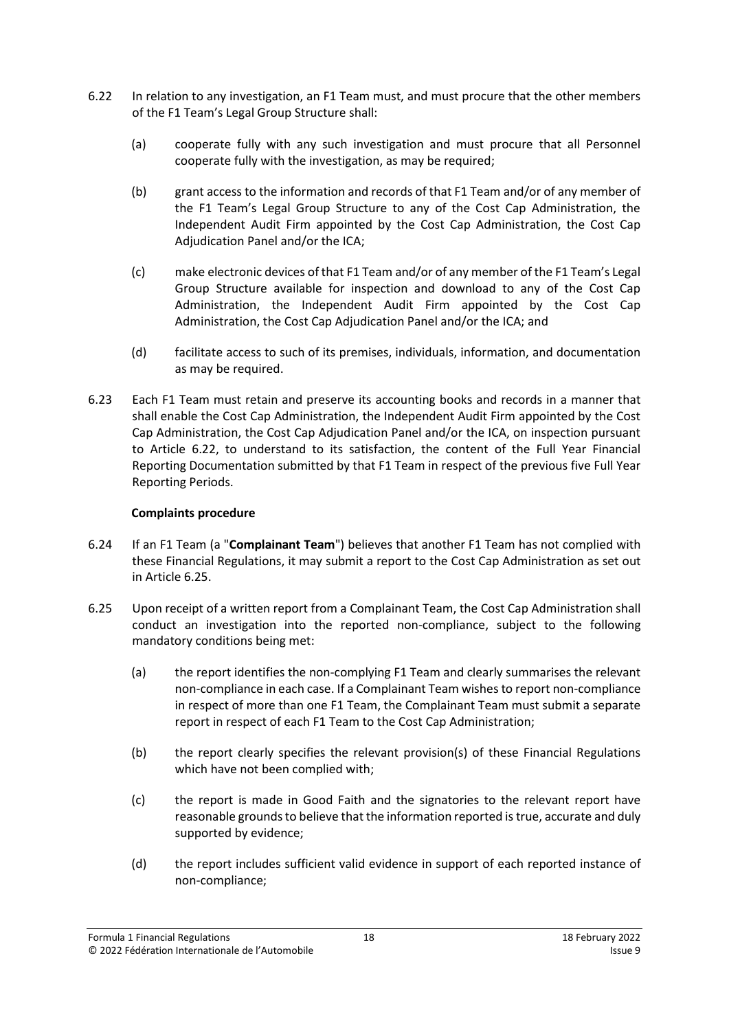6.22 In relation to any investigation, an F1 Team must, and must procure that the other members of the F1 Team's Legal Group Structure shall:

(a) cooperate fully with any such investigation and must procure that all Personnel cooperate fully with the investigation, as may be required;

(b) grant access to the information and records of that F1 Team and/or of any member of the F1 Team's Legal Group Structure to any of the Cost Cap Administration, the Independent Audit Firm appointed by the Cost Cap Administration, the Cost Cap Adjudication Panel and/or the ICA;

(c) make electronic devices of that F1 Team and/or of any member of the F1 Team's Legal Group Structure available for inspection and download to any of the Cost Cap Administration, the Independent Audit Firm appointed by the Cost Cap Administration, the Cost Cap Adjudication Panel and/or the ICA; and

(d) facilitate access to such of its premises, individuals, information, and documentation as may be required.

6.23 Each F1 Team must retain and preserve its accounting books and records in a manner that shall enable the Cost Cap Administration, the Independent Audit Firm appointed by the Cost Cap Administration, the Cost Cap Adjudication Panel and/or the ICA, on inspection pursuant to Article 6.22, to understand to its satisfaction, the content of the Full Year Financial Reporting Documentation submitted by that F1 Team in respect of the previous five Full Year Reporting Periods.

**Complaints procedure**

6.24 If an F1 Team (a "**Complainant Team**") believes that another F1 Team has not complied with these Financial Regulations, it may submit a report to the Cost Cap Administration as set out in Article 6.25.

6.25 Upon receipt of a written report from a Complainant Team, the Cost Cap Administration shall conduct an investigation into the reported non-compliance, subject to the following mandatory conditions being met:

(a) the report identifies the non-complying F1 Team and clearly summarises the relevant non-compliance in each case. If a Complainant Team wishes to report non-compliance in respect of more than one F1 Team, the Complainant Team must submit a separate report in respect of each F1 Team to the Cost Cap Administration;

(b) the report clearly specifies the relevant provision(s) of these Financial Regulations which have not been complied with;

(c) the report is made in Good Faith and the signatories to the relevant report have reasonable grounds to believe that the information reported is true, accurate and duly supported by evidence;

(d) the report includes sufficient valid evidence in support of each reported instance of non-compliance;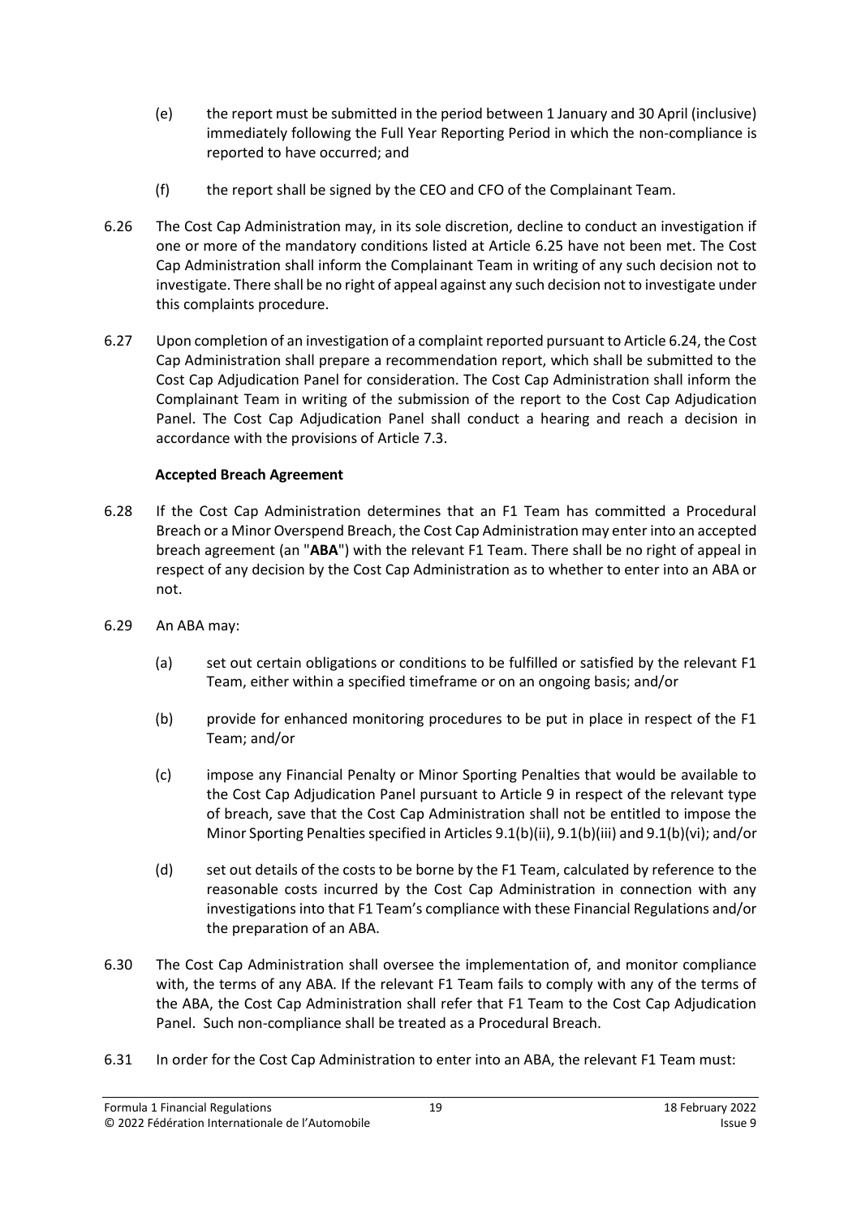(e) the report must be submitted in the period between 1 January and 30 April (inclusive) immediately following the Full Year Reporting Period in which the non-compliance is reported to have occurred; and

(f) the report shall be signed by the CEO and CFO of the Complainant Team.

6.26 The Cost Cap Administration may, in its sole discretion, decline to conduct an investigation if one or more of the mandatory conditions listed at Article 6.25 have not been met. The Cost Cap Administration shall inform the Complainant Team in writing of any such decision not to investigate. There shall be no right of appeal against any such decision not to investigate under this complaints procedure.

6.27 Upon completion of an investigation of a complaint reported pursuant to Article 6.24, the Cost Cap Administration shall prepare a recommendation report, which shall be submitted to the Cost Cap Adjudication Panel for consideration. The Cost Cap Administration shall inform the Complainant Team in writing of the submission of the report to the Cost Cap Adjudication Panel. The Cost Cap Adjudication Panel shall conduct a hearing and reach a decision in accordance with the provisions of Article 7.3.

**Accepted Breach Agreement**

6.28 If the Cost Cap Administration determines that an F1 Team has committed a Procedural Breach or a Minor Overspend Breach, the Cost Cap Administration may enter into an accepted breach agreement (an "**ABA**") with the relevant F1 Team. There shall be no right of appeal in respect of any decision by the Cost Cap Administration as to whether to enter into an ABA or not.

6.29 An ABA may:

(a) set out certain obligations or conditions to be fulfilled or satisfied by the relevant F1 Team, either within a specified timeframe or on an ongoing basis; and/or

(b) provide for enhanced monitoring procedures to be put in place in respect of the F1 Team; and/or

(c) impose any Financial Penalty or Minor Sporting Penalties that would be available to the Cost Cap Adjudication Panel pursuant to Article 9 in respect of the relevant type of breach, save that the Cost Cap Administration shall not be entitled to impose the Minor Sporting Penalties specified in Articles 9.1(b)(ii), 9.1(b)(iii) and 9.1(b)(vi); and/or

(d) set out details of the costs to be borne by the F1 Team, calculated by reference to the reasonable costs incurred by the Cost Cap Administration in connection with any investigations into that F1 Team's compliance with these Financial Regulations and/or the preparation of an ABA.

6.30 The Cost Cap Administration shall oversee the implementation of, and monitor compliance with, the terms of any ABA. If the relevant F1 Team fails to comply with any of the terms of the ABA, the Cost Cap Administration shall refer that F1 Team to the Cost Cap Adjudication Panel. Such non-compliance shall be treated as a Procedural Breach.

6.31 In order for the Cost Cap Administration to enter into an ABA, the relevant F1 Team must: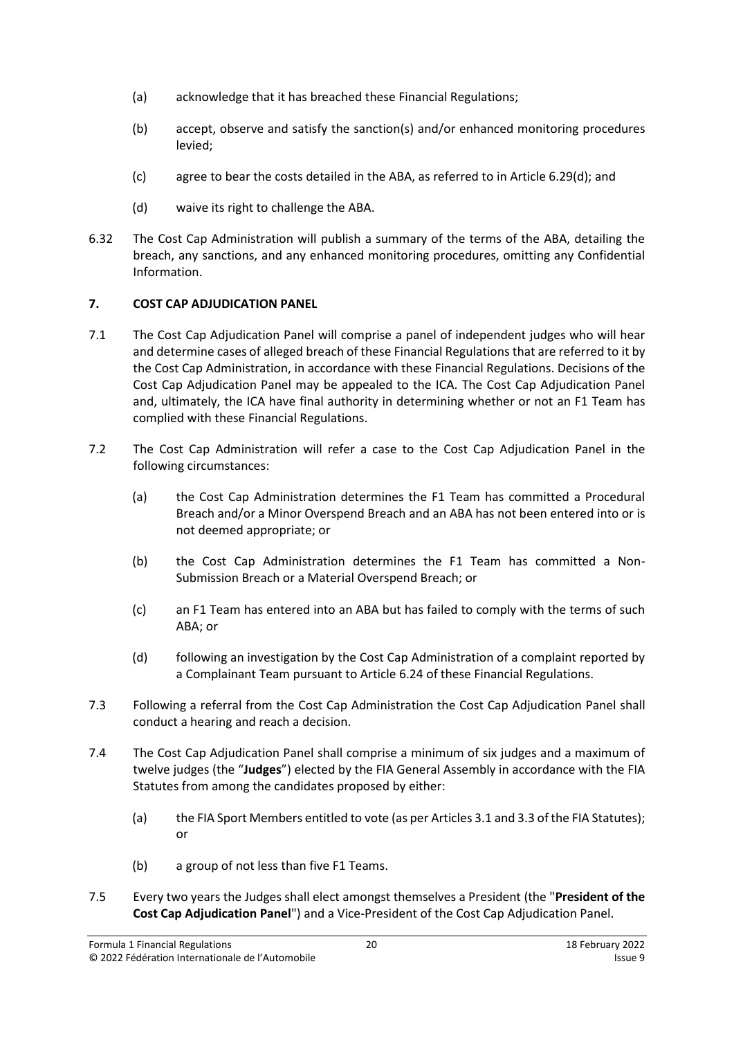(a) acknowledge that it has breached these Financial Regulations;

(b) accept, observe and satisfy the sanction(s) and/or enhanced monitoring procedures levied;

(c) agree to bear the costs detailed in the ABA, as referred to in Article 6.29(d); and

(d) waive its right to challenge the ABA.

6.32 The Cost Cap Administration will publish a summary of the terms of the ABA, detailing the breach, any sanctions, and any enhanced monitoring procedures, omitting any Confidential Information.

## 7. COST CAP ADJUDICATION PANEL

7.1 The Cost Cap Adjudication Panel will comprise a panel of independent judges who will hear and determine cases of alleged breach of these Financial Regulations that are referred to it by the Cost Cap Administration, in accordance with these Financial Regulations. Decisions of the Cost Cap Adjudication Panel may be appealed to the ICA. The Cost Cap Adjudication Panel and, ultimately, the ICA have final authority in determining whether or not an F1 Team has complied with these Financial Regulations.

7.2 The Cost Cap Administration will refer a case to the Cost Cap Adjudication Panel in the following circumstances:

(a) the Cost Cap Administration determines the F1 Team has committed a Procedural Breach and/or a Minor Overspend Breach and an ABA has not been entered into or is not deemed appropriate; or

(b) the Cost Cap Administration determines the F1 Team has committed a Non-Submission Breach or a Material Overspend Breach; or

(c) an F1 Team has entered into an ABA but has failed to comply with the terms of such ABA; or

(d) following an investigation by the Cost Cap Administration of a complaint reported by a Complainant Team pursuant to Article 6.24 of these Financial Regulations.

7.3 Following a referral from the Cost Cap Administration the Cost Cap Adjudication Panel shall conduct a hearing and reach a decision.

7.4 The Cost Cap Adjudication Panel shall comprise a minimum of six judges and a maximum of twelve judges (the "**Judges**") elected by the FIA General Assembly in accordance with the FIA Statutes from among the candidates proposed by either:

(a) the FIA Sport Members entitled to vote (as per Articles 3.1 and 3.3 of the FIA Statutes); or

(b) a group of not less than five F1 Teams.

7.5 Every two years the Judges shall elect amongst themselves a President (the "**President of the Cost Cap Adjudication Panel**") and a Vice-President of the Cost Cap Adjudication Panel.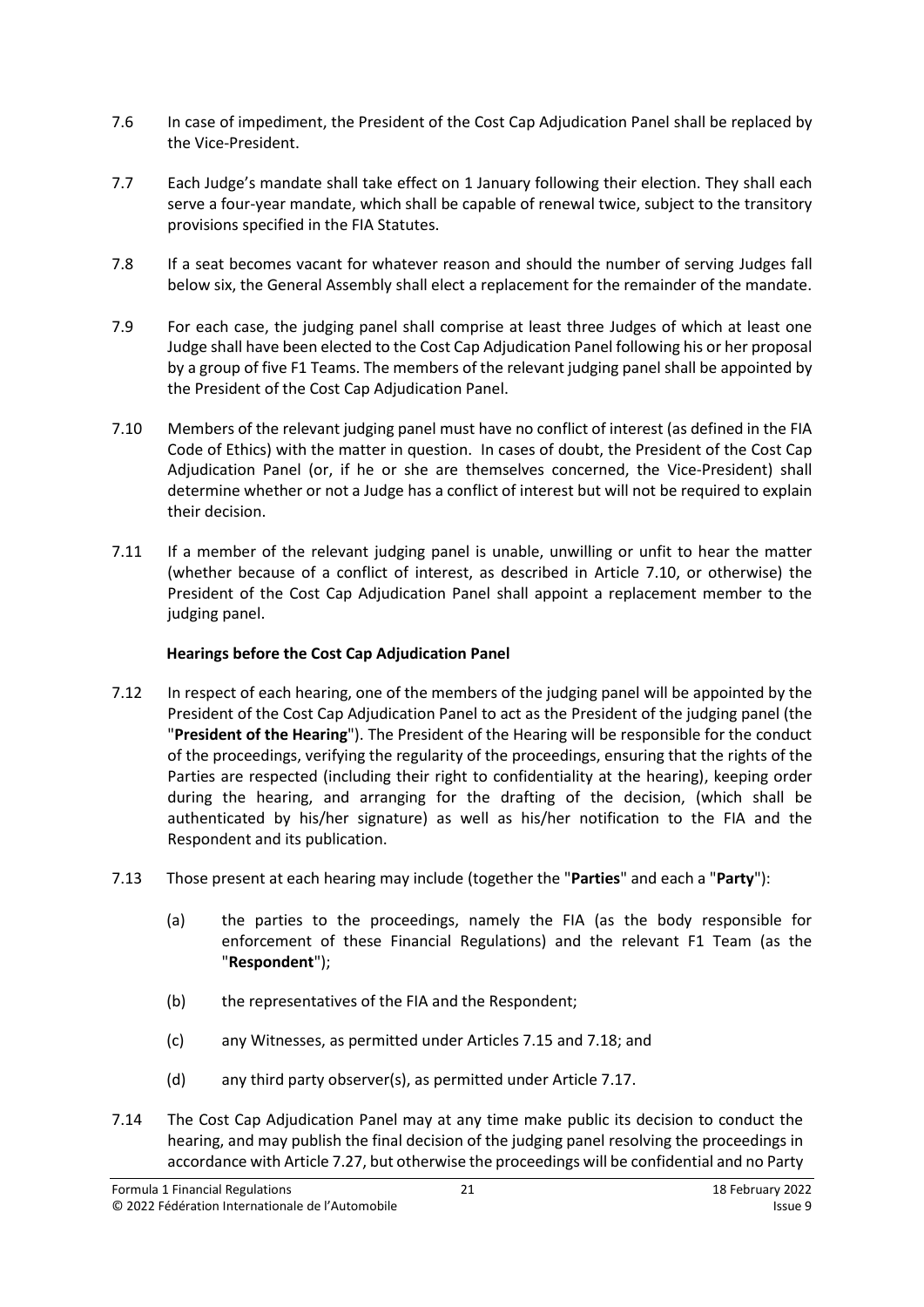7.6 In case of impediment, the President of the Cost Cap Adjudication Panel shall be replaced by the Vice-President.

7.7 Each Judge's mandate shall take effect on 1 January following their election. They shall each serve a four-year mandate, which shall be capable of renewal twice, subject to the transitory provisions specified in the FIA Statutes.

7.8 If a seat becomes vacant for whatever reason and should the number of serving Judges fall below six, the General Assembly shall elect a replacement for the remainder of the mandate.

7.9 For each case, the judging panel shall comprise at least three Judges of which at least one Judge shall have been elected to the Cost Cap Adjudication Panel following his or her proposal by a group of five F1 Teams. The members of the relevant judging panel shall be appointed by the President of the Cost Cap Adjudication Panel.

7.10 Members of the relevant judging panel must have no conflict of interest (as defined in the FIA Code of Ethics) with the matter in question. In cases of doubt, the President of the Cost Cap Adjudication Panel (or, if he or she are themselves concerned, the Vice-President) shall determine whether or not a Judge has a conflict of interest but will not be required to explain their decision.

7.11 If a member of the relevant judging panel is unable, unwilling or unfit to hear the matter (whether because of a conflict of interest, as described in Article 7.10, or otherwise) the President of the Cost Cap Adjudication Panel shall appoint a replacement member to the judging panel.

**Hearings before the Cost Cap Adjudication Panel**

7.12 In respect of each hearing, one of the members of the judging panel will be appointed by the President of the Cost Cap Adjudication Panel to act as the President of the judging panel (the "**President of the Hearing**"). The President of the Hearing will be responsible for the conduct of the proceedings, verifying the regularity of the proceedings, ensuring that the rights of the Parties are respected (including their right to confidentiality at the hearing), keeping order during the hearing, and arranging for the drafting of the decision, (which shall be authenticated by his/her signature) as well as his/her notification to the FIA and the Respondent and its publication.

7.13 Those present at each hearing may include (together the "**Parties**" and each a "**Party**"):

(a) the parties to the proceedings, namely the FIA (as the body responsible for enforcement of these Financial Regulations) and the relevant F1 Team (as the "**Respondent**");

(b) the representatives of the FIA and the Respondent;

(c) any Witnesses, as permitted under Articles 7.15 and 7.18; and

(d) any third party observer(s), as permitted under Article 7.17.

7.14 The Cost Cap Adjudication Panel may at any time make public its decision to conduct the hearing, and may publish the final decision of the judging panel resolving the proceedings in accordance with Article 7.27, but otherwise the proceedings will be confidential and no Party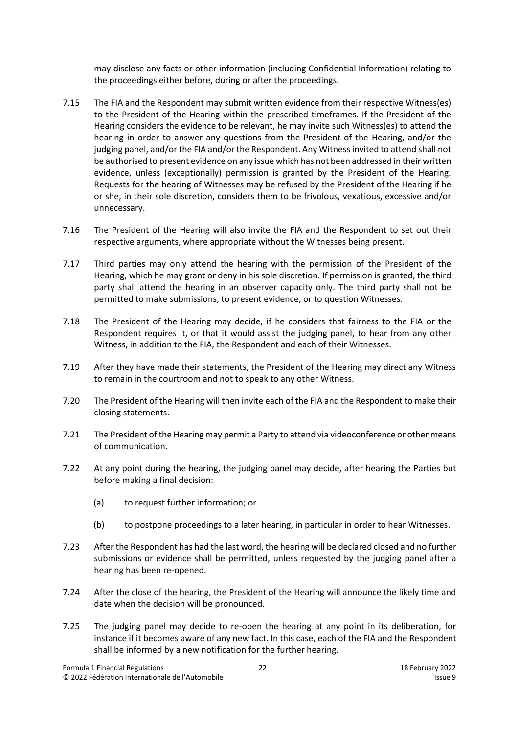may disclose any facts or other information (including Confidential Information) relating to the proceedings either before, during or after the proceedings.

7.15 The FIA and the Respondent may submit written evidence from their respective Witness(es) to the President of the Hearing within the prescribed timeframes. If the President of the Hearing considers the evidence to be relevant, he may invite such Witness(es) to attend the hearing in order to answer any questions from the President of the Hearing, and/or the judging panel, and/or the FIA and/or the Respondent. Any Witness invited to attend shall not be authorised to present evidence on any issue which has not been addressed in their written evidence, unless (exceptionally) permission is granted by the President of the Hearing. Requests for the hearing of Witnesses may be refused by the President of the Hearing if he or she, in their sole discretion, considers them to be frivolous, vexatious, excessive and/or unnecessary.

7.16 The President of the Hearing will also invite the FIA and the Respondent to set out their respective arguments, where appropriate without the Witnesses being present.

7.17 Third parties may only attend the hearing with the permission of the President of the Hearing, which he may grant or deny in his sole discretion. If permission is granted, the third party shall attend the hearing in an observer capacity only. The third party shall not be permitted to make submissions, to present evidence, or to question Witnesses.

7.18 The President of the Hearing may decide, if he considers that fairness to the FIA or the Respondent requires it, or that it would assist the judging panel, to hear from any other Witness, in addition to the FIA, the Respondent and each of their Witnesses.

7.19 After they have made their statements, the President of the Hearing may direct any Witness to remain in the courtroom and not to speak to any other Witness.

7.20 The President of the Hearing will then invite each of the FIA and the Respondent to make their closing statements.

7.21 The President of the Hearing may permit a Party to attend via videoconference or other means of communication.

7.22 At any point during the hearing, the judging panel may decide, after hearing the Parties but before making a final decision:

(a) to request further information; or

(b) to postpone proceedings to a later hearing, in particular in order to hear Witnesses.

7.23 After the Respondent has had the last word, the hearing will be declared closed and no further submissions or evidence shall be permitted, unless requested by the judging panel after a hearing has been re-opened.

7.24 After the close of the hearing, the President of the Hearing will announce the likely time and date when the decision will be pronounced.

7.25 The judging panel may decide to re-open the hearing at any point in its deliberation, for instance if it becomes aware of any new fact. In this case, each of the FIA and the Respondent shall be informed by a new notification for the further hearing.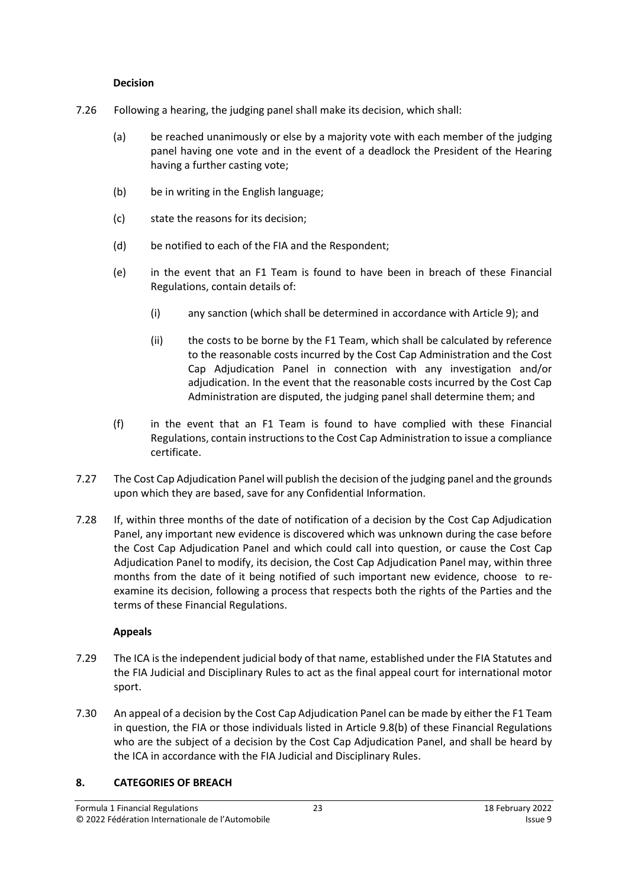**Decision**

7.26 Following a hearing, the judging panel shall make its decision, which shall:

(a) be reached unanimously or else by a majority vote with each member of the judging panel having one vote and in the event of a deadlock the President of the Hearing having a further casting vote;

(b) be in writing in the English language;

(c) state the reasons for its decision;

(d) be notified to each of the FIA and the Respondent;

(e) in the event that an F1 Team is found to have been in breach of these Financial Regulations, contain details of:

(i) any sanction (which shall be determined in accordance with Article 9); and

(ii) the costs to be borne by the F1 Team, which shall be calculated by reference to the reasonable costs incurred by the Cost Cap Administration and the Cost Cap Adjudication Panel in connection with any investigation and/or adjudication. In the event that the reasonable costs incurred by the Cost Cap Administration are disputed, the judging panel shall determine them; and

(f) in the event that an F1 Team is found to have complied with these Financial Regulations, contain instructions to the Cost Cap Administration to issue a compliance certificate.

7.27 The Cost Cap Adjudication Panel will publish the decision of the judging panel and the grounds upon which they are based, save for any Confidential Information.

7.28 If, within three months of the date of notification of a decision by the Cost Cap Adjudication Panel, any important new evidence is discovered which was unknown during the case before the Cost Cap Adjudication Panel and which could call into question, or cause the Cost Cap Adjudication Panel to modify, its decision, the Cost Cap Adjudication Panel may, within three months from the date of it being notified of such important new evidence, choose to re-examine its decision, following a process that respects both the rights of the Parties and the terms of these Financial Regulations.

**Appeals**

7.29 The ICA is the independent judicial body of that name, established under the FIA Statutes and the FIA Judicial and Disciplinary Rules to act as the final appeal court for international motor sport.

7.30 An appeal of a decision by the Cost Cap Adjudication Panel can be made by either the F1 Team in question, the FIA or those individuals listed in Article 9.8(b) of these Financial Regulations who are the subject of a decision by the Cost Cap Adjudication Panel, and shall be heard by the ICA in accordance with the FIA Judicial and Disciplinary Rules.

## 8. CATEGORIES OF BREACH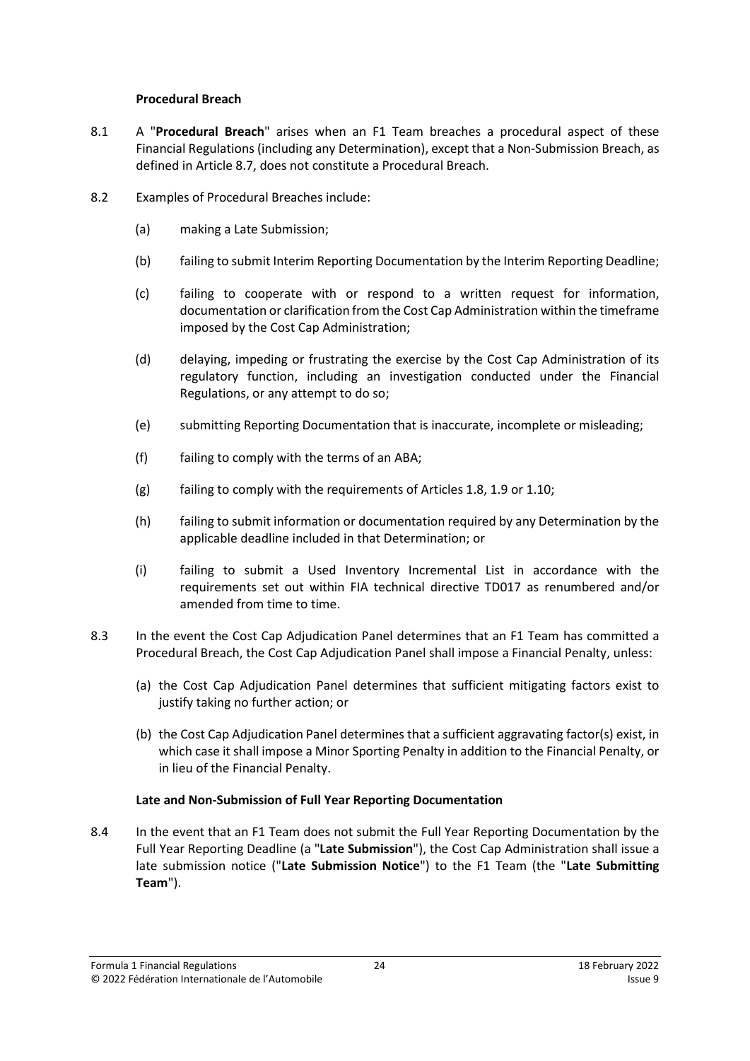**Procedural Breach**

8.1 A "**Procedural Breach**" arises when an F1 Team breaches a procedural aspect of these Financial Regulations (including any Determination), except that a Non-Submission Breach, as defined in Article 8.7, does not constitute a Procedural Breach.

8.2 Examples of Procedural Breaches include:

(a) making a Late Submission;

(b) failing to submit Interim Reporting Documentation by the Interim Reporting Deadline;

(c) failing to cooperate with or respond to a written request for information, documentation or clarification from the Cost Cap Administration within the timeframe imposed by the Cost Cap Administration;

(d) delaying, impeding or frustrating the exercise by the Cost Cap Administration of its regulatory function, including an investigation conducted under the Financial Regulations, or any attempt to do so;

(e) submitting Reporting Documentation that is inaccurate, incomplete or misleading;

(f) failing to comply with the terms of an ABA;

(g) failing to comply with the requirements of Articles 1.8, 1.9 or 1.10;

(h) failing to submit information or documentation required by any Determination by the applicable deadline included in that Determination; or

(i) failing to submit a Used Inventory Incremental List in accordance with the requirements set out within FIA technical directive TD017 as renumbered and/or amended from time to time.

8.3 In the event the Cost Cap Adjudication Panel determines that an F1 Team has committed a Procedural Breach, the Cost Cap Adjudication Panel shall impose a Financial Penalty, unless:

(a) the Cost Cap Adjudication Panel determines that sufficient mitigating factors exist to justify taking no further action; or

(b) the Cost Cap Adjudication Panel determines that a sufficient aggravating factor(s) exist, in which case it shall impose a Minor Sporting Penalty in addition to the Financial Penalty, or in lieu of the Financial Penalty.

**Late and Non-Submission of Full Year Reporting Documentation**

8.4 In the event that an F1 Team does not submit the Full Year Reporting Documentation by the Full Year Reporting Deadline (a "**Late Submission**"), the Cost Cap Administration shall issue a late submission notice ("**Late Submission Notice**") to the F1 Team (the "**Late Submitting Team**").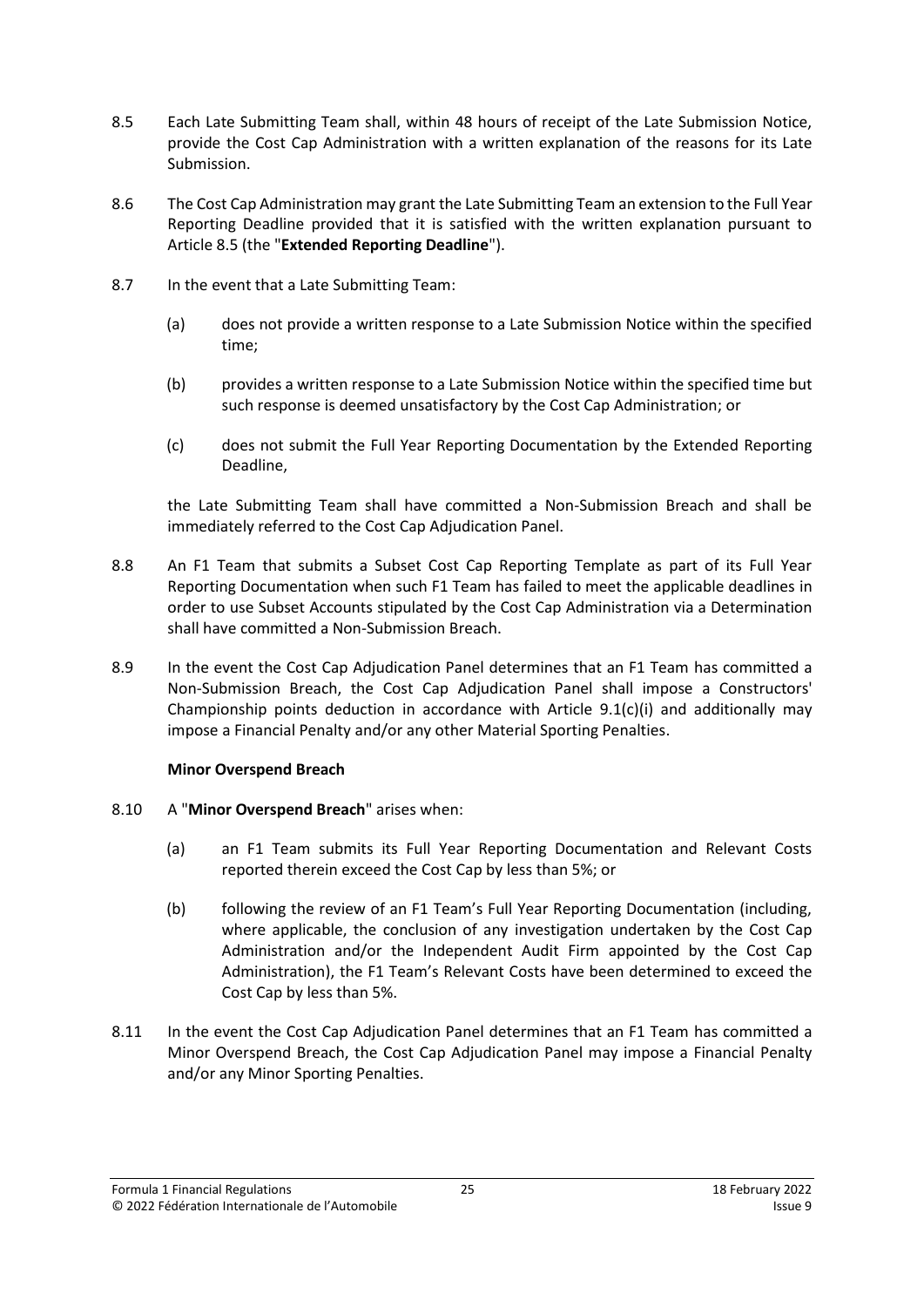8.5 Each Late Submitting Team shall, within 48 hours of receipt of the Late Submission Notice, provide the Cost Cap Administration with a written explanation of the reasons for its Late Submission.

8.6 The Cost Cap Administration may grant the Late Submitting Team an extension to the Full Year Reporting Deadline provided that it is satisfied with the written explanation pursuant to Article 8.5 (the "**Extended Reporting Deadline**").

8.7 In the event that a Late Submitting Team:

(a) does not provide a written response to a Late Submission Notice within the specified time;

(b) provides a written response to a Late Submission Notice within the specified time but such response is deemed unsatisfactory by the Cost Cap Administration; or

(c) does not submit the Full Year Reporting Documentation by the Extended Reporting Deadline,

the Late Submitting Team shall have committed a Non-Submission Breach and shall be immediately referred to the Cost Cap Adjudication Panel.

8.8 An F1 Team that submits a Subset Cost Cap Reporting Template as part of its Full Year Reporting Documentation when such F1 Team has failed to meet the applicable deadlines in order to use Subset Accounts stipulated by the Cost Cap Administration via a Determination shall have committed a Non-Submission Breach.

8.9 In the event the Cost Cap Adjudication Panel determines that an F1 Team has committed a Non-Submission Breach, the Cost Cap Adjudication Panel shall impose a Constructors' Championship points deduction in accordance with Article 9.1(c)(i) and additionally may impose a Financial Penalty and/or any other Material Sporting Penalties.

**Minor Overspend Breach**

8.10 A "**Minor Overspend Breach**" arises when:

(a) an F1 Team submits its Full Year Reporting Documentation and Relevant Costs reported therein exceed the Cost Cap by less than 5%; or

(b) following the review of an F1 Team's Full Year Reporting Documentation (including, where applicable, the conclusion of any investigation undertaken by the Cost Cap Administration and/or the Independent Audit Firm appointed by the Cost Cap Administration), the F1 Team's Relevant Costs have been determined to exceed the Cost Cap by less than 5%.

8.11 In the event the Cost Cap Adjudication Panel determines that an F1 Team has committed a Minor Overspend Breach, the Cost Cap Adjudication Panel may impose a Financial Penalty and/or any Minor Sporting Penalties.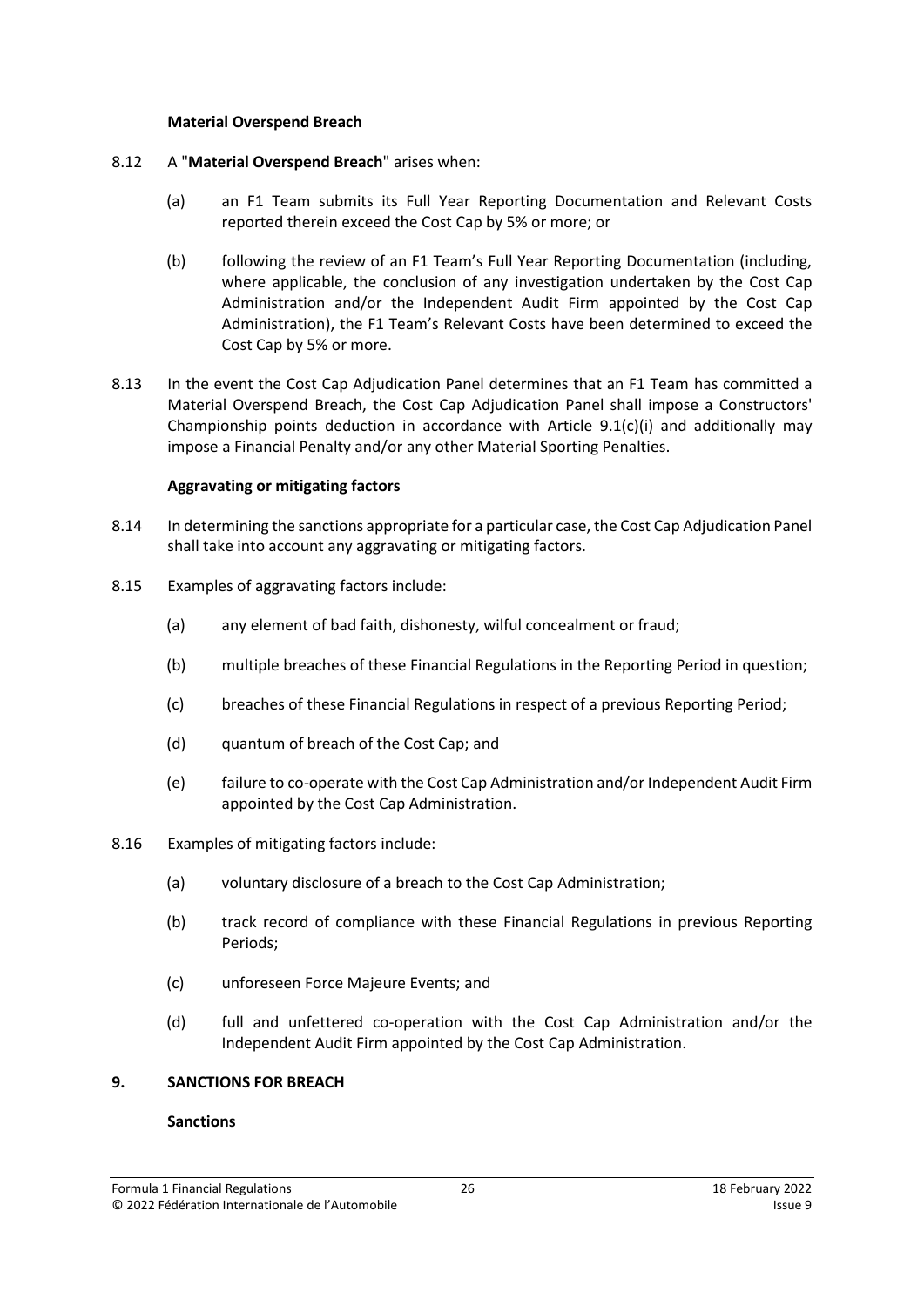**Material Overspend Breach**

8.12 A "**Material Overspend Breach**" arises when:

(a) an F1 Team submits its Full Year Reporting Documentation and Relevant Costs reported therein exceed the Cost Cap by 5% or more; or

(b) following the review of an F1 Team's Full Year Reporting Documentation (including, where applicable, the conclusion of any investigation undertaken by the Cost Cap Administration and/or the Independent Audit Firm appointed by the Cost Cap Administration), the F1 Team's Relevant Costs have been determined to exceed the Cost Cap by 5% or more.

8.13 In the event the Cost Cap Adjudication Panel determines that an F1 Team has committed a Material Overspend Breach, the Cost Cap Adjudication Panel shall impose a Constructors' Championship points deduction in accordance with Article 9.1(c)(i) and additionally may impose a Financial Penalty and/or any other Material Sporting Penalties.

**Aggravating or mitigating factors**

8.14 In determining the sanctions appropriate for a particular case, the Cost Cap Adjudication Panel shall take into account any aggravating or mitigating factors.

8.15 Examples of aggravating factors include:

(a) any element of bad faith, dishonesty, wilful concealment or fraud;

(b) multiple breaches of these Financial Regulations in the Reporting Period in question;

(c) breaches of these Financial Regulations in respect of a previous Reporting Period;

(d) quantum of breach of the Cost Cap; and

(e) failure to co-operate with the Cost Cap Administration and/or Independent Audit Firm appointed by the Cost Cap Administration.

8.16 Examples of mitigating factors include:

(a) voluntary disclosure of a breach to the Cost Cap Administration;

(b) track record of compliance with these Financial Regulations in previous Reporting Periods;

(c) unforeseen Force Majeure Events; and

(d) full and unfettered co-operation with the Cost Cap Administration and/or the Independent Audit Firm appointed by the Cost Cap Administration.

## 9. SANCTIONS FOR BREACH

**Sanctions**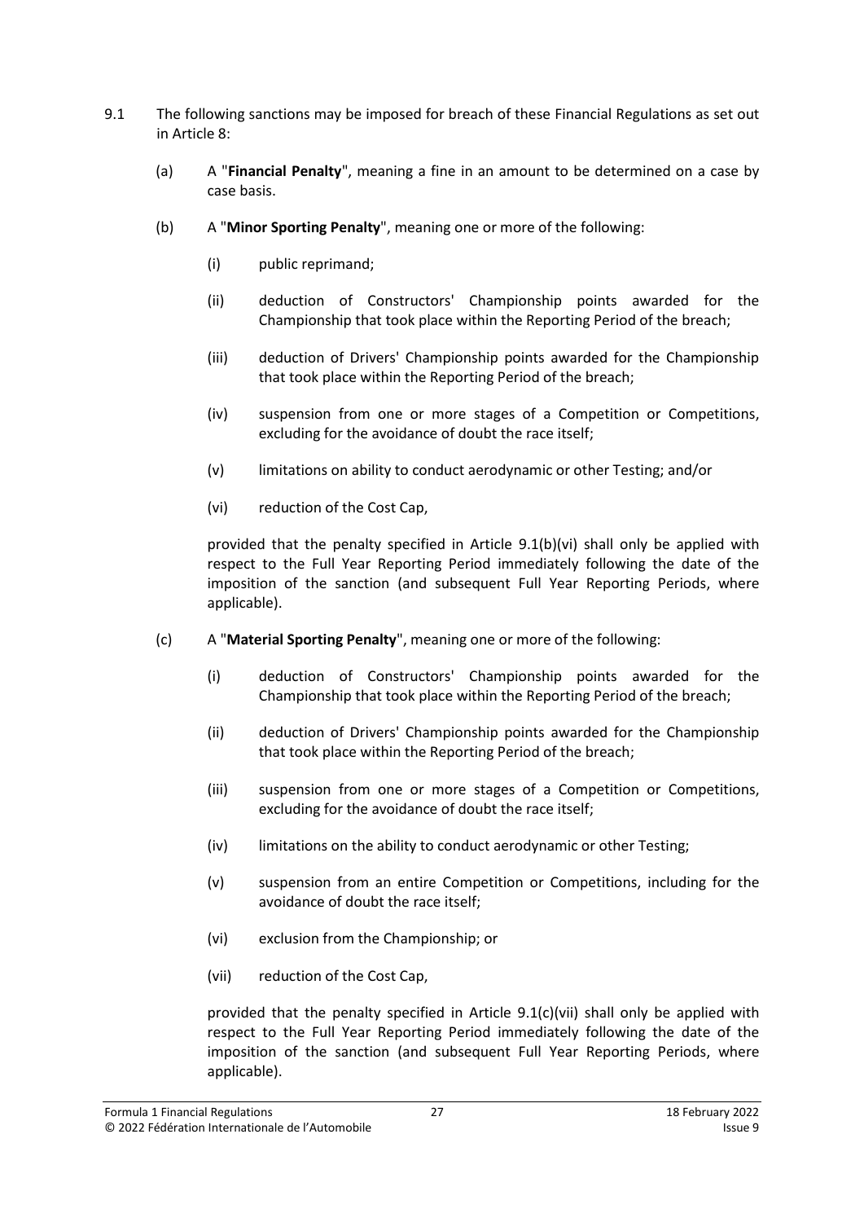9.1 The following sanctions may be imposed for breach of these Financial Regulations as set out in Article 8:

(a) A "**Financial Penalty**", meaning a fine in an amount to be determined on a case by case basis.

(b) A "**Minor Sporting Penalty**", meaning one or more of the following:

(i) public reprimand;

(ii) deduction of Constructors' Championship points awarded for the Championship that took place within the Reporting Period of the breach;

(iii) deduction of Drivers' Championship points awarded for the Championship that took place within the Reporting Period of the breach;

(iv) suspension from one or more stages of a Competition or Competitions, excluding for the avoidance of doubt the race itself;

(v) limitations on ability to conduct aerodynamic or other Testing; and/or

(vi) reduction of the Cost Cap,

provided that the penalty specified in Article 9.1(b)(vi) shall only be applied with respect to the Full Year Reporting Period immediately following the date of the imposition of the sanction (and subsequent Full Year Reporting Periods, where applicable).

(c) A "**Material Sporting Penalty**", meaning one or more of the following:

(i) deduction of Constructors' Championship points awarded for the Championship that took place within the Reporting Period of the breach;

(ii) deduction of Drivers' Championship points awarded for the Championship that took place within the Reporting Period of the breach;

(iii) suspension from one or more stages of a Competition or Competitions, excluding for the avoidance of doubt the race itself;

(iv) limitations on the ability to conduct aerodynamic or other Testing;

(v) suspension from an entire Competition or Competitions, including for the avoidance of doubt the race itself;

(vi) exclusion from the Championship; or

(vii) reduction of the Cost Cap,

provided that the penalty specified in Article 9.1(c)(vii) shall only be applied with respect to the Full Year Reporting Period immediately following the date of the imposition of the sanction (and subsequent Full Year Reporting Periods, where applicable).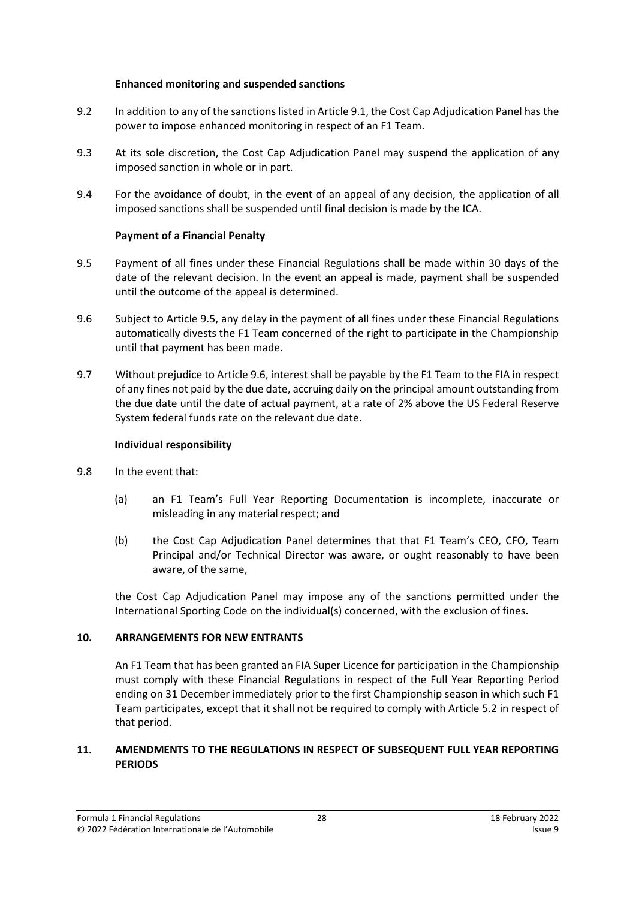**Enhanced monitoring and suspended sanctions**

9.2 In addition to any of the sanctions listed in Article 9.1, the Cost Cap Adjudication Panel has the power to impose enhanced monitoring in respect of an F1 Team.

9.3 At its sole discretion, the Cost Cap Adjudication Panel may suspend the application of any imposed sanction in whole or in part.

9.4 For the avoidance of doubt, in the event of an appeal of any decision, the application of all imposed sanctions shall be suspended until final decision is made by the ICA.

**Payment of a Financial Penalty**

9.5 Payment of all fines under these Financial Regulations shall be made within 30 days of the date of the relevant decision. In the event an appeal is made, payment shall be suspended until the outcome of the appeal is determined.

9.6 Subject to Article 9.5, any delay in the payment of all fines under these Financial Regulations automatically divests the F1 Team concerned of the right to participate in the Championship until that payment has been made.

9.7 Without prejudice to Article 9.6, interest shall be payable by the F1 Team to the FIA in respect of any fines not paid by the due date, accruing daily on the principal amount outstanding from the due date until the date of actual payment, at a rate of 2% above the US Federal Reserve System federal funds rate on the relevant due date.

**Individual responsibility**

9.8 In the event that:

(a) an F1 Team's Full Year Reporting Documentation is incomplete, inaccurate or misleading in any material respect; and

(b) the Cost Cap Adjudication Panel determines that that F1 Team's CEO, CFO, Team Principal and/or Technical Director was aware, or ought reasonably to have been aware, of the same,

the Cost Cap Adjudication Panel may impose any of the sanctions permitted under the International Sporting Code on the individual(s) concerned, with the exclusion of fines.

## 10. ARRANGEMENTS FOR NEW ENTRANTS

An F1 Team that has been granted an FIA Super Licence for participation in the Championship must comply with these Financial Regulations in respect of the Full Year Reporting Period ending on 31 December immediately prior to the first Championship season in which such F1 Team participates, except that it shall not be required to comply with Article 5.2 in respect of that period.

## 11. AMENDMENTS TO THE REGULATIONS IN RESPECT OF SUBSEQUENT FULL YEAR REPORTING PERIODS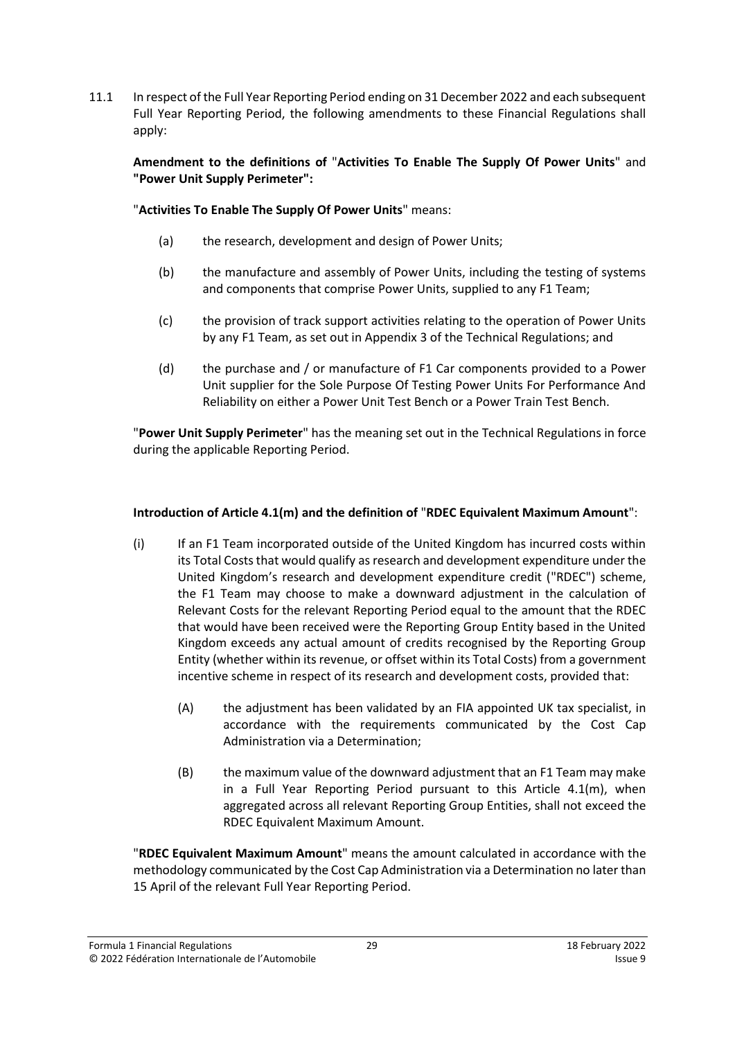11.1 In respect of the Full Year Reporting Period ending on 31 December 2022 and each subsequent Full Year Reporting Period, the following amendments to these Financial Regulations shall apply:

**Amendment to the definitions of** "**Activities To Enable The Supply Of Power Units**" and **"Power Unit Supply Perimeter":**

"**Activities To Enable The Supply Of Power Units**" means:

(a) the research, development and design of Power Units;

(b) the manufacture and assembly of Power Units, including the testing of systems and components that comprise Power Units, supplied to any F1 Team;

(c) the provision of track support activities relating to the operation of Power Units by any F1 Team, as set out in Appendix 3 of the Technical Regulations; and

(d) the purchase and / or manufacture of F1 Car components provided to a Power Unit supplier for the Sole Purpose Of Testing Power Units For Performance And Reliability on either a Power Unit Test Bench or a Power Train Test Bench.

"**Power Unit Supply Perimeter**" has the meaning set out in the Technical Regulations in force during the applicable Reporting Period.

**Introduction of Article 4.1(m) and the definition of** "**RDEC Equivalent Maximum Amount**":

(i) If an F1 Team incorporated outside of the United Kingdom has incurred costs within its Total Costs that would qualify as research and development expenditure under the United Kingdom's research and development expenditure credit ("RDEC") scheme, the F1 Team may choose to make a downward adjustment in the calculation of Relevant Costs for the relevant Reporting Period equal to the amount that the RDEC that would have been received were the Reporting Group Entity based in the United Kingdom exceeds any actual amount of credits recognised by the Reporting Group Entity (whether within its revenue, or offset within its Total Costs) from a government incentive scheme in respect of its research and development costs, provided that:

(A) the adjustment has been validated by an FIA appointed UK tax specialist, in accordance with the requirements communicated by the Cost Cap Administration via a Determination;

(B) the maximum value of the downward adjustment that an F1 Team may make in a Full Year Reporting Period pursuant to this Article 4.1(m), when aggregated across all relevant Reporting Group Entities, shall not exceed the RDEC Equivalent Maximum Amount.

"**RDEC Equivalent Maximum Amount**" means the amount calculated in accordance with the methodology communicated by the Cost Cap Administration via a Determination no later than 15 April of the relevant Full Year Reporting Period.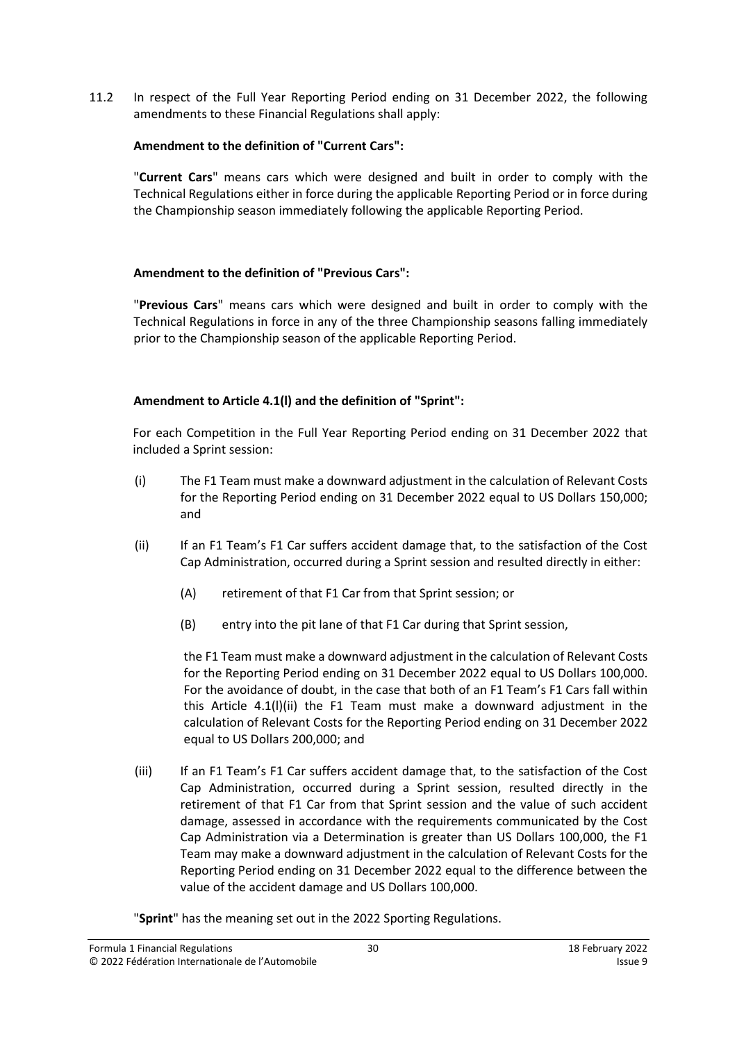11.2 In respect of the Full Year Reporting Period ending on 31 December 2022, the following amendments to these Financial Regulations shall apply:

**Amendment to the definition of "Current Cars":**

"**Current Cars**" means cars which were designed and built in order to comply with the Technical Regulations either in force during the applicable Reporting Period or in force during the Championship season immediately following the applicable Reporting Period.

**Amendment to the definition of "Previous Cars":**

"**Previous Cars**" means cars which were designed and built in order to comply with the Technical Regulations in force in any of the three Championship seasons falling immediately prior to the Championship season of the applicable Reporting Period.

**Amendment to Article 4.1(l) and the definition of "Sprint":**

For each Competition in the Full Year Reporting Period ending on 31 December 2022 that included a Sprint session:

(i) The F1 Team must make a downward adjustment in the calculation of Relevant Costs for the Reporting Period ending on 31 December 2022 equal to US Dollars 150,000; and

(ii) If an F1 Team's F1 Car suffers accident damage that, to the satisfaction of the Cost Cap Administration, occurred during a Sprint session and resulted directly in either:

  (A) retirement of that F1 Car from that Sprint session; or

  (B) entry into the pit lane of that F1 Car during that Sprint session,

  the F1 Team must make a downward adjustment in the calculation of Relevant Costs for the Reporting Period ending on 31 December 2022 equal to US Dollars 100,000. For the avoidance of doubt, in the case that both of an F1 Team's F1 Cars fall within this Article 4.1(l)(ii) the F1 Team must make a downward adjustment in the calculation of Relevant Costs for the Reporting Period ending on 31 December 2022 equal to US Dollars 200,000; and

(iii) If an F1 Team's F1 Car suffers accident damage that, to the satisfaction of the Cost Cap Administration, occurred during a Sprint session, resulted directly in the retirement of that F1 Car from that Sprint session and the value of such accident damage, assessed in accordance with the requirements communicated by the Cost Cap Administration via a Determination is greater than US Dollars 100,000, the F1 Team may make a downward adjustment in the calculation of Relevant Costs for the Reporting Period ending on 31 December 2022 equal to the difference between the value of the accident damage and US Dollars 100,000.

"**Sprint**" has the meaning set out in the 2022 Sporting Regulations.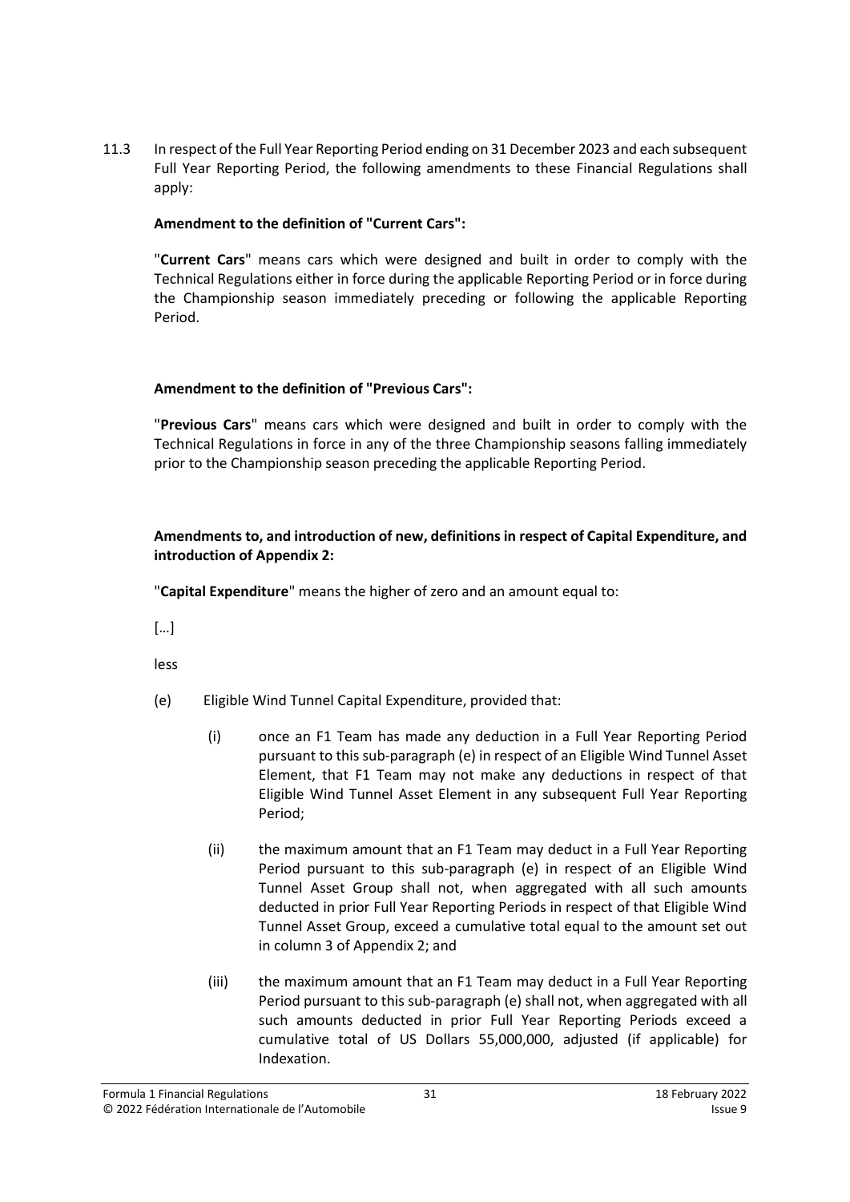11.3 In respect of the Full Year Reporting Period ending on 31 December 2023 and each subsequent Full Year Reporting Period, the following amendments to these Financial Regulations shall apply:

**Amendment to the definition of "Current Cars":**

"**Current Cars**" means cars which were designed and built in order to comply with the Technical Regulations either in force during the applicable Reporting Period or in force during the Championship season immediately preceding or following the applicable Reporting Period.

**Amendment to the definition of "Previous Cars":**

"**Previous Cars**" means cars which were designed and built in order to comply with the Technical Regulations in force in any of the three Championship seasons falling immediately prior to the Championship season preceding the applicable Reporting Period.

**Amendments to, and introduction of new, definitions in respect of Capital Expenditure, and introduction of Appendix 2:**

"**Capital Expenditure**" means the higher of zero and an amount equal to:

[…]

less

(e) Eligible Wind Tunnel Capital Expenditure, provided that:

(i) once an F1 Team has made any deduction in a Full Year Reporting Period pursuant to this sub-paragraph (e) in respect of an Eligible Wind Tunnel Asset Element, that F1 Team may not make any deductions in respect of that Eligible Wind Tunnel Asset Element in any subsequent Full Year Reporting Period;

(ii) the maximum amount that an F1 Team may deduct in a Full Year Reporting Period pursuant to this sub-paragraph (e) in respect of an Eligible Wind Tunnel Asset Group shall not, when aggregated with all such amounts deducted in prior Full Year Reporting Periods in respect of that Eligible Wind Tunnel Asset Group, exceed a cumulative total equal to the amount set out in column 3 of Appendix 2; and

(iii) the maximum amount that an F1 Team may deduct in a Full Year Reporting Period pursuant to this sub-paragraph (e) shall not, when aggregated with all such amounts deducted in prior Full Year Reporting Periods exceed a cumulative total of US Dollars 55,000,000, adjusted (if applicable) for Indexation.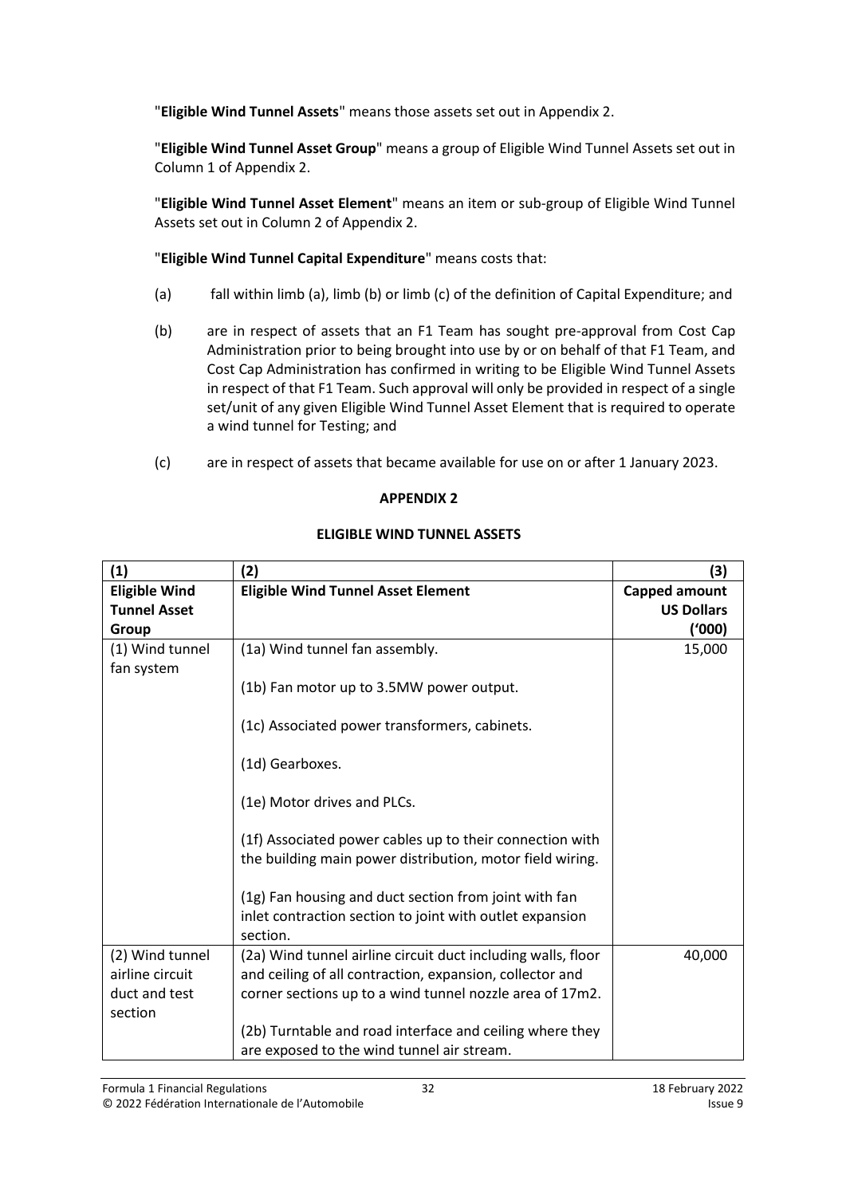"**Eligible Wind Tunnel Assets**" means those assets set out in Appendix 2.

"**Eligible Wind Tunnel Asset Group**" means a group of Eligible Wind Tunnel Assets set out in Column 1 of Appendix 2.

"**Eligible Wind Tunnel Asset Element**" means an item or sub-group of Eligible Wind Tunnel Assets set out in Column 2 of Appendix 2.

"**Eligible Wind Tunnel Capital Expenditure**" means costs that:

(a) fall within limb (a), limb (b) or limb (c) of the definition of Capital Expenditure; and

(b) are in respect of assets that an F1 Team has sought pre-approval from Cost Cap Administration prior to being brought into use by or on behalf of that F1 Team, and Cost Cap Administration has confirmed in writing to be Eligible Wind Tunnel Assets in respect of that F1 Team. Such approval will only be provided in respect of a single set/unit of any given Eligible Wind Tunnel Asset Element that is required to operate a wind tunnel for Testing; and

(c) are in respect of assets that became available for use on or after 1 January 2023.

## APPENDIX 2

### ELIGIBLE WIND TUNNEL ASSETS

| (1) | (2) | (3) |
|---|---|---|
| **Eligible Wind Tunnel Asset Group** | **Eligible Wind Tunnel Asset Element** | **Capped amount US Dollars ('000)** |
| (1) Wind tunnel fan system | (1a) Wind tunnel fan assembly.<br><br>(1b) Fan motor up to 3.5MW power output.<br><br>(1c) Associated power transformers, cabinets.<br><br>(1d) Gearboxes.<br><br>(1e) Motor drives and PLCs.<br><br>(1f) Associated power cables up to their connection with the building main power distribution, motor field wiring.<br><br>(1g) Fan housing and duct section from joint with fan inlet contraction section to joint with outlet expansion section. | 15,000 |
| (2) Wind tunnel airline circuit duct and test section | (2a) Wind tunnel airline circuit duct including walls, floor and ceiling of all contraction, expansion, collector and corner sections up to a wind tunnel nozzle area of 17m2.<br><br>(2b) Turntable and road interface and ceiling where they are exposed to the wind tunnel air stream. | 40,000 |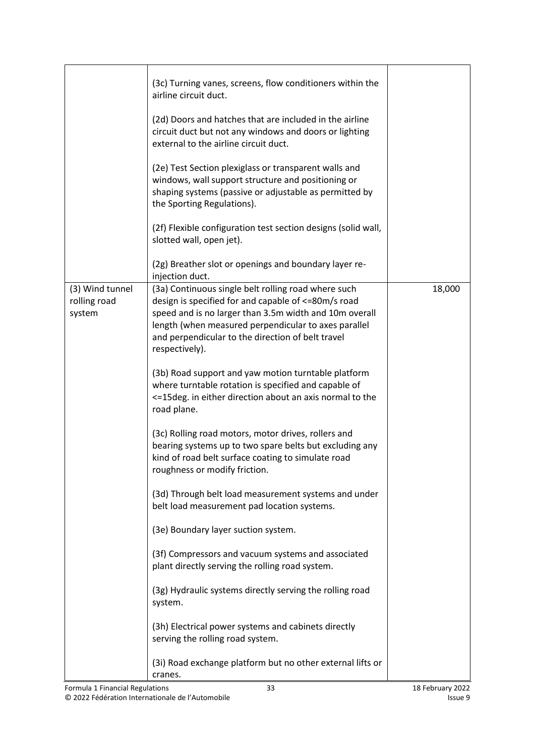| | | |
|---|---|---|
| | (3c) Turning vanes, screens, flow conditioners within the airline circuit duct.<br><br>(2d) Doors and hatches that are included in the airline circuit duct but not any windows and doors or lighting external to the airline circuit duct.<br><br>(2e) Test Section plexiglass or transparent walls and windows, wall support structure and positioning or shaping systems (passive or adjustable as permitted by the Sporting Regulations).<br><br>(2f) Flexible configuration test section designs (solid wall, slotted wall, open jet).<br><br>(2g) Breather slot or openings and boundary layer re-injection duct. | |
| (3) Wind tunnel rolling road system | (3a) Continuous single belt rolling road where such design is specified for and capable of <=80m/s road speed and is no larger than 3.5m width and 10m overall length (when measured perpendicular to axes parallel and perpendicular to the direction of belt travel respectively).<br><br>(3b) Road support and yaw motion turntable platform where turntable rotation is specified and capable of <=15deg. in either direction about an axis normal to the road plane.<br><br>(3c) Rolling road motors, motor drives, rollers and bearing systems up to two spare belts but excluding any kind of road belt surface coating to simulate road roughness or modify friction.<br><br>(3d) Through belt load measurement systems and under belt load measurement pad location systems.<br><br>(3e) Boundary layer suction system.<br><br>(3f) Compressors and vacuum systems and associated plant directly serving the rolling road system.<br><br>(3g) Hydraulic systems directly serving the rolling road system.<br><br>(3h) Electrical power systems and cabinets directly serving the rolling road system.<br><br>(3i) Road exchange platform but no other external lifts or cranes. | 18,000 |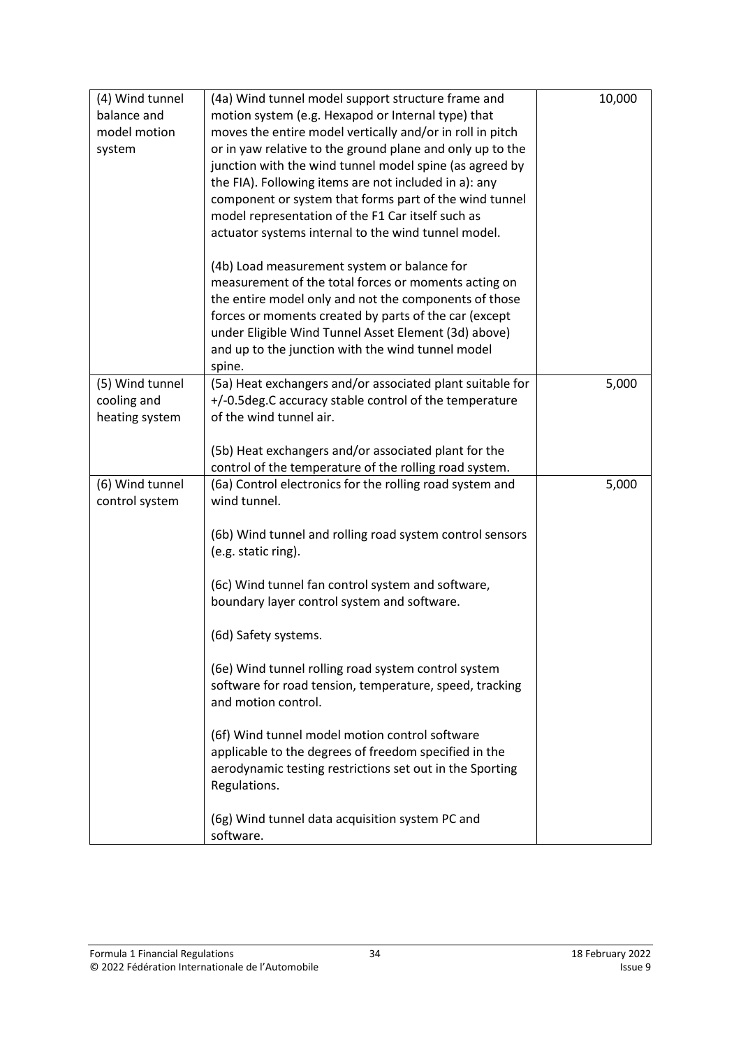| (4) Wind tunnel balance and model motion system | (4a) Wind tunnel model support structure frame and motion system (e.g. Hexapod or Internal type) that moves the entire model vertically and/or in roll in pitch or in yaw relative to the ground plane and only up to the junction with the wind tunnel model spine (as agreed by the FIA). Following items are not included in a): any component or system that forms part of the wind tunnel model representation of the F1 Car itself such as actuator systems internal to the wind tunnel model.<br><br>(4b) Load measurement system or balance for measurement of the total forces or moments acting on the entire model only and not the components of those forces or moments created by parts of the car (except under Eligible Wind Tunnel Asset Element (3d) above) and up to the junction with the wind tunnel model spine. | 10,000 |
|---|---|---|
| (5) Wind tunnel cooling and heating system | (5a) Heat exchangers and/or associated plant suitable for +/-0.5deg.C accuracy stable control of the temperature of the wind tunnel air.<br><br>(5b) Heat exchangers and/or associated plant for the control of the temperature of the rolling road system. | 5,000 |
| (6) Wind tunnel control system | (6a) Control electronics for the rolling road system and wind tunnel.<br><br>(6b) Wind tunnel and rolling road system control sensors (e.g. static ring).<br><br>(6c) Wind tunnel fan control system and software, boundary layer control system and software.<br><br>(6d) Safety systems.<br><br>(6e) Wind tunnel rolling road system control system software for road tension, temperature, speed, tracking and motion control.<br><br>(6f) Wind tunnel model motion control software applicable to the degrees of freedom specified in the aerodynamic testing restrictions set out in the Sporting Regulations.<br><br>(6g) Wind tunnel data acquisition system PC and software. | 5,000 |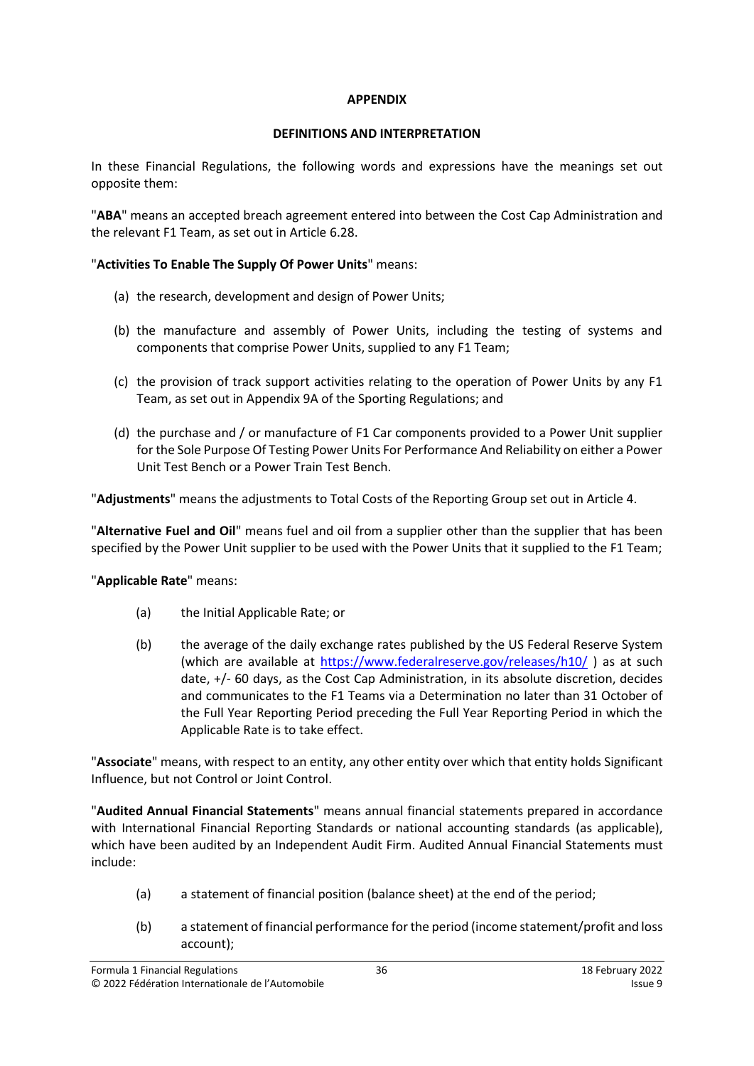**APPENDIX**

**DEFINITIONS AND INTERPRETATION**

In these Financial Regulations, the following words and expressions have the meanings set out opposite them:

"**ABA**" means an accepted breach agreement entered into between the Cost Cap Administration and the relevant F1 Team, as set out in Article 6.28.

"**Activities To Enable The Supply Of Power Units**" means:

(a) the research, development and design of Power Units;

(b) the manufacture and assembly of Power Units, including the testing of systems and components that comprise Power Units, supplied to any F1 Team;

(c) the provision of track support activities relating to the operation of Power Units by any F1 Team, as set out in Appendix 9A of the Sporting Regulations; and

(d) the purchase and / or manufacture of F1 Car components provided to a Power Unit supplier for the Sole Purpose Of Testing Power Units For Performance And Reliability on either a Power Unit Test Bench or a Power Train Test Bench.

"**Adjustments**" means the adjustments to Total Costs of the Reporting Group set out in Article 4.

"**Alternative Fuel and Oil**" means fuel and oil from a supplier other than the supplier that has been specified by the Power Unit supplier to be used with the Power Units that it supplied to the F1 Team;

"**Applicable Rate**" means:

(a) the Initial Applicable Rate; or

(b) the average of the daily exchange rates published by the US Federal Reserve System (which are available at https://www.federalreserve.gov/releases/h10/ ) as at such date, +/- 60 days, as the Cost Cap Administration, in its absolute discretion, decides and communicates to the F1 Teams via a Determination no later than 31 October of the Full Year Reporting Period preceding the Full Year Reporting Period in which the Applicable Rate is to take effect.

"**Associate**" means, with respect to an entity, any other entity over which that entity holds Significant Influence, but not Control or Joint Control.

"**Audited Annual Financial Statements**" means annual financial statements prepared in accordance with International Financial Reporting Standards or national accounting standards (as applicable), which have been audited by an Independent Audit Firm. Audited Annual Financial Statements must include:

(a) a statement of financial position (balance sheet) at the end of the period;

(b) a statement of financial performance for the period (income statement/profit and loss account);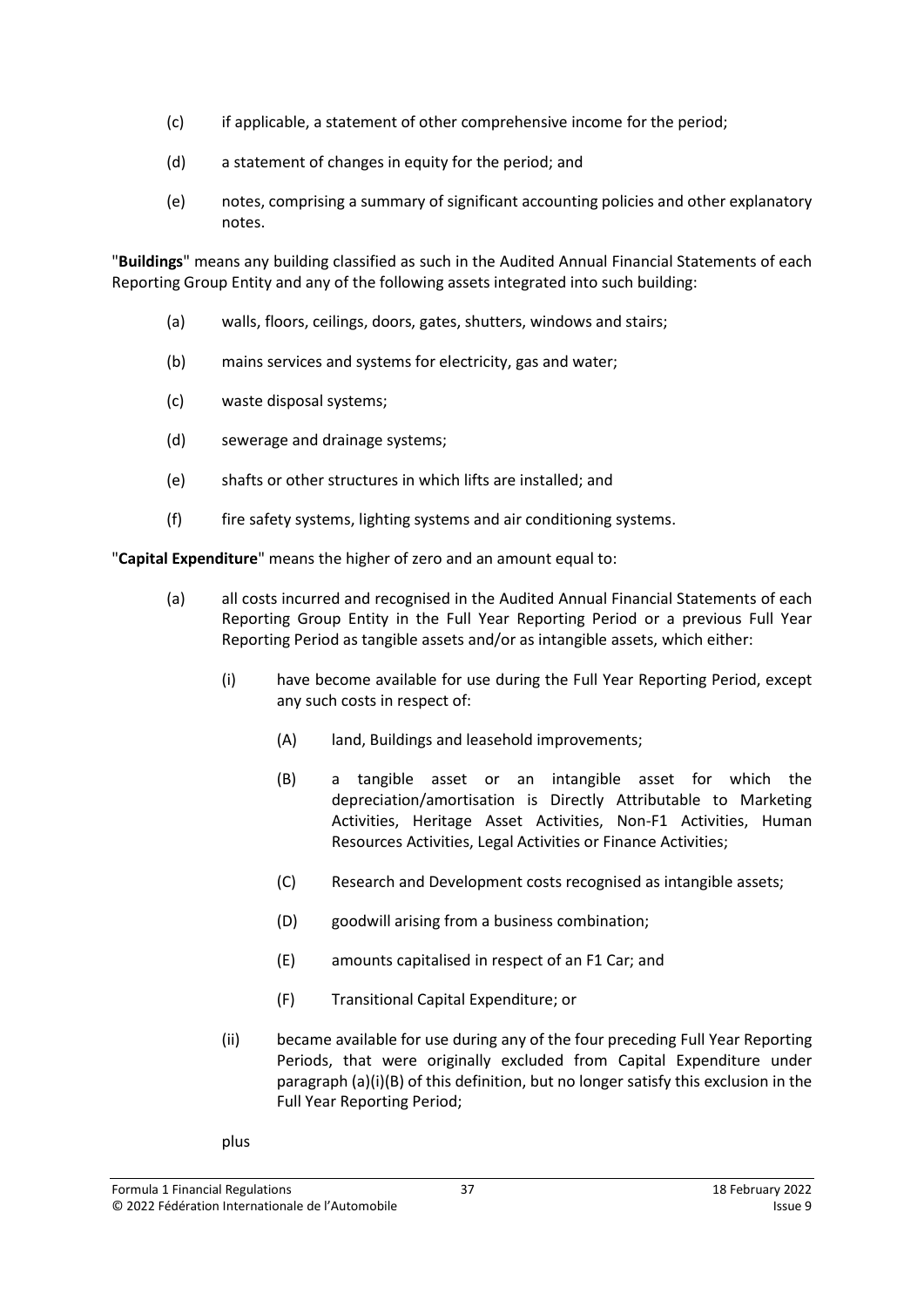- (c) if applicable, a statement of other comprehensive income for the period;
- (d) a statement of changes in equity for the period; and
- (e) notes, comprising a summary of significant accounting policies and other explanatory notes.

"**Buildings**" means any building classified as such in the Audited Annual Financial Statements of each Reporting Group Entity and any of the following assets integrated into such building:

- (a) walls, floors, ceilings, doors, gates, shutters, windows and stairs;
- (b) mains services and systems for electricity, gas and water;
- (c) waste disposal systems;
- (d) sewerage and drainage systems;
- (e) shafts or other structures in which lifts are installed; and
- (f) fire safety systems, lighting systems and air conditioning systems.

"**Capital Expenditure**" means the higher of zero and an amount equal to:

- (a) all costs incurred and recognised in the Audited Annual Financial Statements of each Reporting Group Entity in the Full Year Reporting Period or a previous Full Year Reporting Period as tangible assets and/or as intangible assets, which either:
  - (i) have become available for use during the Full Year Reporting Period, except any such costs in respect of:
    - (A) land, Buildings and leasehold improvements;
    - (B) a tangible asset or an intangible asset for which the depreciation/amortisation is Directly Attributable to Marketing Activities, Heritage Asset Activities, Non-F1 Activities, Human Resources Activities, Legal Activities or Finance Activities;
    - (C) Research and Development costs recognised as intangible assets;
    - (D) goodwill arising from a business combination;
    - (E) amounts capitalised in respect of an F1 Car; and
    - (F) Transitional Capital Expenditure; or
  - (ii) became available for use during any of the four preceding Full Year Reporting Periods, that were originally excluded from Capital Expenditure under paragraph (a)(i)(B) of this definition, but no longer satisfy this exclusion in the Full Year Reporting Period;

  plus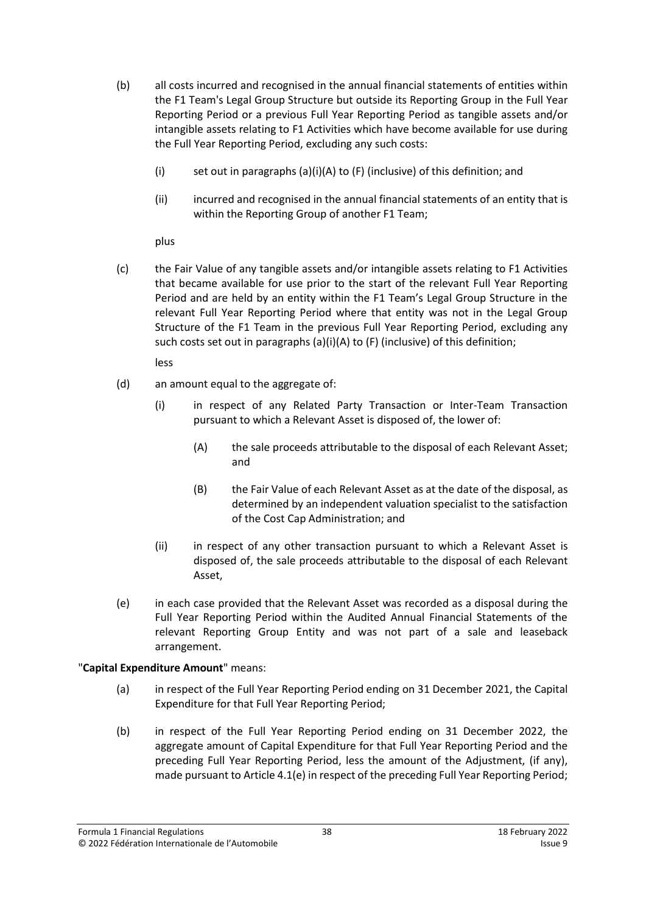(b) all costs incurred and recognised in the annual financial statements of entities within the F1 Team's Legal Group Structure but outside its Reporting Group in the Full Year Reporting Period or a previous Full Year Reporting Period as tangible assets and/or intangible assets relating to F1 Activities which have become available for use during the Full Year Reporting Period, excluding any such costs:

    (i) set out in paragraphs (a)(i)(A) to (F) (inclusive) of this definition; and

    (ii) incurred and recognised in the annual financial statements of an entity that is within the Reporting Group of another F1 Team;

    plus

(c) the Fair Value of any tangible assets and/or intangible assets relating to F1 Activities that became available for use prior to the start of the relevant Full Year Reporting Period and are held by an entity within the F1 Team's Legal Group Structure in the relevant Full Year Reporting Period where that entity was not in the Legal Group Structure of the F1 Team in the previous Full Year Reporting Period, excluding any such costs set out in paragraphs (a)(i)(A) to (F) (inclusive) of this definition;

    less

(d) an amount equal to the aggregate of:

    (i) in respect of any Related Party Transaction or Inter-Team Transaction pursuant to which a Relevant Asset is disposed of, the lower of:

        (A) the sale proceeds attributable to the disposal of each Relevant Asset; and

        (B) the Fair Value of each Relevant Asset as at the date of the disposal, as determined by an independent valuation specialist to the satisfaction of the Cost Cap Administration; and

    (ii) in respect of any other transaction pursuant to which a Relevant Asset is disposed of, the sale proceeds attributable to the disposal of each Relevant Asset,

(e) in each case provided that the Relevant Asset was recorded as a disposal during the Full Year Reporting Period within the Audited Annual Financial Statements of the relevant Reporting Group Entity and was not part of a sale and leaseback arrangement.

"**Capital Expenditure Amount**" means:

(a) in respect of the Full Year Reporting Period ending on 31 December 2021, the Capital Expenditure for that Full Year Reporting Period;

(b) in respect of the Full Year Reporting Period ending on 31 December 2022, the aggregate amount of Capital Expenditure for that Full Year Reporting Period and the preceding Full Year Reporting Period, less the amount of the Adjustment, (if any), made pursuant to Article 4.1(e) in respect of the preceding Full Year Reporting Period;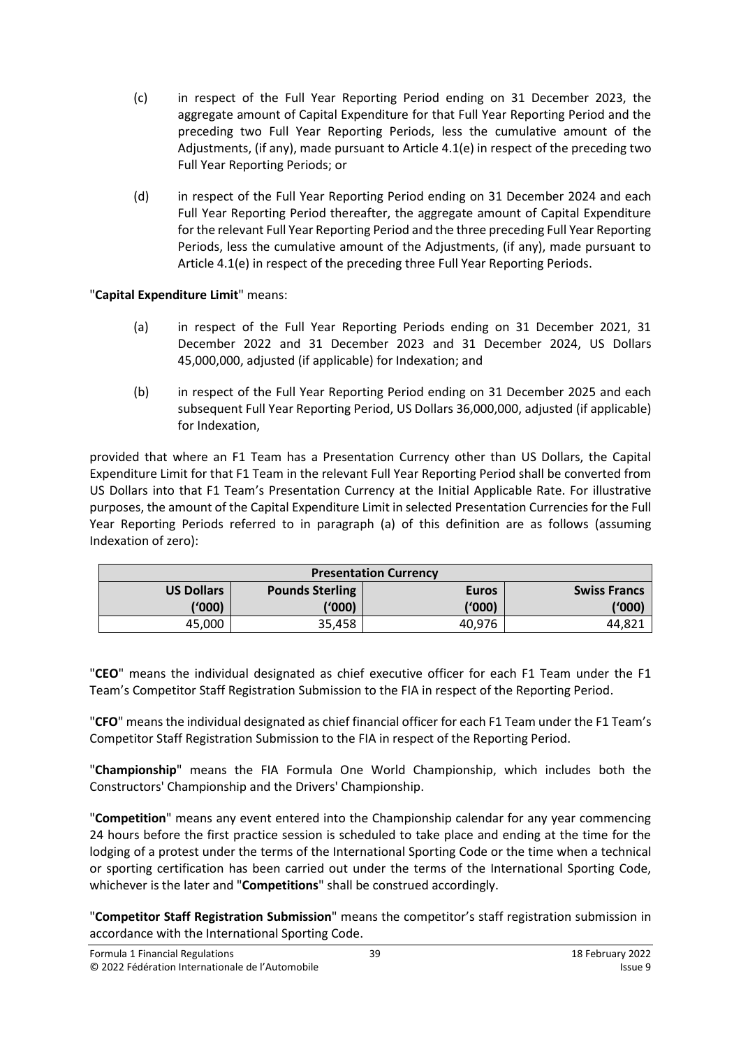(c) in respect of the Full Year Reporting Period ending on 31 December 2023, the aggregate amount of Capital Expenditure for that Full Year Reporting Period and the preceding two Full Year Reporting Periods, less the cumulative amount of the Adjustments, (if any), made pursuant to Article 4.1(e) in respect of the preceding two Full Year Reporting Periods; or

(d) in respect of the Full Year Reporting Period ending on 31 December 2024 and each Full Year Reporting Period thereafter, the aggregate amount of Capital Expenditure for the relevant Full Year Reporting Period and the three preceding Full Year Reporting Periods, less the cumulative amount of the Adjustments, (if any), made pursuant to Article 4.1(e) in respect of the preceding three Full Year Reporting Periods.

"**Capital Expenditure Limit**" means:

(a) in respect of the Full Year Reporting Periods ending on 31 December 2021, 31 December 2022 and 31 December 2023 and 31 December 2024, US Dollars 45,000,000, adjusted (if applicable) for Indexation; and

(b) in respect of the Full Year Reporting Period ending on 31 December 2025 and each subsequent Full Year Reporting Period, US Dollars 36,000,000, adjusted (if applicable) for Indexation,

provided that where an F1 Team has a Presentation Currency other than US Dollars, the Capital Expenditure Limit for that F1 Team in the relevant Full Year Reporting Period shall be converted from US Dollars into that F1 Team's Presentation Currency at the Initial Applicable Rate. For illustrative purposes, the amount of the Capital Expenditure Limit in selected Presentation Currencies for the Full Year Reporting Periods referred to in paragraph (a) of this definition are as follows (assuming Indexation of zero):

| **Presentation Currency** | | | |
|---|---|---|---|
| **US Dollars ('000)** | **Pounds Sterling ('000)** | **Euros ('000)** | **Swiss Francs ('000)** |
| 45,000 | 35,458 | 40,976 | 44,821 |

"**CEO**" means the individual designated as chief executive officer for each F1 Team under the F1 Team's Competitor Staff Registration Submission to the FIA in respect of the Reporting Period.

"**CFO**" means the individual designated as chief financial officer for each F1 Team under the F1 Team's Competitor Staff Registration Submission to the FIA in respect of the Reporting Period.

"**Championship**" means the FIA Formula One World Championship, which includes both the Constructors' Championship and the Drivers' Championship.

"**Competition**" means any event entered into the Championship calendar for any year commencing 24 hours before the first practice session is scheduled to take place and ending at the time for the lodging of a protest under the terms of the International Sporting Code or the time when a technical or sporting certification has been carried out under the terms of the International Sporting Code, whichever is the later and "**Competitions**" shall be construed accordingly.

"**Competitor Staff Registration Submission**" means the competitor's staff registration submission in accordance with the International Sporting Code.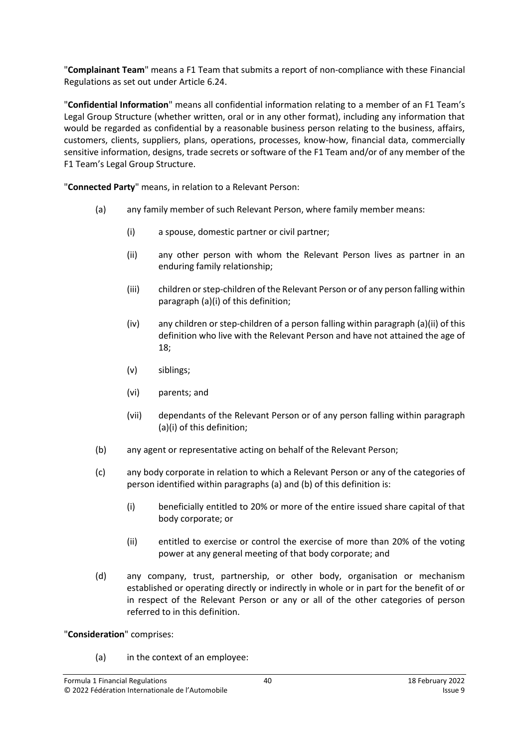"**Complainant Team**" means a F1 Team that submits a report of non-compliance with these Financial Regulations as set out under Article 6.24.

"**Confidential Information**" means all confidential information relating to a member of an F1 Team's Legal Group Structure (whether written, oral or in any other format), including any information that would be regarded as confidential by a reasonable business person relating to the business, affairs, customers, clients, suppliers, plans, operations, processes, know-how, financial data, commercially sensitive information, designs, trade secrets or software of the F1 Team and/or of any member of the F1 Team's Legal Group Structure.

"**Connected Party**" means, in relation to a Relevant Person:

(a) any family member of such Relevant Person, where family member means:

    (i) a spouse, domestic partner or civil partner;

    (ii) any other person with whom the Relevant Person lives as partner in an enduring family relationship;

    (iii) children or step-children of the Relevant Person or of any person falling within paragraph (a)(i) of this definition;

    (iv) any children or step-children of a person falling within paragraph (a)(ii) of this definition who live with the Relevant Person and have not attained the age of 18;

    (v) siblings;

    (vi) parents; and

    (vii) dependants of the Relevant Person or of any person falling within paragraph (a)(i) of this definition;

(b) any agent or representative acting on behalf of the Relevant Person;

(c) any body corporate in relation to which a Relevant Person or any of the categories of person identified within paragraphs (a) and (b) of this definition is:

    (i) beneficially entitled to 20% or more of the entire issued share capital of that body corporate; or

    (ii) entitled to exercise or control the exercise of more than 20% of the voting power at any general meeting of that body corporate; and

(d) any company, trust, partnership, or other body, organisation or mechanism established or operating directly or indirectly in whole or in part for the benefit of or in respect of the Relevant Person or any or all of the other categories of person referred to in this definition.

"**Consideration**" comprises:

(a) in the context of an employee: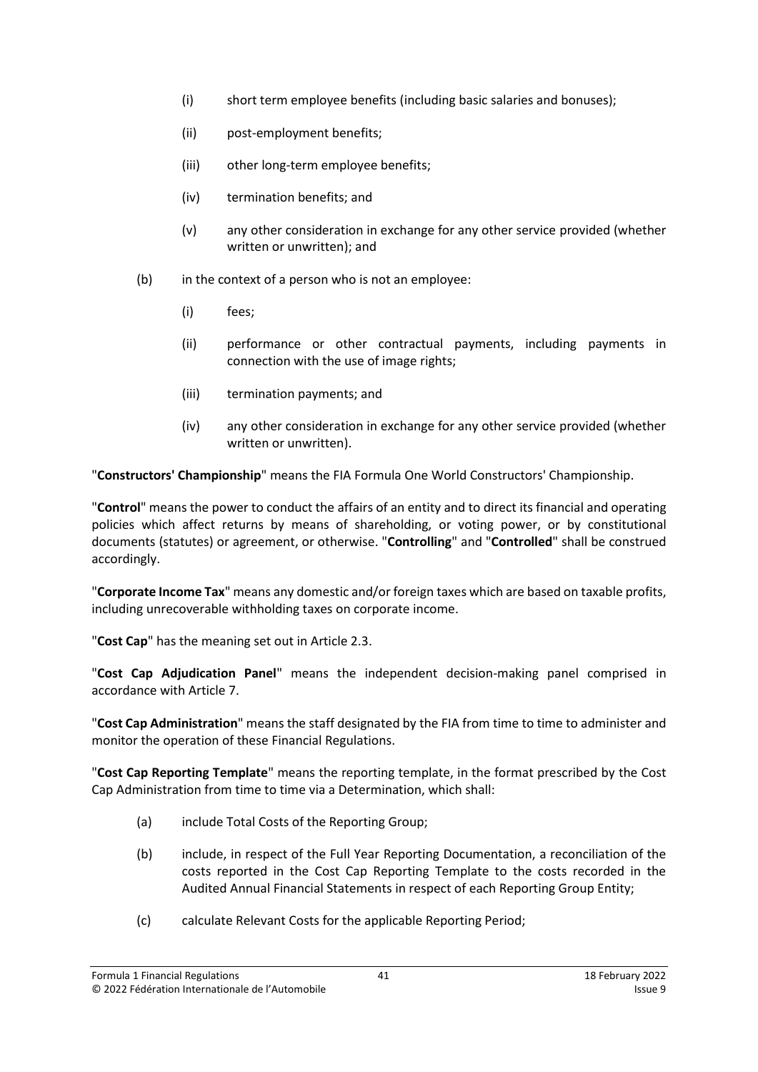(i) short term employee benefits (including basic salaries and bonuses);

(ii) post-employment benefits;

(iii) other long-term employee benefits;

(iv) termination benefits; and

(v) any other consideration in exchange for any other service provided (whether written or unwritten); and

(b) in the context of a person who is not an employee:

(i) fees;

(ii) performance or other contractual payments, including payments in connection with the use of image rights;

(iii) termination payments; and

(iv) any other consideration in exchange for any other service provided (whether written or unwritten).

"**Constructors' Championship**" means the FIA Formula One World Constructors' Championship.

"**Control**" means the power to conduct the affairs of an entity and to direct its financial and operating policies which affect returns by means of shareholding, or voting power, or by constitutional documents (statutes) or agreement, or otherwise. "**Controlling**" and "**Controlled**" shall be construed accordingly.

"**Corporate Income Tax**" means any domestic and/or foreign taxes which are based on taxable profits, including unrecoverable withholding taxes on corporate income.

"**Cost Cap**" has the meaning set out in Article 2.3.

"**Cost Cap Adjudication Panel**" means the independent decision-making panel comprised in accordance with Article 7.

"**Cost Cap Administration**" means the staff designated by the FIA from time to time to administer and monitor the operation of these Financial Regulations.

"**Cost Cap Reporting Template**" means the reporting template, in the format prescribed by the Cost Cap Administration from time to time via a Determination, which shall:

(a) include Total Costs of the Reporting Group;

(b) include, in respect of the Full Year Reporting Documentation, a reconciliation of the costs reported in the Cost Cap Reporting Template to the costs recorded in the Audited Annual Financial Statements in respect of each Reporting Group Entity;

(c) calculate Relevant Costs for the applicable Reporting Period;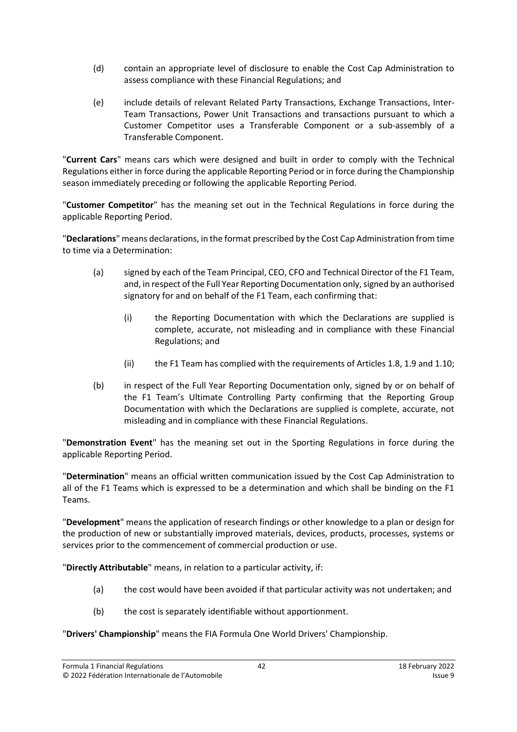(d) contain an appropriate level of disclosure to enable the Cost Cap Administration to assess compliance with these Financial Regulations; and

(e) include details of relevant Related Party Transactions, Exchange Transactions, Inter-Team Transactions, Power Unit Transactions and transactions pursuant to which a Customer Competitor uses a Transferable Component or a sub-assembly of a Transferable Component.

"**Current Cars**" means cars which were designed and built in order to comply with the Technical Regulations either in force during the applicable Reporting Period or in force during the Championship season immediately preceding or following the applicable Reporting Period.

"**Customer Competitor**" has the meaning set out in the Technical Regulations in force during the applicable Reporting Period.

"**Declarations**" means declarations, in the format prescribed by the Cost Cap Administration from time to time via a Determination:

(a) signed by each of the Team Principal, CEO, CFO and Technical Director of the F1 Team, and, in respect of the Full Year Reporting Documentation only, signed by an authorised signatory for and on behalf of the F1 Team, each confirming that:

  (i) the Reporting Documentation with which the Declarations are supplied is complete, accurate, not misleading and in compliance with these Financial Regulations; and

  (ii) the F1 Team has complied with the requirements of Articles 1.8, 1.9 and 1.10;

(b) in respect of the Full Year Reporting Documentation only, signed by or on behalf of the F1 Team's Ultimate Controlling Party confirming that the Reporting Group Documentation with which the Declarations are supplied is complete, accurate, not misleading and in compliance with these Financial Regulations.

"**Demonstration Event**" has the meaning set out in the Sporting Regulations in force during the applicable Reporting Period.

"**Determination**" means an official written communication issued by the Cost Cap Administration to all of the F1 Teams which is expressed to be a determination and which shall be binding on the F1 Teams.

"**Development**" means the application of research findings or other knowledge to a plan or design for the production of new or substantially improved materials, devices, products, processes, systems or services prior to the commencement of commercial production or use.

"**Directly Attributable**" means, in relation to a particular activity, if:

(a) the cost would have been avoided if that particular activity was not undertaken; and

(b) the cost is separately identifiable without apportionment.

"**Drivers' Championship**" means the FIA Formula One World Drivers' Championship.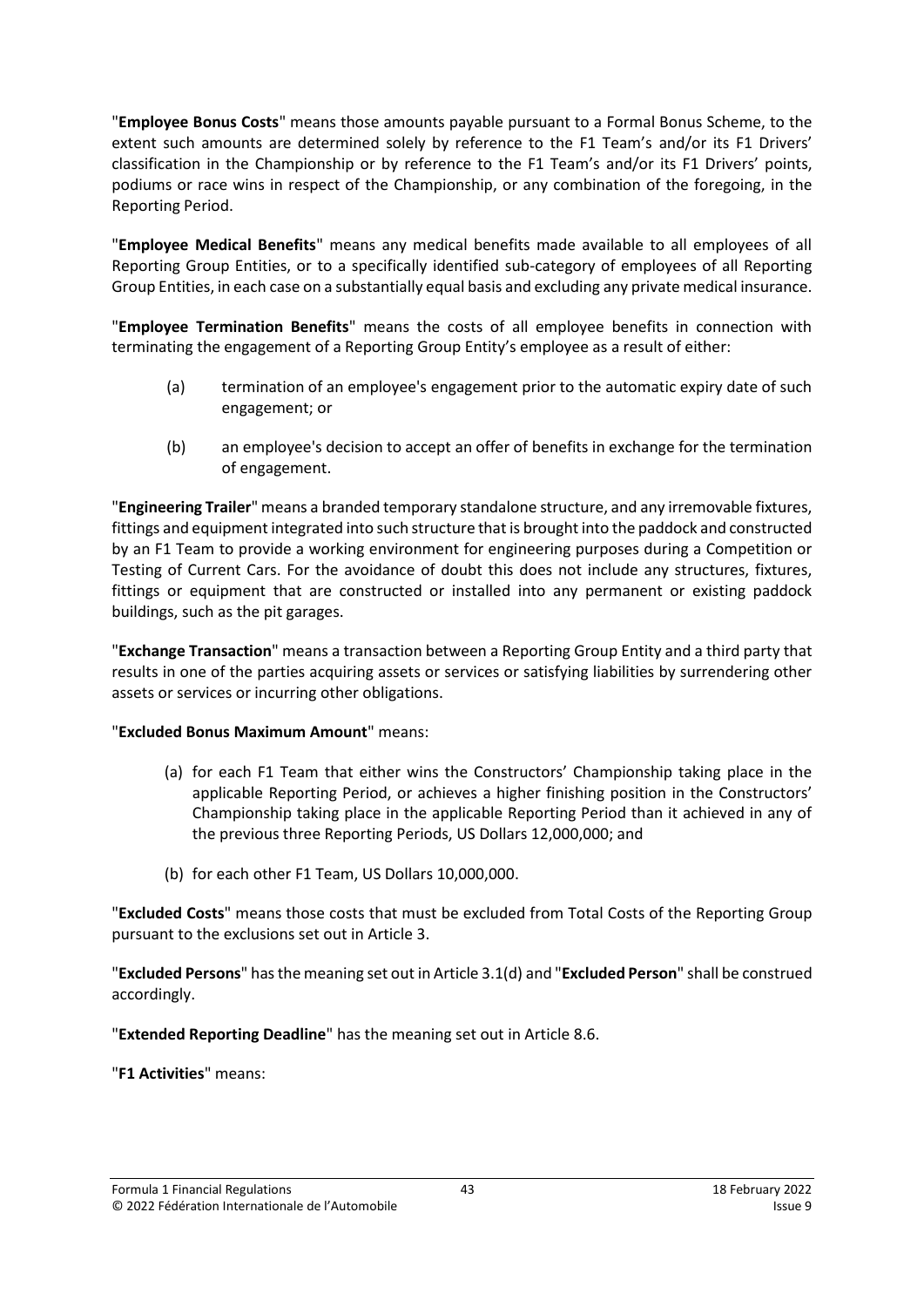"**Employee Bonus Costs**" means those amounts payable pursuant to a Formal Bonus Scheme, to the extent such amounts are determined solely by reference to the F1 Team's and/or its F1 Drivers' classification in the Championship or by reference to the F1 Team's and/or its F1 Drivers' points, podiums or race wins in respect of the Championship, or any combination of the foregoing, in the Reporting Period.

"**Employee Medical Benefits**" means any medical benefits made available to all employees of all Reporting Group Entities, or to a specifically identified sub-category of employees of all Reporting Group Entities, in each case on a substantially equal basis and excluding any private medical insurance.

"**Employee Termination Benefits**" means the costs of all employee benefits in connection with terminating the engagement of a Reporting Group Entity's employee as a result of either:

(a) termination of an employee's engagement prior to the automatic expiry date of such engagement; or

(b) an employee's decision to accept an offer of benefits in exchange for the termination of engagement.

"**Engineering Trailer**" means a branded temporary standalone structure, and any irremovable fixtures, fittings and equipment integrated into such structure that is brought into the paddock and constructed by an F1 Team to provide a working environment for engineering purposes during a Competition or Testing of Current Cars. For the avoidance of doubt this does not include any structures, fixtures, fittings or equipment that are constructed or installed into any permanent or existing paddock buildings, such as the pit garages.

"**Exchange Transaction**" means a transaction between a Reporting Group Entity and a third party that results in one of the parties acquiring assets or services or satisfying liabilities by surrendering other assets or services or incurring other obligations.

"**Excluded Bonus Maximum Amount**" means:

(a) for each F1 Team that either wins the Constructors' Championship taking place in the applicable Reporting Period, or achieves a higher finishing position in the Constructors' Championship taking place in the applicable Reporting Period than it achieved in any of the previous three Reporting Periods, US Dollars 12,000,000; and

(b) for each other F1 Team, US Dollars 10,000,000.

"**Excluded Costs**" means those costs that must be excluded from Total Costs of the Reporting Group pursuant to the exclusions set out in Article 3.

"**Excluded Persons**" has the meaning set out in Article 3.1(d) and "**Excluded Person**" shall be construed accordingly.

"**Extended Reporting Deadline**" has the meaning set out in Article 8.6.

"**F1 Activities**" means: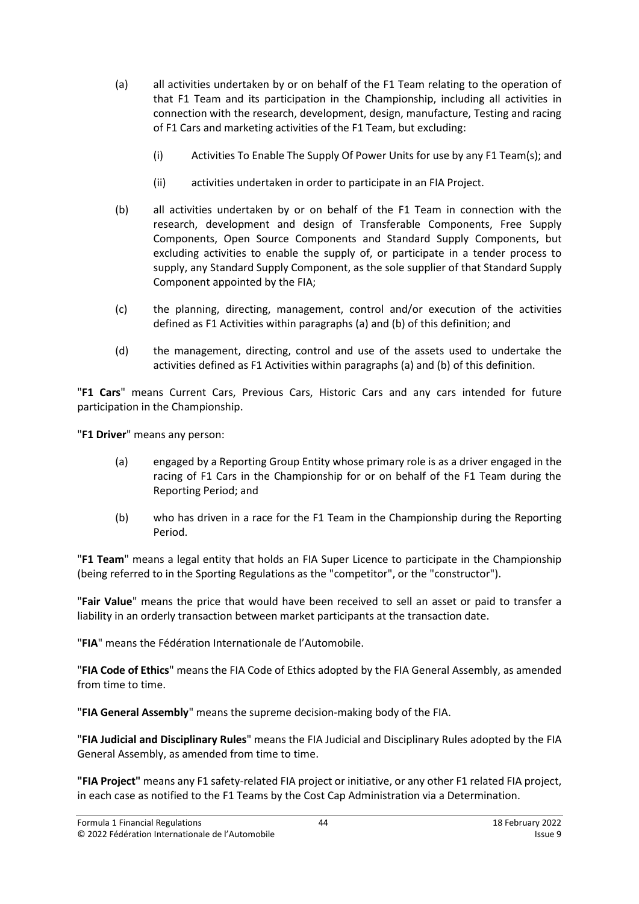(a) all activities undertaken by or on behalf of the F1 Team relating to the operation of that F1 Team and its participation in the Championship, including all activities in connection with the research, development, design, manufacture, Testing and racing of F1 Cars and marketing activities of the F1 Team, but excluding:

   (i) Activities To Enable The Supply Of Power Units for use by any F1 Team(s); and

   (ii) activities undertaken in order to participate in an FIA Project.

(b) all activities undertaken by or on behalf of the F1 Team in connection with the research, development and design of Transferable Components, Free Supply Components, Open Source Components and Standard Supply Components, but excluding activities to enable the supply of, or participate in a tender process to supply, any Standard Supply Component, as the sole supplier of that Standard Supply Component appointed by the FIA;

(c) the planning, directing, management, control and/or execution of the activities defined as F1 Activities within paragraphs (a) and (b) of this definition; and

(d) the management, directing, control and use of the assets used to undertake the activities defined as F1 Activities within paragraphs (a) and (b) of this definition.

"**F1 Cars**" means Current Cars, Previous Cars, Historic Cars and any cars intended for future participation in the Championship.

"**F1 Driver**" means any person:

(a) engaged by a Reporting Group Entity whose primary role is as a driver engaged in the racing of F1 Cars in the Championship for or on behalf of the F1 Team during the Reporting Period; and

(b) who has driven in a race for the F1 Team in the Championship during the Reporting Period.

"**F1 Team**" means a legal entity that holds an FIA Super Licence to participate in the Championship (being referred to in the Sporting Regulations as the "competitor", or the "constructor").

"**Fair Value**" means the price that would have been received to sell an asset or paid to transfer a liability in an orderly transaction between market participants at the transaction date.

"**FIA**" means the Fédération Internationale de l'Automobile.

"**FIA Code of Ethics**" means the FIA Code of Ethics adopted by the FIA General Assembly, as amended from time to time.

"**FIA General Assembly**" means the supreme decision-making body of the FIA.

"**FIA Judicial and Disciplinary Rules**" means the FIA Judicial and Disciplinary Rules adopted by the FIA General Assembly, as amended from time to time.

**"FIA Project"** means any F1 safety-related FIA project or initiative, or any other F1 related FIA project, in each case as notified to the F1 Teams by the Cost Cap Administration via a Determination.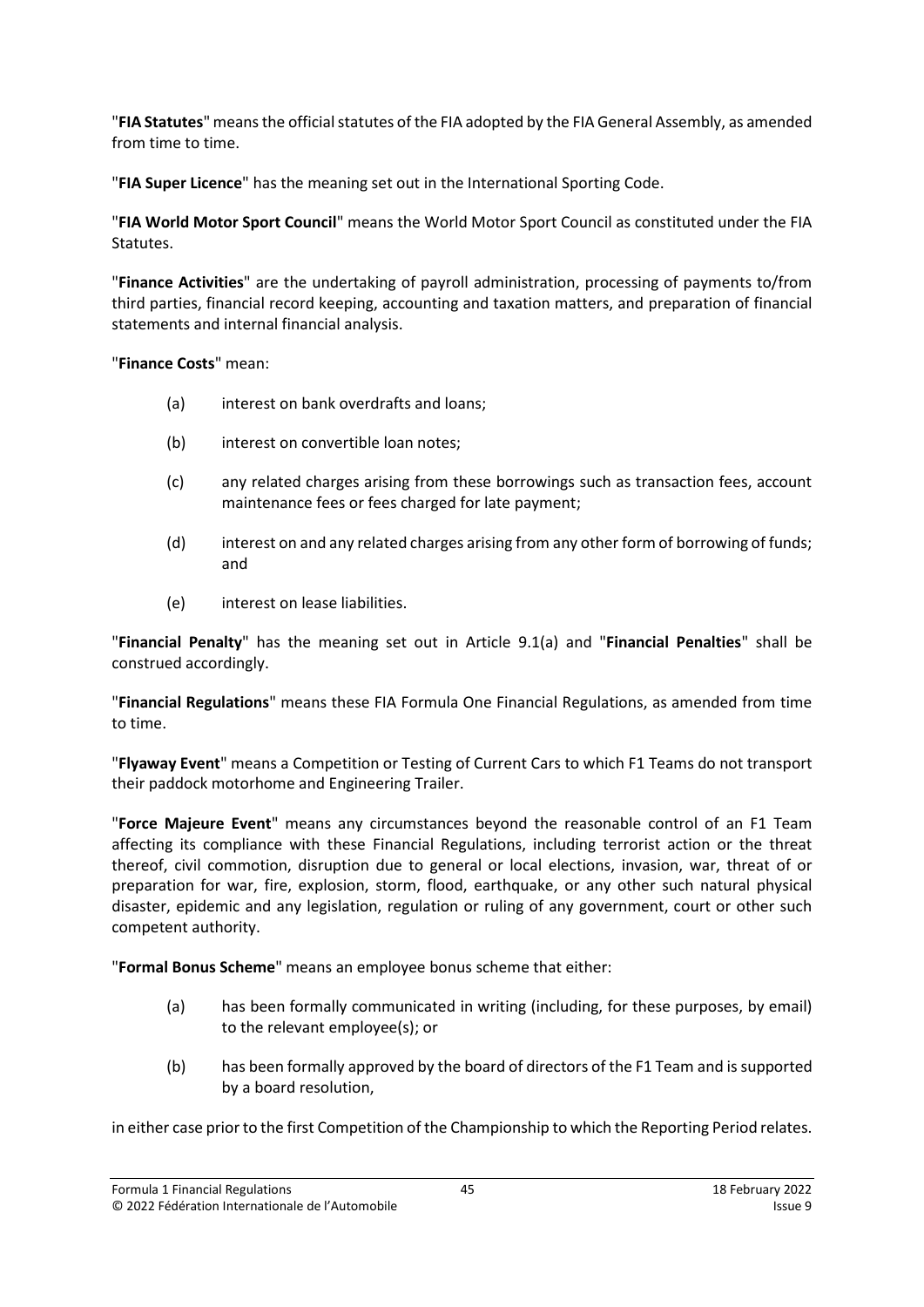"**FIA Statutes**" means the official statutes of the FIA adopted by the FIA General Assembly, as amended from time to time.

"**FIA Super Licence**" has the meaning set out in the International Sporting Code.

"**FIA World Motor Sport Council**" means the World Motor Sport Council as constituted under the FIA Statutes.

"**Finance Activities**" are the undertaking of payroll administration, processing of payments to/from third parties, financial record keeping, accounting and taxation matters, and preparation of financial statements and internal financial analysis.

"**Finance Costs**" mean:

(a) interest on bank overdrafts and loans;

(b) interest on convertible loan notes;

(c) any related charges arising from these borrowings such as transaction fees, account maintenance fees or fees charged for late payment;

(d) interest on and any related charges arising from any other form of borrowing of funds; and

(e) interest on lease liabilities.

"**Financial Penalty**" has the meaning set out in Article 9.1(a) and "**Financial Penalties**" shall be construed accordingly.

"**Financial Regulations**" means these FIA Formula One Financial Regulations, as amended from time to time.

"**Flyaway Event**" means a Competition or Testing of Current Cars to which F1 Teams do not transport their paddock motorhome and Engineering Trailer.

"**Force Majeure Event**" means any circumstances beyond the reasonable control of an F1 Team affecting its compliance with these Financial Regulations, including terrorist action or the threat thereof, civil commotion, disruption due to general or local elections, invasion, war, threat of or preparation for war, fire, explosion, storm, flood, earthquake, or any other such natural physical disaster, epidemic and any legislation, regulation or ruling of any government, court or other such competent authority.

"**Formal Bonus Scheme**" means an employee bonus scheme that either:

(a) has been formally communicated in writing (including, for these purposes, by email) to the relevant employee(s); or

(b) has been formally approved by the board of directors of the F1 Team and is supported by a board resolution,

in either case prior to the first Competition of the Championship to which the Reporting Period relates.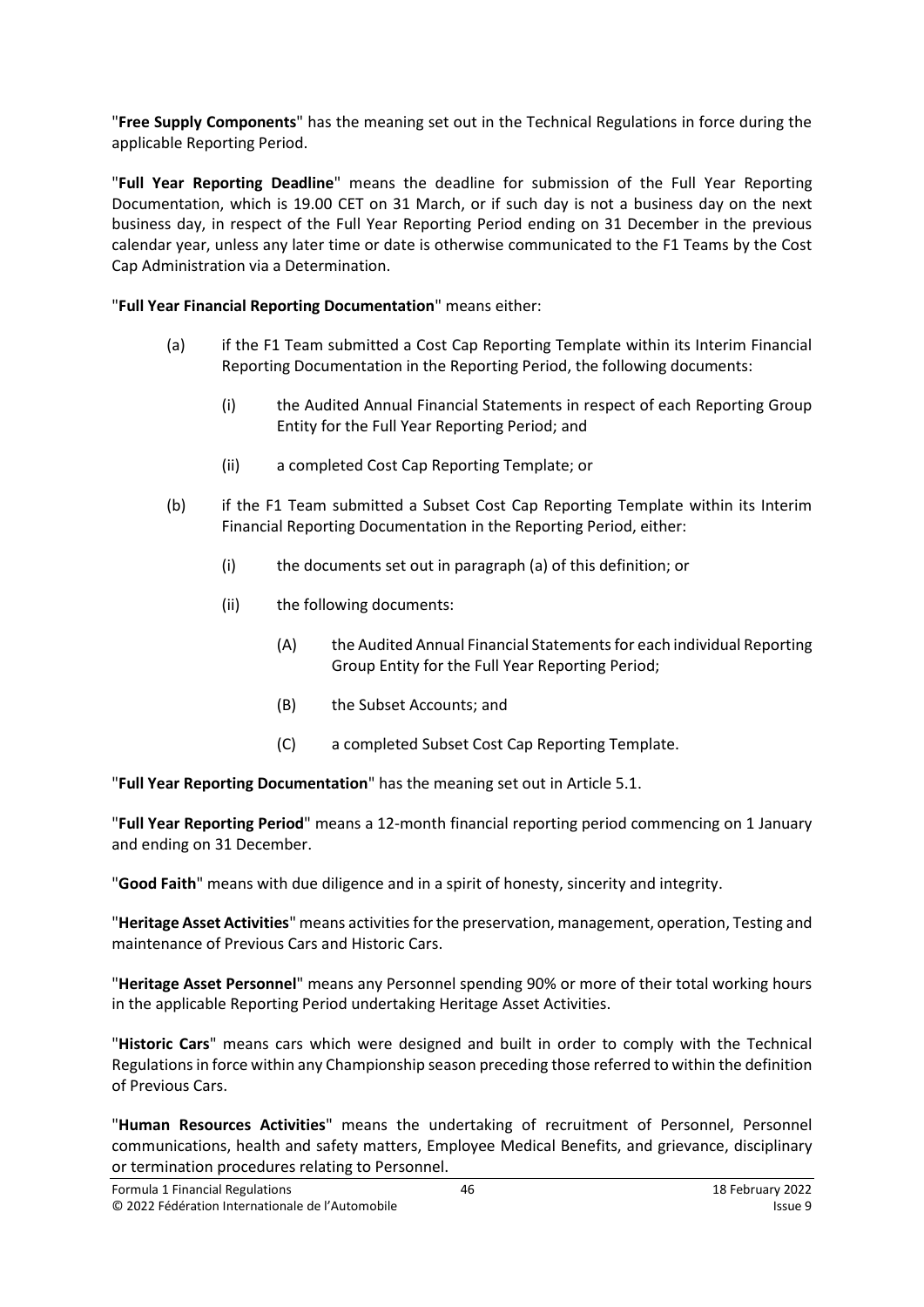"**Free Supply Components**" has the meaning set out in the Technical Regulations in force during the applicable Reporting Period.

"**Full Year Reporting Deadline**" means the deadline for submission of the Full Year Reporting Documentation, which is 19.00 CET on 31 March, or if such day is not a business day on the next business day, in respect of the Full Year Reporting Period ending on 31 December in the previous calendar year, unless any later time or date is otherwise communicated to the F1 Teams by the Cost Cap Administration via a Determination.

"**Full Year Financial Reporting Documentation**" means either:

(a) if the F1 Team submitted a Cost Cap Reporting Template within its Interim Financial Reporting Documentation in the Reporting Period, the following documents:

   (i) the Audited Annual Financial Statements in respect of each Reporting Group Entity for the Full Year Reporting Period; and

   (ii) a completed Cost Cap Reporting Template; or

(b) if the F1 Team submitted a Subset Cost Cap Reporting Template within its Interim Financial Reporting Documentation in the Reporting Period, either:

   (i) the documents set out in paragraph (a) of this definition; or

   (ii) the following documents:

      (A) the Audited Annual Financial Statements for each individual Reporting Group Entity for the Full Year Reporting Period;

      (B) the Subset Accounts; and

      (C) a completed Subset Cost Cap Reporting Template.

"**Full Year Reporting Documentation**" has the meaning set out in Article 5.1.

"**Full Year Reporting Period**" means a 12-month financial reporting period commencing on 1 January and ending on 31 December.

"**Good Faith**" means with due diligence and in a spirit of honesty, sincerity and integrity.

"**Heritage Asset Activities**" means activities for the preservation, management, operation, Testing and maintenance of Previous Cars and Historic Cars.

"**Heritage Asset Personnel**" means any Personnel spending 90% or more of their total working hours in the applicable Reporting Period undertaking Heritage Asset Activities.

"**Historic Cars**" means cars which were designed and built in order to comply with the Technical Regulations in force within any Championship season preceding those referred to within the definition of Previous Cars.

"**Human Resources Activities**" means the undertaking of recruitment of Personnel, Personnel communications, health and safety matters, Employee Medical Benefits, and grievance, disciplinary or termination procedures relating to Personnel.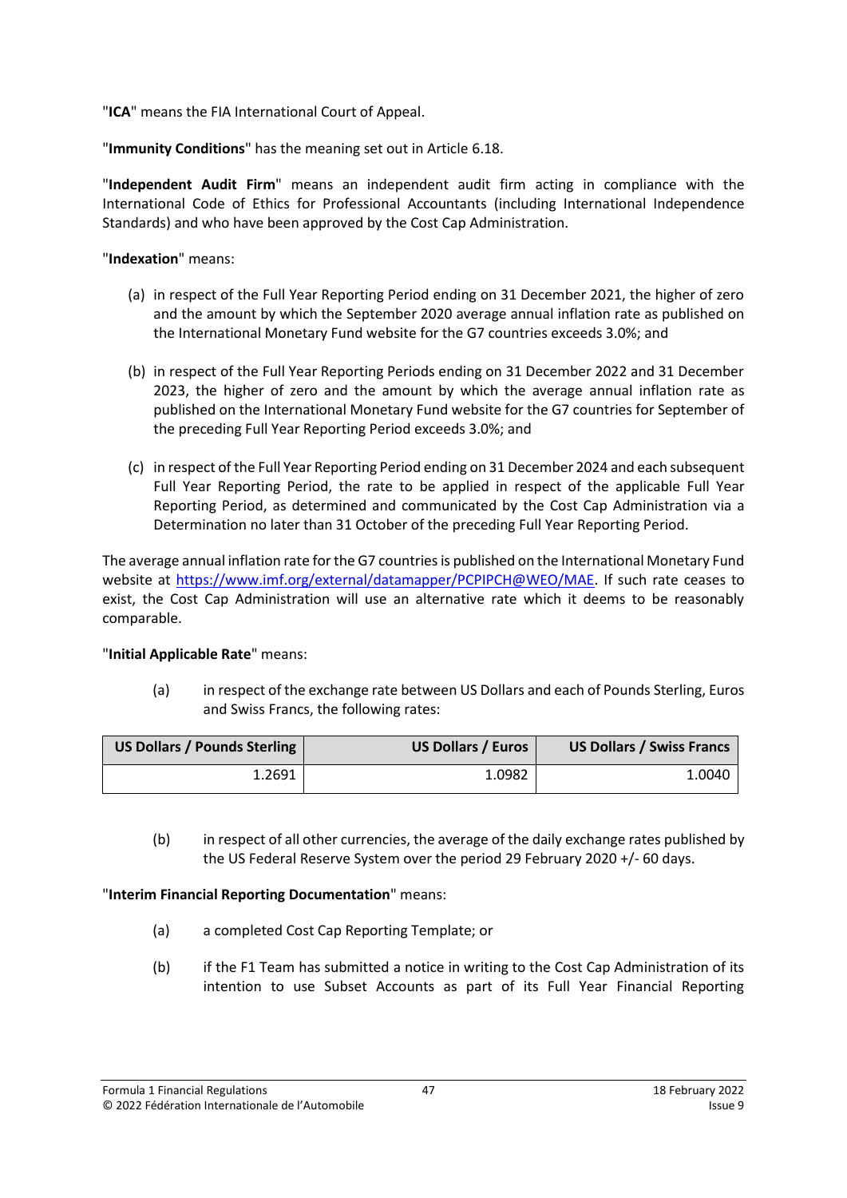"**ICA**" means the FIA International Court of Appeal.

"**Immunity Conditions**" has the meaning set out in Article 6.18.

"**Independent Audit Firm**" means an independent audit firm acting in compliance with the International Code of Ethics for Professional Accountants (including International Independence Standards) and who have been approved by the Cost Cap Administration.

"**Indexation**" means:

(a) in respect of the Full Year Reporting Period ending on 31 December 2021, the higher of zero and the amount by which the September 2020 average annual inflation rate as published on the International Monetary Fund website for the G7 countries exceeds 3.0%; and

(b) in respect of the Full Year Reporting Periods ending on 31 December 2022 and 31 December 2023, the higher of zero and the amount by which the average annual inflation rate as published on the International Monetary Fund website for the G7 countries for September of the preceding Full Year Reporting Period exceeds 3.0%; and

(c) in respect of the Full Year Reporting Period ending on 31 December 2024 and each subsequent Full Year Reporting Period, the rate to be applied in respect of the applicable Full Year Reporting Period, as determined and communicated by the Cost Cap Administration via a Determination no later than 31 October of the preceding Full Year Reporting Period.

The average annual inflation rate for the G7 countries is published on the International Monetary Fund website at https://www.imf.org/external/datamapper/PCPIPCH@WEO/MAE. If such rate ceases to exist, the Cost Cap Administration will use an alternative rate which it deems to be reasonably comparable.

"**Initial Applicable Rate**" means:

(a) in respect of the exchange rate between US Dollars and each of Pounds Sterling, Euros and Swiss Francs, the following rates:

| US Dollars / Pounds Sterling | US Dollars / Euros | US Dollars / Swiss Francs |
|---:|---:|---:|
| 1.2691 | 1.0982 | 1.0040 |

(b) in respect of all other currencies, the average of the daily exchange rates published by the US Federal Reserve System over the period 29 February 2020 +/- 60 days.

"**Interim Financial Reporting Documentation**" means:

(a) a completed Cost Cap Reporting Template; or

(b) if the F1 Team has submitted a notice in writing to the Cost Cap Administration of its intention to use Subset Accounts as part of its Full Year Financial Reporting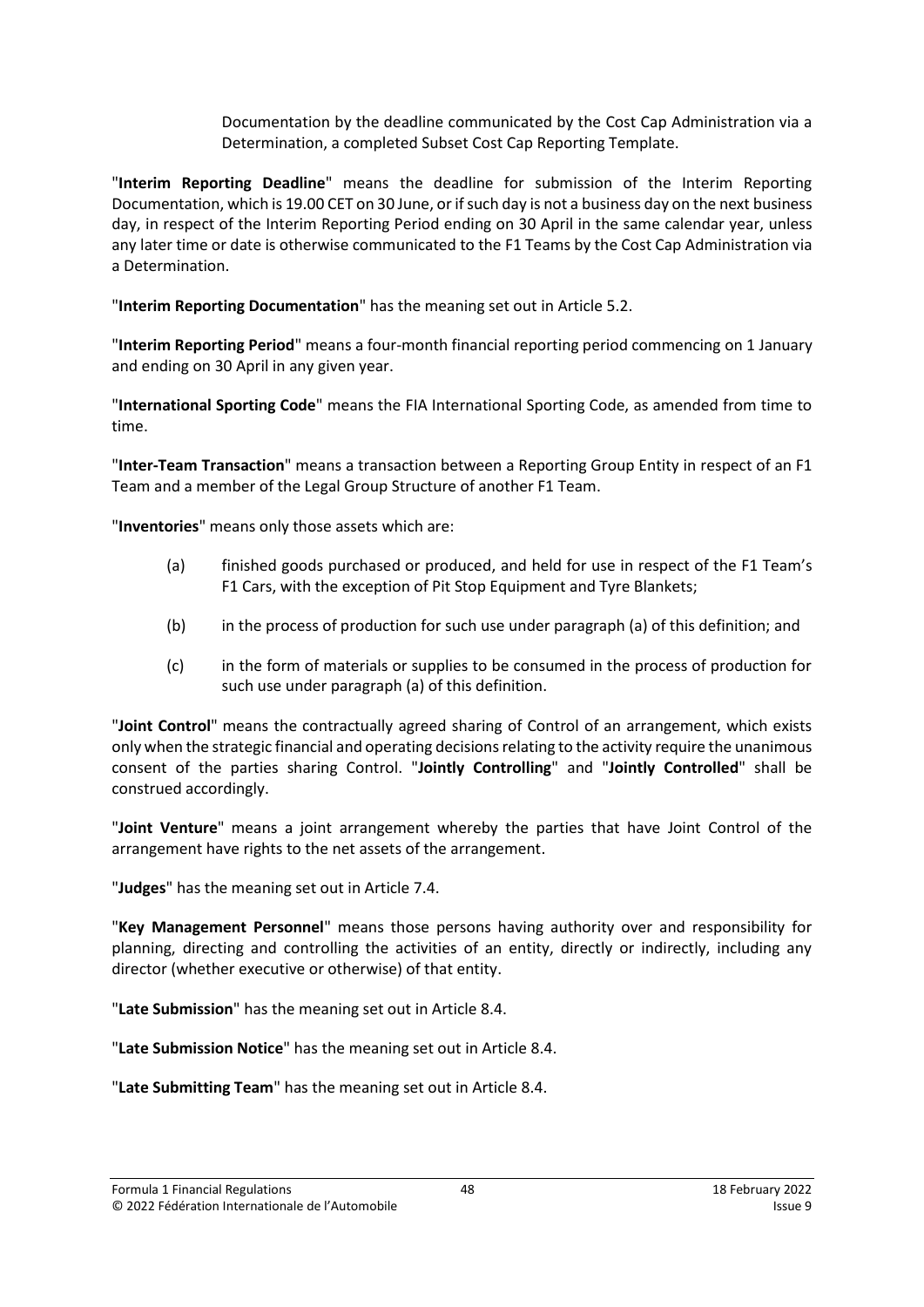Documentation by the deadline communicated by the Cost Cap Administration via a Determination, a completed Subset Cost Cap Reporting Template.

"**Interim Reporting Deadline**" means the deadline for submission of the Interim Reporting Documentation, which is 19.00 CET on 30 June, or if such day is not a business day on the next business day, in respect of the Interim Reporting Period ending on 30 April in the same calendar year, unless any later time or date is otherwise communicated to the F1 Teams by the Cost Cap Administration via a Determination.

"**Interim Reporting Documentation**" has the meaning set out in Article 5.2.

"**Interim Reporting Period**" means a four-month financial reporting period commencing on 1 January and ending on 30 April in any given year.

"**International Sporting Code**" means the FIA International Sporting Code, as amended from time to time.

"**Inter-Team Transaction**" means a transaction between a Reporting Group Entity in respect of an F1 Team and a member of the Legal Group Structure of another F1 Team.

"**Inventories**" means only those assets which are:

(a) finished goods purchased or produced, and held for use in respect of the F1 Team's F1 Cars, with the exception of Pit Stop Equipment and Tyre Blankets;

(b) in the process of production for such use under paragraph (a) of this definition; and

(c) in the form of materials or supplies to be consumed in the process of production for such use under paragraph (a) of this definition.

"**Joint Control**" means the contractually agreed sharing of Control of an arrangement, which exists only when the strategic financial and operating decisions relating to the activity require the unanimous consent of the parties sharing Control. "**Jointly Controlling**" and "**Jointly Controlled**" shall be construed accordingly.

"**Joint Venture**" means a joint arrangement whereby the parties that have Joint Control of the arrangement have rights to the net assets of the arrangement.

"**Judges**" has the meaning set out in Article 7.4.

"**Key Management Personnel**" means those persons having authority over and responsibility for planning, directing and controlling the activities of an entity, directly or indirectly, including any director (whether executive or otherwise) of that entity.

"**Late Submission**" has the meaning set out in Article 8.4.

"**Late Submission Notice**" has the meaning set out in Article 8.4.

"**Late Submitting Team**" has the meaning set out in Article 8.4.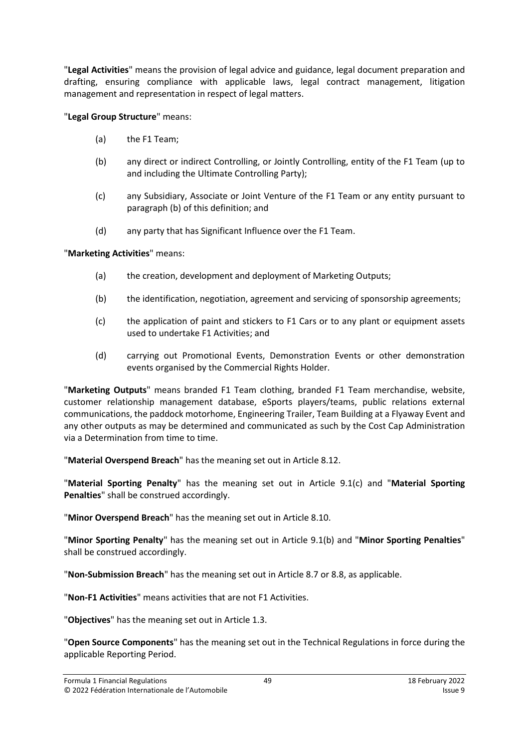"**Legal Activities**" means the provision of legal advice and guidance, legal document preparation and drafting, ensuring compliance with applicable laws, legal contract management, litigation management and representation in respect of legal matters.

"**Legal Group Structure**" means:

(a) the F1 Team;

(b) any direct or indirect Controlling, or Jointly Controlling, entity of the F1 Team (up to and including the Ultimate Controlling Party);

(c) any Subsidiary, Associate or Joint Venture of the F1 Team or any entity pursuant to paragraph (b) of this definition; and

(d) any party that has Significant Influence over the F1 Team.

"**Marketing Activities**" means:

(a) the creation, development and deployment of Marketing Outputs;

(b) the identification, negotiation, agreement and servicing of sponsorship agreements;

(c) the application of paint and stickers to F1 Cars or to any plant or equipment assets used to undertake F1 Activities; and

(d) carrying out Promotional Events, Demonstration Events or other demonstration events organised by the Commercial Rights Holder.

"**Marketing Outputs**" means branded F1 Team clothing, branded F1 Team merchandise, website, customer relationship management database, eSports players/teams, public relations external communications, the paddock motorhome, Engineering Trailer, Team Building at a Flyaway Event and any other outputs as may be determined and communicated as such by the Cost Cap Administration via a Determination from time to time.

"**Material Overspend Breach**" has the meaning set out in Article 8.12.

"**Material Sporting Penalty**" has the meaning set out in Article 9.1(c) and "**Material Sporting Penalties**" shall be construed accordingly.

"**Minor Overspend Breach**" has the meaning set out in Article 8.10.

"**Minor Sporting Penalty**" has the meaning set out in Article 9.1(b) and "**Minor Sporting Penalties**" shall be construed accordingly.

"**Non-Submission Breach**" has the meaning set out in Article 8.7 or 8.8, as applicable.

"**Non-F1 Activities**" means activities that are not F1 Activities.

"**Objectives**" has the meaning set out in Article 1.3.

"**Open Source Components**" has the meaning set out in the Technical Regulations in force during the applicable Reporting Period.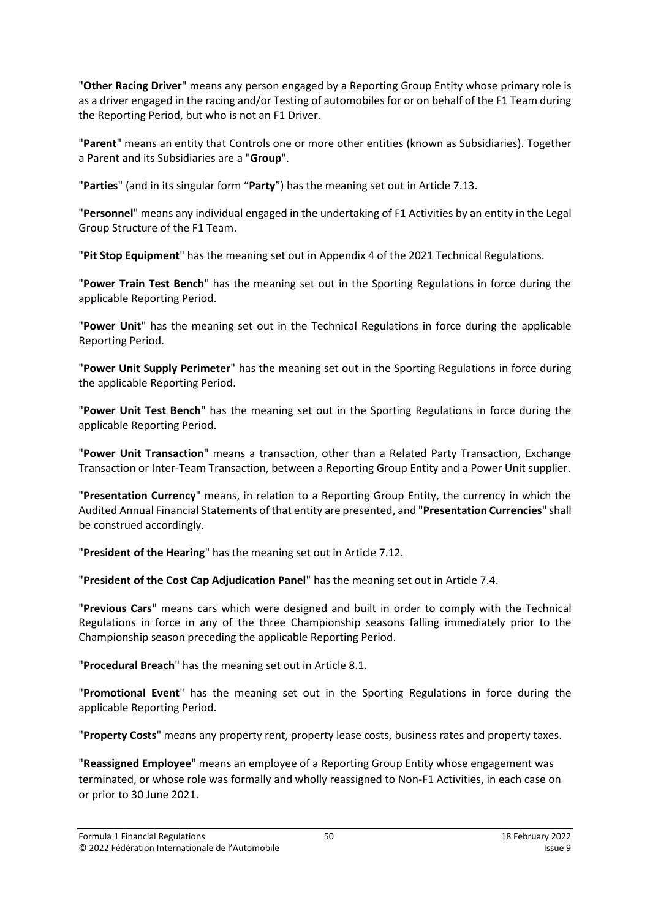"**Other Racing Driver**" means any person engaged by a Reporting Group Entity whose primary role is as a driver engaged in the racing and/or Testing of automobiles for or on behalf of the F1 Team during the Reporting Period, but who is not an F1 Driver.

"**Parent**" means an entity that Controls one or more other entities (known as Subsidiaries). Together a Parent and its Subsidiaries are a "**Group**".

"**Parties**" (and in its singular form "**Party**") has the meaning set out in Article 7.13.

"**Personnel**" means any individual engaged in the undertaking of F1 Activities by an entity in the Legal Group Structure of the F1 Team.

"**Pit Stop Equipment**" has the meaning set out in Appendix 4 of the 2021 Technical Regulations.

"**Power Train Test Bench**" has the meaning set out in the Sporting Regulations in force during the applicable Reporting Period.

"**Power Unit**" has the meaning set out in the Technical Regulations in force during the applicable Reporting Period.

"**Power Unit Supply Perimeter**" has the meaning set out in the Sporting Regulations in force during the applicable Reporting Period.

"**Power Unit Test Bench**" has the meaning set out in the Sporting Regulations in force during the applicable Reporting Period.

"**Power Unit Transaction**" means a transaction, other than a Related Party Transaction, Exchange Transaction or Inter-Team Transaction, between a Reporting Group Entity and a Power Unit supplier.

"**Presentation Currency**" means, in relation to a Reporting Group Entity, the currency in which the Audited Annual Financial Statements of that entity are presented, and "**Presentation Currencies**" shall be construed accordingly.

"**President of the Hearing**" has the meaning set out in Article 7.12.

"**President of the Cost Cap Adjudication Panel**" has the meaning set out in Article 7.4.

"**Previous Cars**" means cars which were designed and built in order to comply with the Technical Regulations in force in any of the three Championship seasons falling immediately prior to the Championship season preceding the applicable Reporting Period.

"**Procedural Breach**" has the meaning set out in Article 8.1.

"**Promotional Event**" has the meaning set out in the Sporting Regulations in force during the applicable Reporting Period.

"**Property Costs**" means any property rent, property lease costs, business rates and property taxes.

"**Reassigned Employee**" means an employee of a Reporting Group Entity whose engagement was terminated, or whose role was formally and wholly reassigned to Non-F1 Activities, in each case on or prior to 30 June 2021.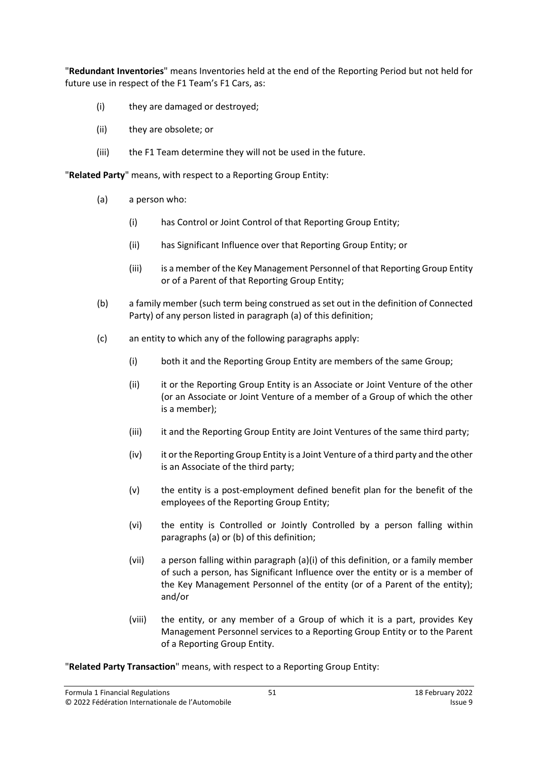"**Redundant Inventories**" means Inventories held at the end of the Reporting Period but not held for future use in respect of the F1 Team's F1 Cars, as:

(i) they are damaged or destroyed;

(ii) they are obsolete; or

(iii) the F1 Team determine they will not be used in the future.

"**Related Party**" means, with respect to a Reporting Group Entity:

(a) a person who:

  (i) has Control or Joint Control of that Reporting Group Entity;

  (ii) has Significant Influence over that Reporting Group Entity; or

  (iii) is a member of the Key Management Personnel of that Reporting Group Entity or of a Parent of that Reporting Group Entity;

(b) a family member (such term being construed as set out in the definition of Connected Party) of any person listed in paragraph (a) of this definition;

(c) an entity to which any of the following paragraphs apply:

  (i) both it and the Reporting Group Entity are members of the same Group;

  (ii) it or the Reporting Group Entity is an Associate or Joint Venture of the other (or an Associate or Joint Venture of a member of a Group of which the other is a member);

  (iii) it and the Reporting Group Entity are Joint Ventures of the same third party;

  (iv) it or the Reporting Group Entity is a Joint Venture of a third party and the other is an Associate of the third party;

  (v) the entity is a post-employment defined benefit plan for the benefit of the employees of the Reporting Group Entity;

  (vi) the entity is Controlled or Jointly Controlled by a person falling within paragraphs (a) or (b) of this definition;

  (vii) a person falling within paragraph (a)(i) of this definition, or a family member of such a person, has Significant Influence over the entity or is a member of the Key Management Personnel of the entity (or of a Parent of the entity); and/or

  (viii) the entity, or any member of a Group of which it is a part, provides Key Management Personnel services to a Reporting Group Entity or to the Parent of a Reporting Group Entity.

"**Related Party Transaction**" means, with respect to a Reporting Group Entity: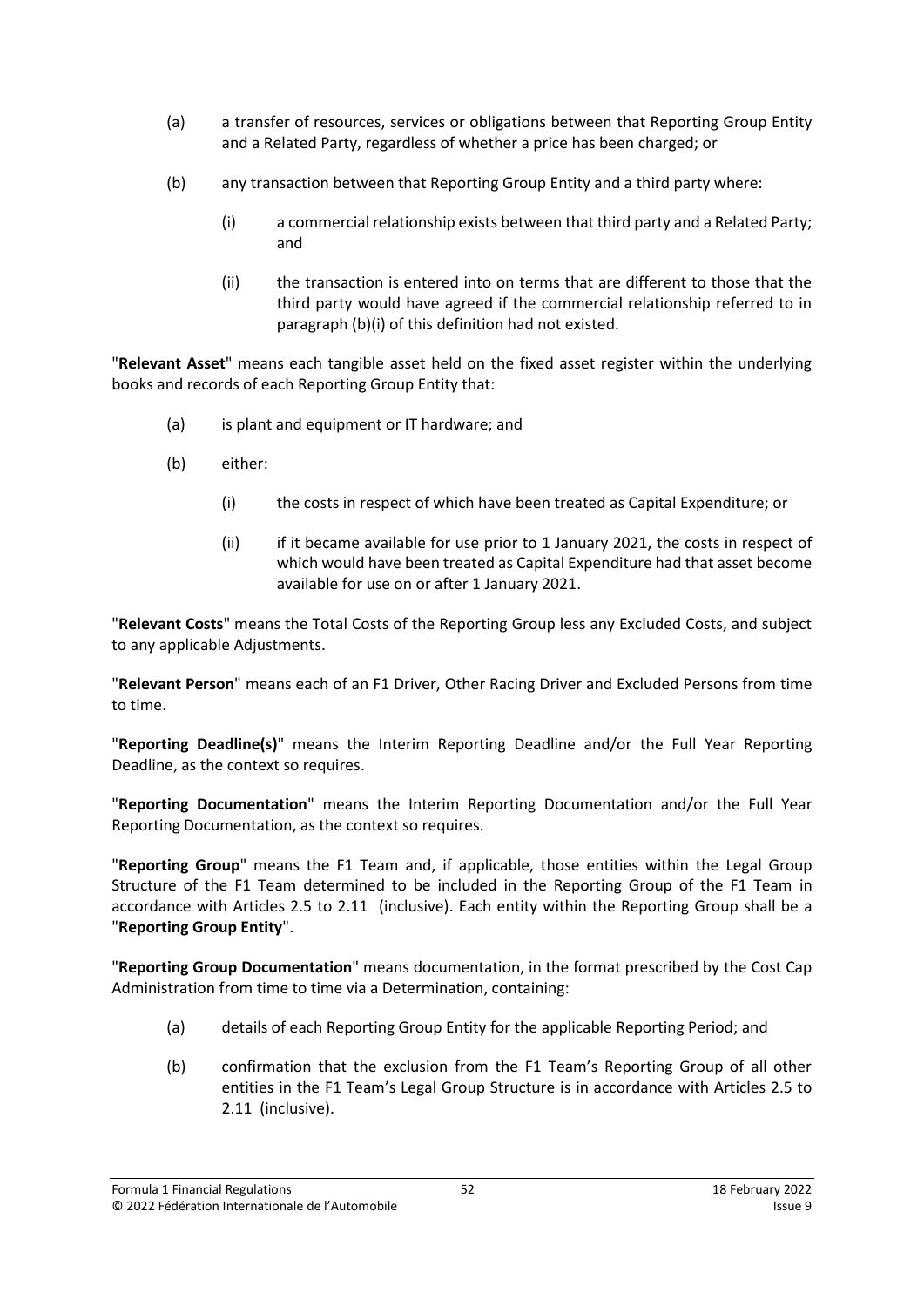(a) a transfer of resources, services or obligations between that Reporting Group Entity and a Related Party, regardless of whether a price has been charged; or

(b) any transaction between that Reporting Group Entity and a third party where:

   (i) a commercial relationship exists between that third party and a Related Party; and

   (ii) the transaction is entered into on terms that are different to those that the third party would have agreed if the commercial relationship referred to in paragraph (b)(i) of this definition had not existed.

"**Relevant Asset**" means each tangible asset held on the fixed asset register within the underlying books and records of each Reporting Group Entity that:

(a) is plant and equipment or IT hardware; and

(b) either:

   (i) the costs in respect of which have been treated as Capital Expenditure; or

   (ii) if it became available for use prior to 1 January 2021, the costs in respect of which would have been treated as Capital Expenditure had that asset become available for use on or after 1 January 2021.

"**Relevant Costs**" means the Total Costs of the Reporting Group less any Excluded Costs, and subject to any applicable Adjustments.

"**Relevant Person**" means each of an F1 Driver, Other Racing Driver and Excluded Persons from time to time.

"**Reporting Deadline(s)**" means the Interim Reporting Deadline and/or the Full Year Reporting Deadline, as the context so requires.

"**Reporting Documentation**" means the Interim Reporting Documentation and/or the Full Year Reporting Documentation, as the context so requires.

"**Reporting Group**" means the F1 Team and, if applicable, those entities within the Legal Group Structure of the F1 Team determined to be included in the Reporting Group of the F1 Team in accordance with Articles 2.5 to 2.11 (inclusive). Each entity within the Reporting Group shall be a "**Reporting Group Entity**".

"**Reporting Group Documentation**" means documentation, in the format prescribed by the Cost Cap Administration from time to time via a Determination, containing:

(a) details of each Reporting Group Entity for the applicable Reporting Period; and

(b) confirmation that the exclusion from the F1 Team's Reporting Group of all other entities in the F1 Team's Legal Group Structure is in accordance with Articles 2.5 to 2.11 (inclusive).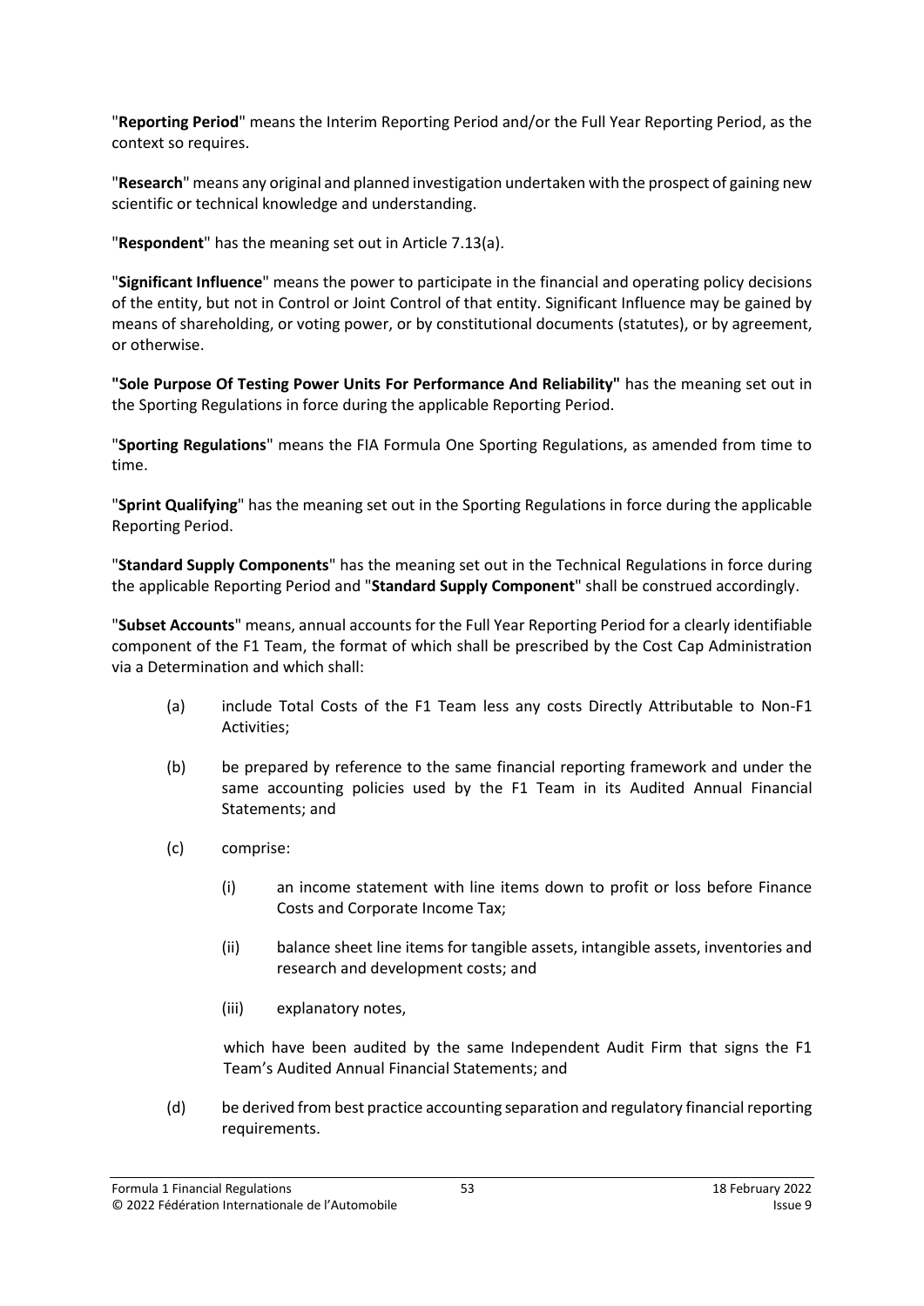"**Reporting Period**" means the Interim Reporting Period and/or the Full Year Reporting Period, as the context so requires.

"**Research**" means any original and planned investigation undertaken with the prospect of gaining new scientific or technical knowledge and understanding.

"**Respondent**" has the meaning set out in Article 7.13(a).

"**Significant Influence**" means the power to participate in the financial and operating policy decisions of the entity, but not in Control or Joint Control of that entity. Significant Influence may be gained by means of shareholding, or voting power, or by constitutional documents (statutes), or by agreement, or otherwise.

**"Sole Purpose Of Testing Power Units For Performance And Reliability"** has the meaning set out in the Sporting Regulations in force during the applicable Reporting Period.

"**Sporting Regulations**" means the FIA Formula One Sporting Regulations, as amended from time to time.

"**Sprint Qualifying**" has the meaning set out in the Sporting Regulations in force during the applicable Reporting Period.

"**Standard Supply Components**" has the meaning set out in the Technical Regulations in force during the applicable Reporting Period and "**Standard Supply Component**" shall be construed accordingly.

"**Subset Accounts**" means, annual accounts for the Full Year Reporting Period for a clearly identifiable component of the F1 Team, the format of which shall be prescribed by the Cost Cap Administration via a Determination and which shall:

(a) include Total Costs of the F1 Team less any costs Directly Attributable to Non-F1 Activities;

(b) be prepared by reference to the same financial reporting framework and under the same accounting policies used by the F1 Team in its Audited Annual Financial Statements; and

(c) comprise:

  (i) an income statement with line items down to profit or loss before Finance Costs and Corporate Income Tax;

  (ii) balance sheet line items for tangible assets, intangible assets, inventories and research and development costs; and

  (iii) explanatory notes,

  which have been audited by the same Independent Audit Firm that signs the F1 Team's Audited Annual Financial Statements; and

(d) be derived from best practice accounting separation and regulatory financial reporting requirements.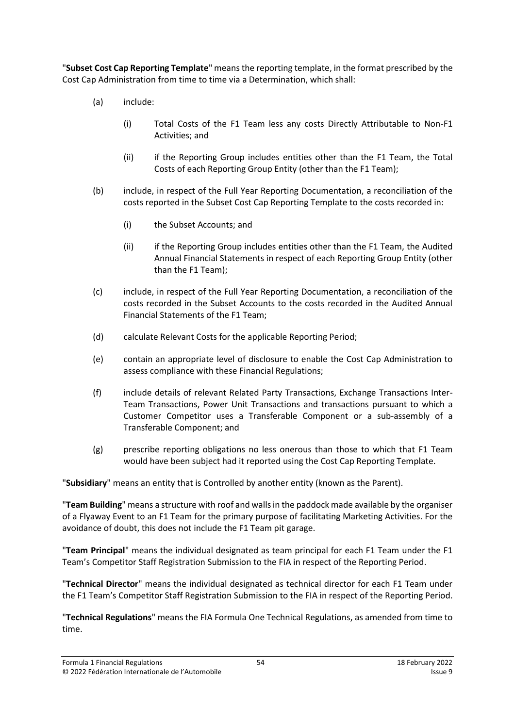"**Subset Cost Cap Reporting Template**" means the reporting template, in the format prescribed by the Cost Cap Administration from time to time via a Determination, which shall:

(a) include:

   (i) Total Costs of the F1 Team less any costs Directly Attributable to Non-F1 Activities; and

   (ii) if the Reporting Group includes entities other than the F1 Team, the Total Costs of each Reporting Group Entity (other than the F1 Team);

(b) include, in respect of the Full Year Reporting Documentation, a reconciliation of the costs reported in the Subset Cost Cap Reporting Template to the costs recorded in:

   (i) the Subset Accounts; and

   (ii) if the Reporting Group includes entities other than the F1 Team, the Audited Annual Financial Statements in respect of each Reporting Group Entity (other than the F1 Team);

(c) include, in respect of the Full Year Reporting Documentation, a reconciliation of the costs recorded in the Subset Accounts to the costs recorded in the Audited Annual Financial Statements of the F1 Team;

(d) calculate Relevant Costs for the applicable Reporting Period;

(e) contain an appropriate level of disclosure to enable the Cost Cap Administration to assess compliance with these Financial Regulations;

(f) include details of relevant Related Party Transactions, Exchange Transactions Inter-Team Transactions, Power Unit Transactions and transactions pursuant to which a Customer Competitor uses a Transferable Component or a sub-assembly of a Transferable Component; and

(g) prescribe reporting obligations no less onerous than those to which that F1 Team would have been subject had it reported using the Cost Cap Reporting Template.

"**Subsidiary**" means an entity that is Controlled by another entity (known as the Parent).

"**Team Building**" means a structure with roof and walls in the paddock made available by the organiser of a Flyaway Event to an F1 Team for the primary purpose of facilitating Marketing Activities. For the avoidance of doubt, this does not include the F1 Team pit garage.

"**Team Principal**" means the individual designated as team principal for each F1 Team under the F1 Team's Competitor Staff Registration Submission to the FIA in respect of the Reporting Period.

"**Technical Director**" means the individual designated as technical director for each F1 Team under the F1 Team's Competitor Staff Registration Submission to the FIA in respect of the Reporting Period.

"**Technical Regulations**" means the FIA Formula One Technical Regulations, as amended from time to time.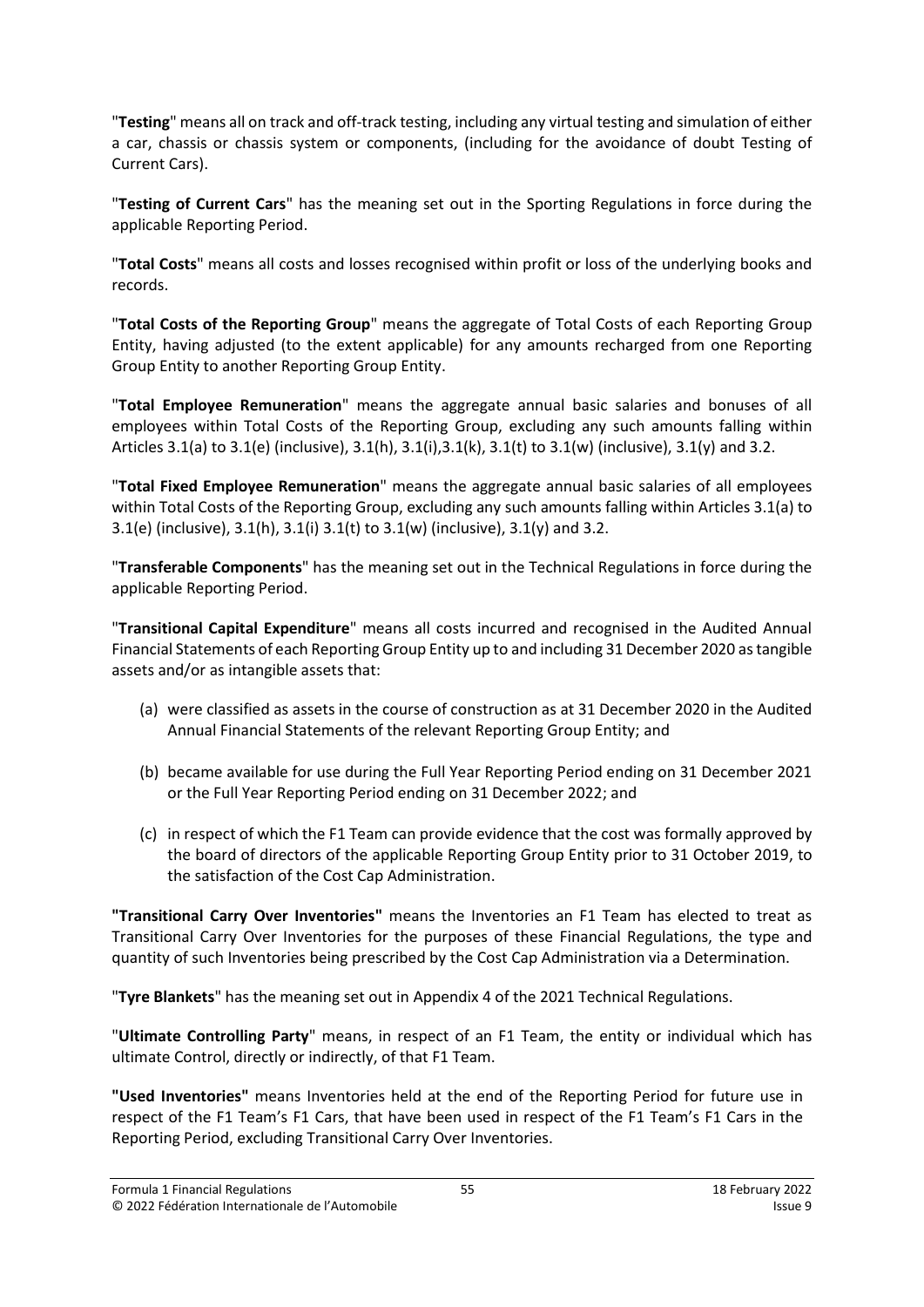"**Testing**" means all on track and off-track testing, including any virtual testing and simulation of either a car, chassis or chassis system or components, (including for the avoidance of doubt Testing of Current Cars).

"**Testing of Current Cars**" has the meaning set out in the Sporting Regulations in force during the applicable Reporting Period.

"**Total Costs**" means all costs and losses recognised within profit or loss of the underlying books and records.

"**Total Costs of the Reporting Group**" means the aggregate of Total Costs of each Reporting Group Entity, having adjusted (to the extent applicable) for any amounts recharged from one Reporting Group Entity to another Reporting Group Entity.

"**Total Employee Remuneration**" means the aggregate annual basic salaries and bonuses of all employees within Total Costs of the Reporting Group, excluding any such amounts falling within Articles 3.1(a) to 3.1(e) (inclusive), 3.1(h), 3.1(i),3.1(k), 3.1(t) to 3.1(w) (inclusive), 3.1(y) and 3.2.

"**Total Fixed Employee Remuneration**" means the aggregate annual basic salaries of all employees within Total Costs of the Reporting Group, excluding any such amounts falling within Articles 3.1(a) to 3.1(e) (inclusive), 3.1(h), 3.1(i) 3.1(t) to 3.1(w) (inclusive), 3.1(y) and 3.2.

"**Transferable Components**" has the meaning set out in the Technical Regulations in force during the applicable Reporting Period.

"**Transitional Capital Expenditure**" means all costs incurred and recognised in the Audited Annual Financial Statements of each Reporting Group Entity up to and including 31 December 2020 as tangible assets and/or as intangible assets that:

(a) were classified as assets in the course of construction as at 31 December 2020 in the Audited Annual Financial Statements of the relevant Reporting Group Entity; and

(b) became available for use during the Full Year Reporting Period ending on 31 December 2021 or the Full Year Reporting Period ending on 31 December 2022; and

(c) in respect of which the F1 Team can provide evidence that the cost was formally approved by the board of directors of the applicable Reporting Group Entity prior to 31 October 2019, to the satisfaction of the Cost Cap Administration.

**"Transitional Carry Over Inventories"** means the Inventories an F1 Team has elected to treat as Transitional Carry Over Inventories for the purposes of these Financial Regulations, the type and quantity of such Inventories being prescribed by the Cost Cap Administration via a Determination.

"**Tyre Blankets**" has the meaning set out in Appendix 4 of the 2021 Technical Regulations.

"**Ultimate Controlling Party**" means, in respect of an F1 Team, the entity or individual which has ultimate Control, directly or indirectly, of that F1 Team.

**"Used Inventories"** means Inventories held at the end of the Reporting Period for future use in respect of the F1 Team's F1 Cars, that have been used in respect of the F1 Team's F1 Cars in the Reporting Period, excluding Transitional Carry Over Inventories.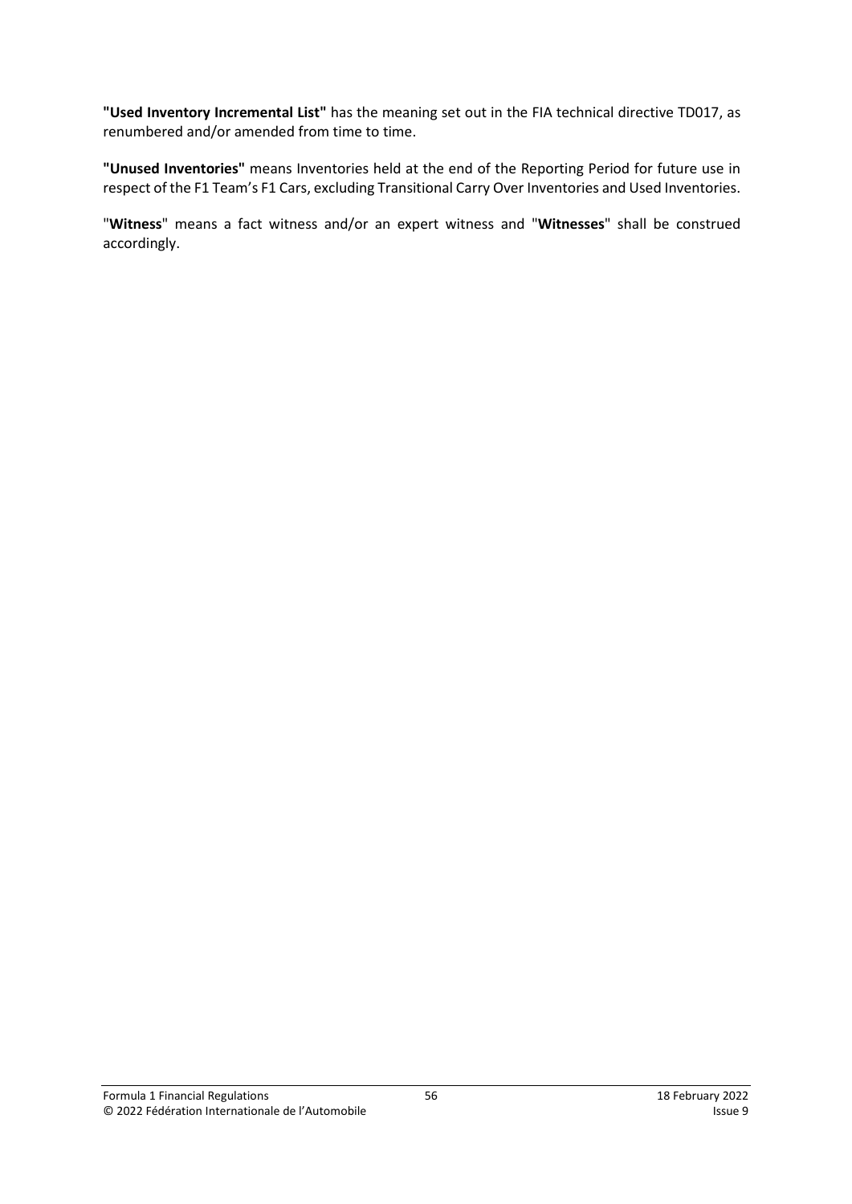**"Used Inventory Incremental List"** has the meaning set out in the FIA technical directive TD017, as renumbered and/or amended from time to time.

**"Unused Inventories"** means Inventories held at the end of the Reporting Period for future use in respect of the F1 Team's F1 Cars, excluding Transitional Carry Over Inventories and Used Inventories.

"**Witness**" means a fact witness and/or an expert witness and "**Witnesses**" shall be construed accordingly.